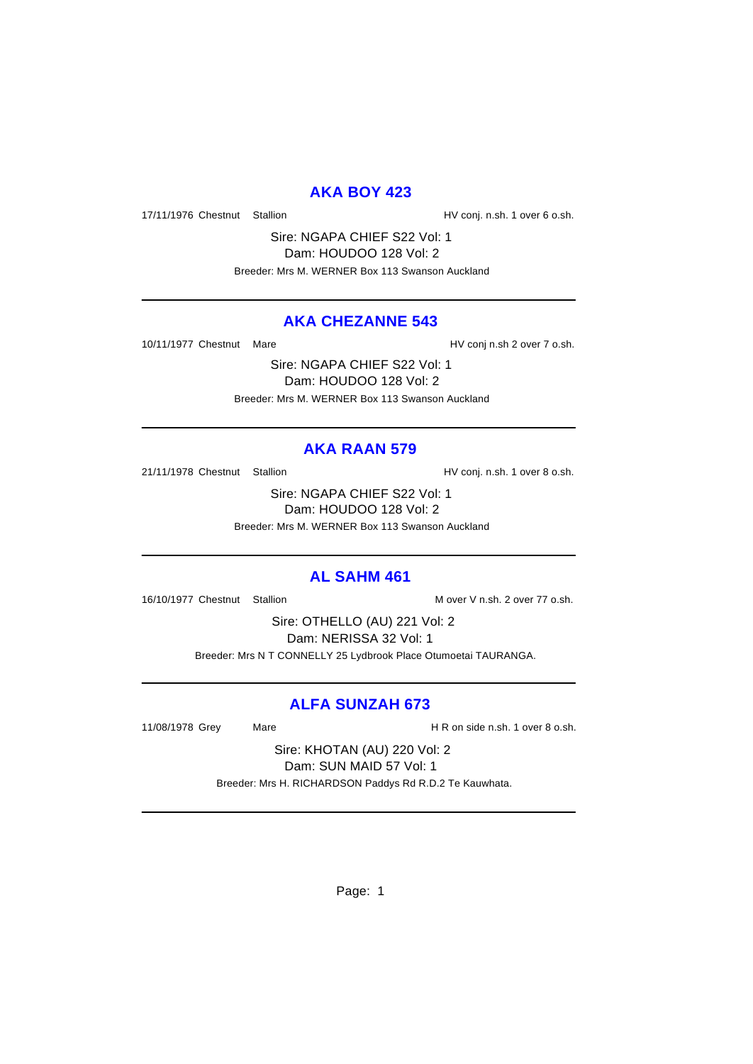## AKA BOY 423

17/11/1976 Chestnut Stallion HV conj. n.sh. 1 over 6 o.sh.

Sire: NGAPA CHIEF S22 Vol: 1
Dam: HOUDOO 128 Vol: 2
Breeder: Mrs M. WERNER Box 113 Swanson Auckland

---

## AKA CHEZANNE 543

10/11/1977 Chestnut Mare HV conj n.sh 2 over 7 o.sh.

Sire: NGAPA CHIEF S22 Vol: 1
Dam: HOUDOO 128 Vol: 2
Breeder: Mrs M. WERNER Box 113 Swanson Auckland

---

## AKA RAAN 579

21/11/1978 Chestnut Stallion HV conj. n.sh. 1 over 8 o.sh.

Sire: NGAPA CHIEF S22 Vol: 1
Dam: HOUDOO 128 Vol: 2
Breeder: Mrs M. WERNER Box 113 Swanson Auckland

---

## AL SAHM 461

16/10/1977 Chestnut Stallion M over V n.sh. 2 over 77 o.sh.

Sire: OTHELLO (AU) 221 Vol: 2
Dam: NERISSA 32 Vol: 1
Breeder: Mrs N T CONNELLY 25 Lydbrook Place Otumoetai TAURANGA.

---

## ALFA SUNZAH 673

11/08/1978 Grey Mare H R on side n.sh. 1 over 8 o.sh.

Sire: KHOTAN (AU) 220 Vol: 2
Dam: SUN MAID 57 Vol: 1
Breeder: Mrs H. RICHARDSON Paddys Rd R.D.2 Te Kauwhata.

---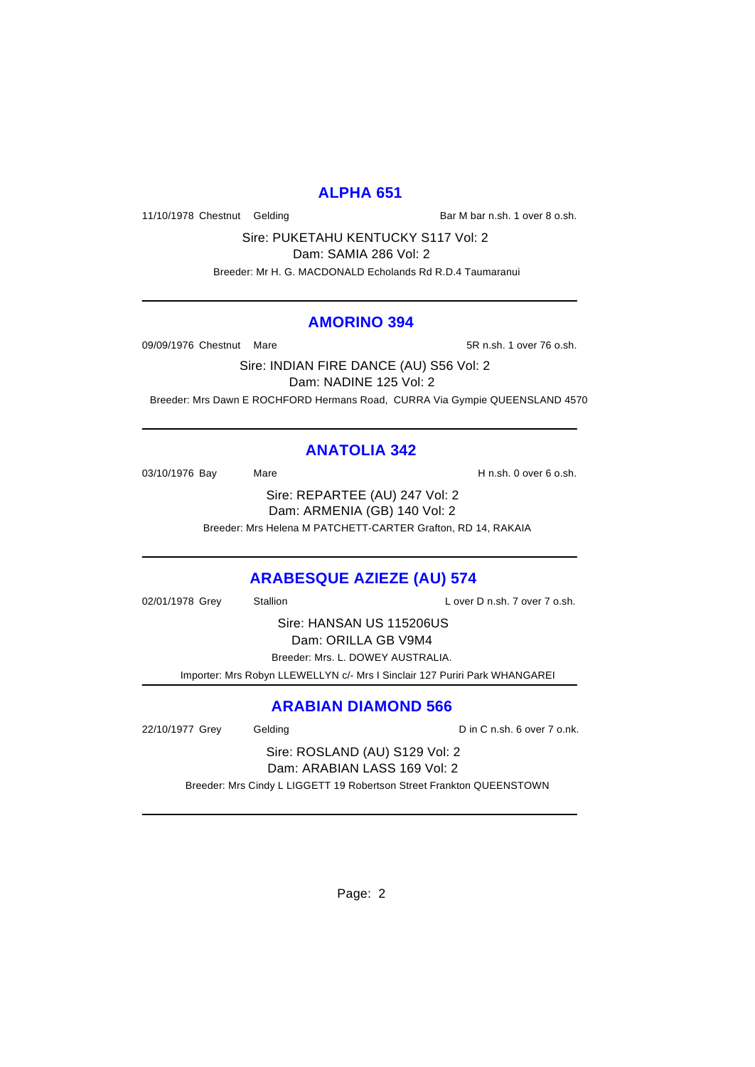## ALPHA 651

11/10/1978 Chestnut Gelding Bar M bar n.sh. 1 over 8 o.sh.

Sire: PUKETAHU KENTUCKY S117 Vol: 2
Dam: SAMIA 286 Vol: 2

Breeder: Mr H. G. MACDONALD Echolands Rd R.D.4 Taumaranui

---

## AMORINO 394

09/09/1976 Chestnut Mare 5R n.sh. 1 over 76 o.sh.

Sire: INDIAN FIRE DANCE (AU) S56 Vol: 2
Dam: NADINE 125 Vol: 2

Breeder: Mrs Dawn E ROCHFORD Hermans Road, CURRA Via Gympie QUEENSLAND 4570

---

## ANATOLIA 342

03/10/1976 Bay Mare H n.sh. 0 over 6 o.sh.

Sire: REPARTEE (AU) 247 Vol: 2
Dam: ARMENIA (GB) 140 Vol: 2

Breeder: Mrs Helena M PATCHETT-CARTER Grafton, RD 14, RAKAIA

---

## ARABESQUE AZIEZE (AU) 574

02/01/1978 Grey Stallion L over D n.sh. 7 over 7 o.sh.

Sire: HANSAN US 115206US
Dam: ORILLA GB V9M4

Breeder: Mrs. L. DOWEY AUSTRALIA.

Importer: Mrs Robyn LLEWELLYN c/- Mrs I Sinclair 127 Puriri Park WHANGAREI

---

## ARABIAN DIAMOND 566

22/10/1977 Grey Gelding D in C n.sh. 6 over 7 o.nk.

Sire: ROSLAND (AU) S129 Vol: 2
Dam: ARABIAN LASS 169 Vol: 2

Breeder: Mrs Cindy L LIGGETT 19 Robertson Street Frankton QUEENSTOWN

---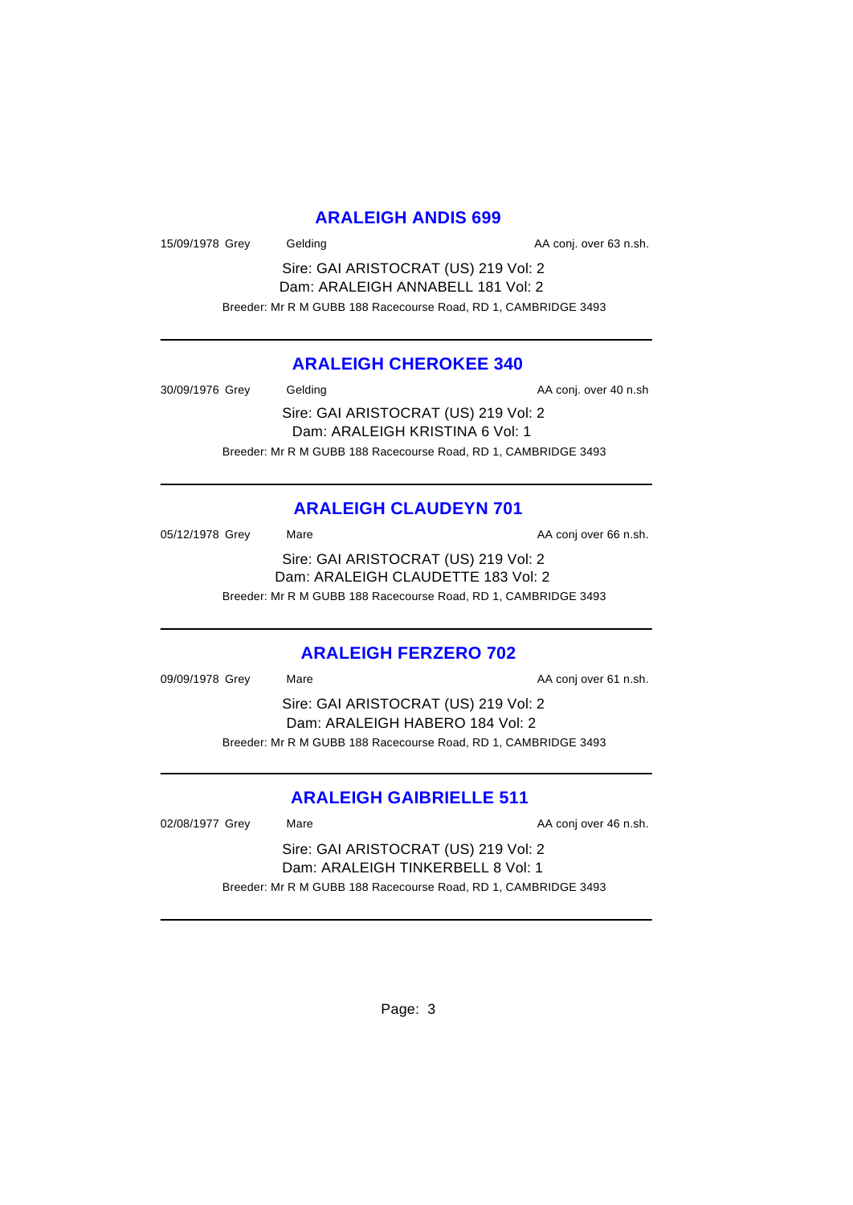## ARALEIGH ANDIS 699

15/09/1978 Grey Gelding AA conj. over 63 n.sh.

Sire: GAI ARISTOCRAT (US) 219 Vol: 2
Dam: ARALEIGH ANNABELL 181 Vol: 2

Breeder: Mr R M GUBB 188 Racecourse Road, RD 1, CAMBRIDGE 3493

---

## ARALEIGH CHEROKEE 340

30/09/1976 Grey Gelding AA conj. over 40 n.sh

Sire: GAI ARISTOCRAT (US) 219 Vol: 2
Dam: ARALEIGH KRISTINA 6 Vol: 1

Breeder: Mr R M GUBB 188 Racecourse Road, RD 1, CAMBRIDGE 3493

---

## ARALEIGH CLAUDEYN 701

05/12/1978 Grey Mare AA conj over 66 n.sh.

Sire: GAI ARISTOCRAT (US) 219 Vol: 2
Dam: ARALEIGH CLAUDETTE 183 Vol: 2

Breeder: Mr R M GUBB 188 Racecourse Road, RD 1, CAMBRIDGE 3493

---

## ARALEIGH FERZERO 702

09/09/1978 Grey Mare AA conj over 61 n.sh.

Sire: GAI ARISTOCRAT (US) 219 Vol: 2
Dam: ARALEIGH HABERO 184 Vol: 2

Breeder: Mr R M GUBB 188 Racecourse Road, RD 1, CAMBRIDGE 3493

---

## ARALEIGH GAIBRIELLE 511

02/08/1977 Grey Mare AA conj over 46 n.sh.

Sire: GAI ARISTOCRAT (US) 219 Vol: 2
Dam: ARALEIGH TINKERBELL 8 Vol: 1

Breeder: Mr R M GUBB 188 Racecourse Road, RD 1, CAMBRIDGE 3493

---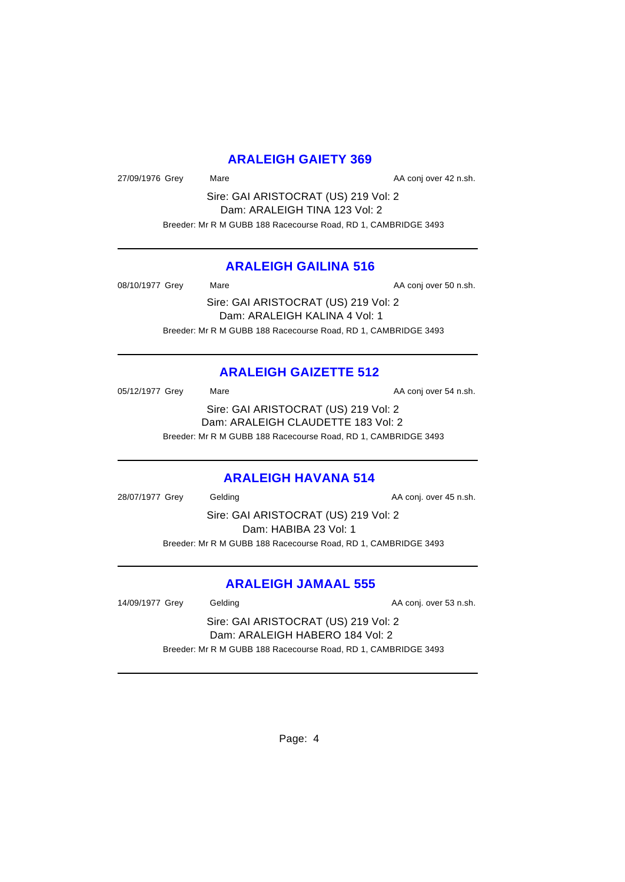## ARALEIGH GAIETY 369

27/09/1976 Grey Mare AA conj over 42 n.sh.

Sire: GAI ARISTOCRAT (US) 219 Vol: 2
Dam: ARALEIGH TINA 123 Vol: 2

Breeder: Mr R M GUBB 188 Racecourse Road, RD 1, CAMBRIDGE 3493

---

## ARALEIGH GAILINA 516

08/10/1977 Grey Mare AA conj over 50 n.sh.

Sire: GAI ARISTOCRAT (US) 219 Vol: 2
Dam: ARALEIGH KALINA 4 Vol: 1

Breeder: Mr R M GUBB 188 Racecourse Road, RD 1, CAMBRIDGE 3493

---

## ARALEIGH GAIZETTE 512

05/12/1977 Grey Mare AA conj over 54 n.sh.

Sire: GAI ARISTOCRAT (US) 219 Vol: 2
Dam: ARALEIGH CLAUDETTE 183 Vol: 2

Breeder: Mr R M GUBB 188 Racecourse Road, RD 1, CAMBRIDGE 3493

---

## ARALEIGH HAVANA 514

28/07/1977 Grey Gelding AA conj. over 45 n.sh.

Sire: GAI ARISTOCRAT (US) 219 Vol: 2
Dam: HABIBA 23 Vol: 1

Breeder: Mr R M GUBB 188 Racecourse Road, RD 1, CAMBRIDGE 3493

---

## ARALEIGH JAMAAL 555

14/09/1977 Grey Gelding AA conj. over 53 n.sh.

Sire: GAI ARISTOCRAT (US) 219 Vol: 2
Dam: ARALEIGH HABERO 184 Vol: 2

Breeder: Mr R M GUBB 188 Racecourse Road, RD 1, CAMBRIDGE 3493

---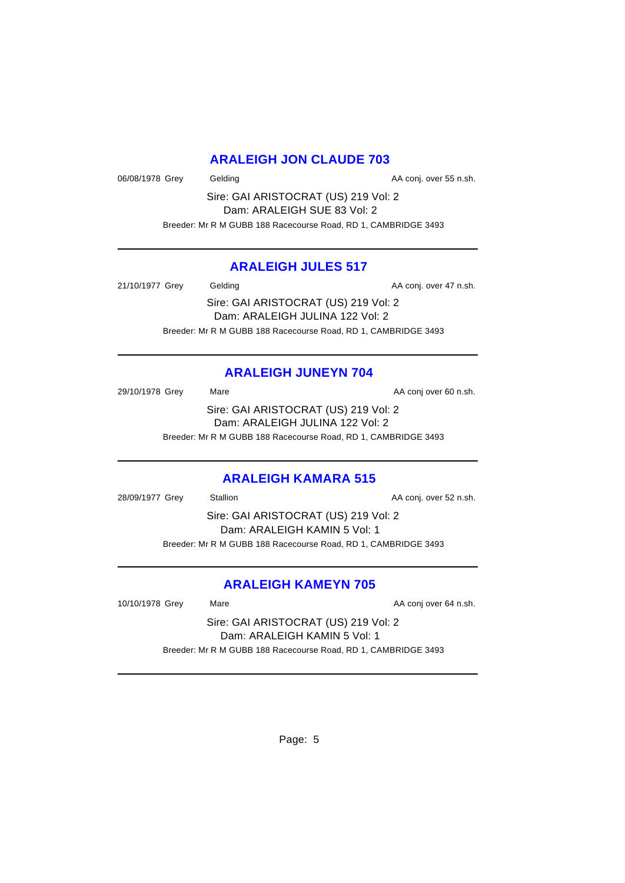## ARALEIGH JON CLAUDE 703

06/08/1978 Grey Gelding AA conj. over 55 n.sh.

Sire: GAI ARISTOCRAT (US) 219 Vol: 2
Dam: ARALEIGH SUE 83 Vol: 2

Breeder: Mr R M GUBB 188 Racecourse Road, RD 1, CAMBRIDGE 3493

---

## ARALEIGH JULES 517

21/10/1977 Grey Gelding AA conj. over 47 n.sh.

Sire: GAI ARISTOCRAT (US) 219 Vol: 2
Dam: ARALEIGH JULINA 122 Vol: 2

Breeder: Mr R M GUBB 188 Racecourse Road, RD 1, CAMBRIDGE 3493

---

## ARALEIGH JUNEYN 704

29/10/1978 Grey Mare AA conj over 60 n.sh.

Sire: GAI ARISTOCRAT (US) 219 Vol: 2
Dam: ARALEIGH JULINA 122 Vol: 2

Breeder: Mr R M GUBB 188 Racecourse Road, RD 1, CAMBRIDGE 3493

---

## ARALEIGH KAMARA 515

28/09/1977 Grey Stallion AA conj. over 52 n.sh.

Sire: GAI ARISTOCRAT (US) 219 Vol: 2
Dam: ARALEIGH KAMIN 5 Vol: 1

Breeder: Mr R M GUBB 188 Racecourse Road, RD 1, CAMBRIDGE 3493

---

## ARALEIGH KAMEYN 705

10/10/1978 Grey Mare AA conj over 64 n.sh.

Sire: GAI ARISTOCRAT (US) 219 Vol: 2
Dam: ARALEIGH KAMIN 5 Vol: 1

Breeder: Mr R M GUBB 188 Racecourse Road, RD 1, CAMBRIDGE 3493

---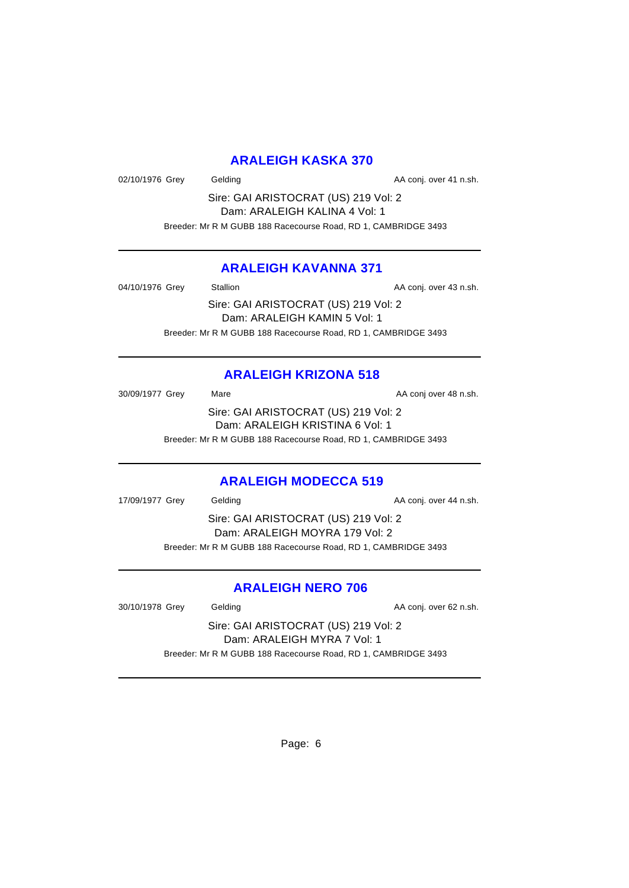## ARALEIGH KASKA 370

02/10/1976 Grey    Gelding    AA conj. over 41 n.sh.

Sire: GAI ARISTOCRAT (US) 219 Vol: 2
Dam: ARALEIGH KALINA 4 Vol: 1

Breeder: Mr R M GUBB 188 Racecourse Road, RD 1, CAMBRIDGE 3493

---

## ARALEIGH KAVANNA 371

04/10/1976 Grey    Stallion    AA conj. over 43 n.sh.

Sire: GAI ARISTOCRAT (US) 219 Vol: 2
Dam: ARALEIGH KAMIN 5 Vol: 1

Breeder: Mr R M GUBB 188 Racecourse Road, RD 1, CAMBRIDGE 3493

---

## ARALEIGH KRIZONA 518

30/09/1977 Grey    Mare    AA conj over 48 n.sh.

Sire: GAI ARISTOCRAT (US) 219 Vol: 2
Dam: ARALEIGH KRISTINA 6 Vol: 1

Breeder: Mr R M GUBB 188 Racecourse Road, RD 1, CAMBRIDGE 3493

---

## ARALEIGH MODECCA 519

17/09/1977 Grey    Gelding    AA conj. over 44 n.sh.

Sire: GAI ARISTOCRAT (US) 219 Vol: 2
Dam: ARALEIGH MOYRA 179 Vol: 2

Breeder: Mr R M GUBB 188 Racecourse Road, RD 1, CAMBRIDGE 3493

---

## ARALEIGH NERO 706

30/10/1978 Grey    Gelding    AA conj. over 62 n.sh.

Sire: GAI ARISTOCRAT (US) 219 Vol: 2
Dam: ARALEIGH MYRA 7 Vol: 1

Breeder: Mr R M GUBB 188 Racecourse Road, RD 1, CAMBRIDGE 3493

---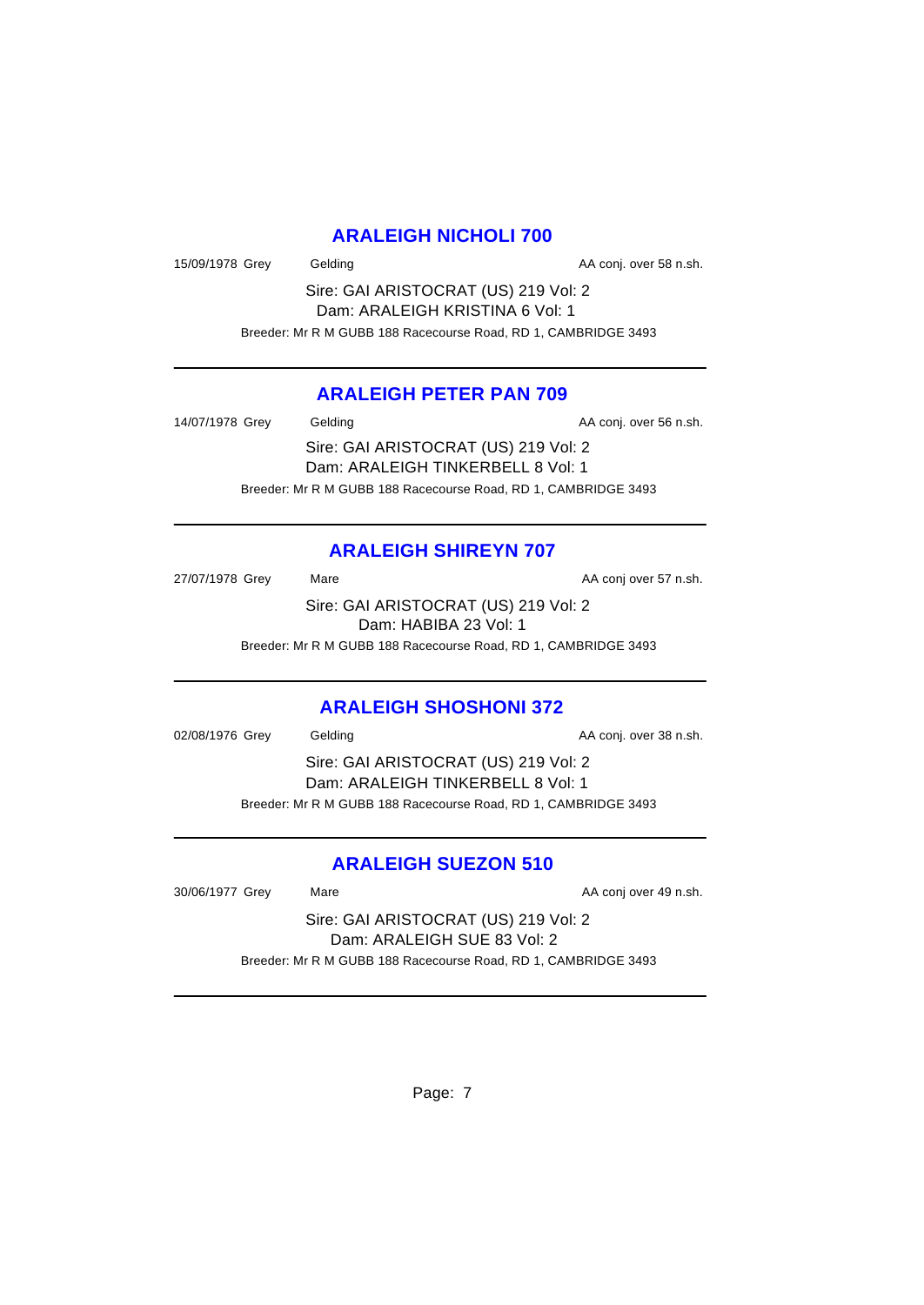## ARALEIGH NICHOLI 700

15/09/1978 Grey Gelding AA conj. over 58 n.sh.

Sire: GAI ARISTOCRAT (US) 219 Vol: 2
Dam: ARALEIGH KRISTINA 6 Vol: 1

Breeder: Mr R M GUBB 188 Racecourse Road, RD 1, CAMBRIDGE 3493

---

## ARALEIGH PETER PAN 709

14/07/1978 Grey Gelding AA conj. over 56 n.sh.

Sire: GAI ARISTOCRAT (US) 219 Vol: 2
Dam: ARALEIGH TINKERBELL 8 Vol: 1

Breeder: Mr R M GUBB 188 Racecourse Road, RD 1, CAMBRIDGE 3493

---

## ARALEIGH SHIREYN 707

27/07/1978 Grey Mare AA conj over 57 n.sh.

Sire: GAI ARISTOCRAT (US) 219 Vol: 2
Dam: HABIBA 23 Vol: 1

Breeder: Mr R M GUBB 188 Racecourse Road, RD 1, CAMBRIDGE 3493

---

## ARALEIGH SHOSHONI 372

02/08/1976 Grey Gelding AA conj. over 38 n.sh.

Sire: GAI ARISTOCRAT (US) 219 Vol: 2
Dam: ARALEIGH TINKERBELL 8 Vol: 1

Breeder: Mr R M GUBB 188 Racecourse Road, RD 1, CAMBRIDGE 3493

---

## ARALEIGH SUEZON 510

30/06/1977 Grey Mare AA conj over 49 n.sh.

Sire: GAI ARISTOCRAT (US) 219 Vol: 2
Dam: ARALEIGH SUE 83 Vol: 2

Breeder: Mr R M GUBB 188 Racecourse Road, RD 1, CAMBRIDGE 3493

---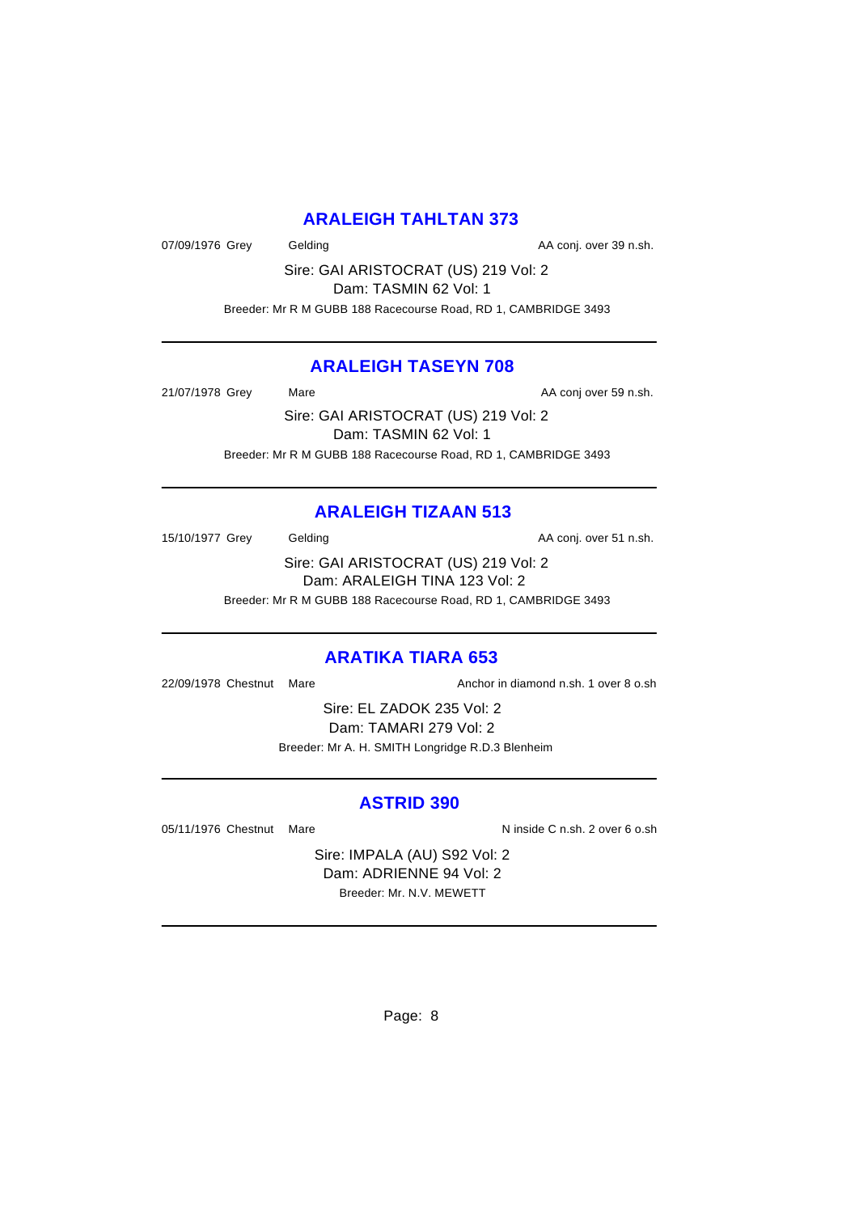## ARALEIGH TAHLTAN 373

07/09/1976 Grey Gelding AA conj. over 39 n.sh.

Sire: GAI ARISTOCRAT (US) 219 Vol: 2
Dam: TASMIN 62 Vol: 1

Breeder: Mr R M GUBB 188 Racecourse Road, RD 1, CAMBRIDGE 3493

---

## ARALEIGH TASEYN 708

21/07/1978 Grey Mare AA conj over 59 n.sh.

Sire: GAI ARISTOCRAT (US) 219 Vol: 2
Dam: TASMIN 62 Vol: 1

Breeder: Mr R M GUBB 188 Racecourse Road, RD 1, CAMBRIDGE 3493

---

## ARALEIGH TIZAAN 513

15/10/1977 Grey Gelding AA conj. over 51 n.sh.

Sire: GAI ARISTOCRAT (US) 219 Vol: 2
Dam: ARALEIGH TINA 123 Vol: 2

Breeder: Mr R M GUBB 188 Racecourse Road, RD 1, CAMBRIDGE 3493

---

## ARATIKA TIARA 653

22/09/1978 Chestnut Mare Anchor in diamond n.sh. 1 over 8 o.sh

Sire: EL ZADOK 235 Vol: 2
Dam: TAMARI 279 Vol: 2

Breeder: Mr A. H. SMITH Longridge R.D.3 Blenheim

---

## ASTRID 390

05/11/1976 Chestnut Mare N inside C n.sh. 2 over 6 o.sh

Sire: IMPALA (AU) S92 Vol: 2
Dam: ADRIENNE 94 Vol: 2

Breeder: Mr. N.V. MEWETT

---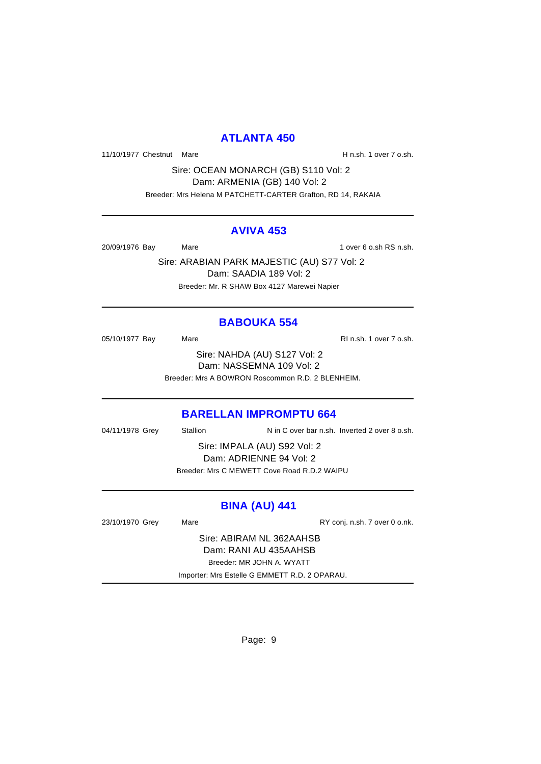## ATLANTA 450

11/10/1977 Chestnut Mare H n.sh. 1 over 7 o.sh.

Sire: OCEAN MONARCH (GB) S110 Vol: 2
Dam: ARMENIA (GB) 140 Vol: 2
Breeder: Mrs Helena M PATCHETT-CARTER Grafton, RD 14, RAKAIA

---

## AVIVA 453

20/09/1976 Bay Mare 1 over 6 o.sh RS n.sh.

Sire: ARABIAN PARK MAJESTIC (AU) S77 Vol: 2
Dam: SAADIA 189 Vol: 2
Breeder: Mr. R SHAW Box 4127 Marewei Napier

---

## BABOUKA 554

05/10/1977 Bay Mare RI n.sh. 1 over 7 o.sh.

Sire: NAHDA (AU) S127 Vol: 2
Dam: NASSEMNA 109 Vol: 2
Breeder: Mrs A BOWRON Roscommon R.D. 2 BLENHEIM.

---

## BARELLAN IMPROMPTU 664

04/11/1978 Grey Stallion N in C over bar n.sh. Inverted 2 over 8 o.sh.

Sire: IMPALA (AU) S92 Vol: 2
Dam: ADRIENNE 94 Vol: 2
Breeder: Mrs C MEWETT Cove Road R.D.2 WAIPU

---

## BINA (AU) 441

23/10/1970 Grey Mare RY conj. n.sh. 7 over 0 o.nk.

Sire: ABIRAM NL 362AAHSB
Dam: RANI AU 435AAHSB
Breeder: MR JOHN A. WYATT
Importer: Mrs Estelle G EMMETT R.D. 2 OPARAU.

---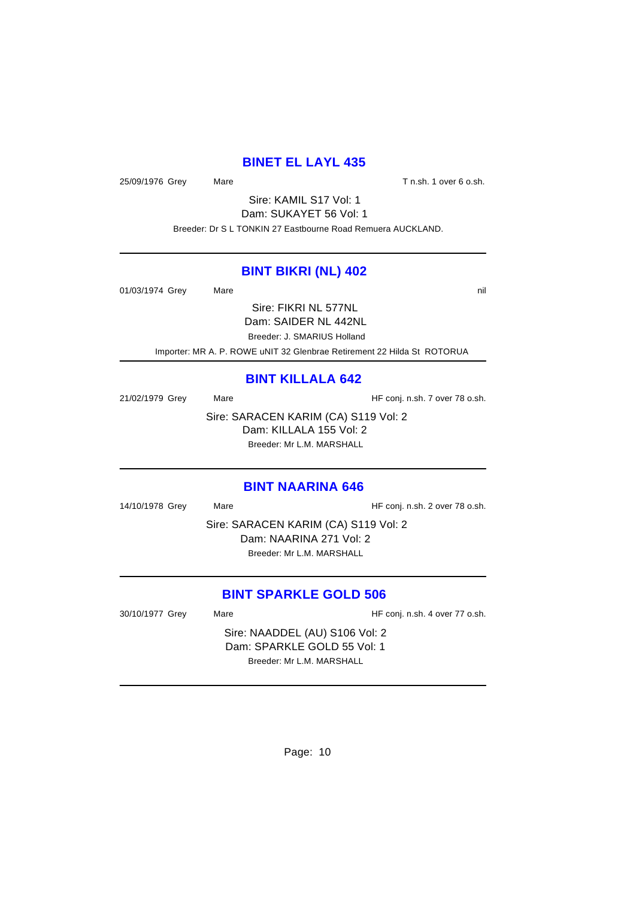## BINET EL LAYL 435

25/09/1976 Grey Mare T n.sh. 1 over 6 o.sh.

Sire: KAMIL S17 Vol: 1
Dam: SUKAYET 56 Vol: 1
Breeder: Dr S L TONKIN 27 Eastbourne Road Remuera AUCKLAND.

---

## BINT BIKRI (NL) 402

01/03/1974 Grey Mare nil

Sire: FIKRI NL 577NL
Dam: SAIDER NL 442NL
Breeder: J. SMARIUS Holland
Importer: MR A. P. ROWE uNIT 32 Glenbrae Retirement 22 Hilda St ROTORUA

---

## BINT KILLALA 642

21/02/1979 Grey Mare HF conj. n.sh. 7 over 78 o.sh.

Sire: SARACEN KARIM (CA) S119 Vol: 2
Dam: KILLALA 155 Vol: 2
Breeder: Mr L.M. MARSHALL

---

## BINT NAARINA 646

14/10/1978 Grey Mare HF conj. n.sh. 2 over 78 o.sh.

Sire: SARACEN KARIM (CA) S119 Vol: 2
Dam: NAARINA 271 Vol: 2
Breeder: Mr L.M. MARSHALL

---

## BINT SPARKLE GOLD 506

30/10/1977 Grey Mare HF conj. n.sh. 4 over 77 o.sh.

Sire: NAADDEL (AU) S106 Vol: 2
Dam: SPARKLE GOLD 55 Vol: 1
Breeder: Mr L.M. MARSHALL

---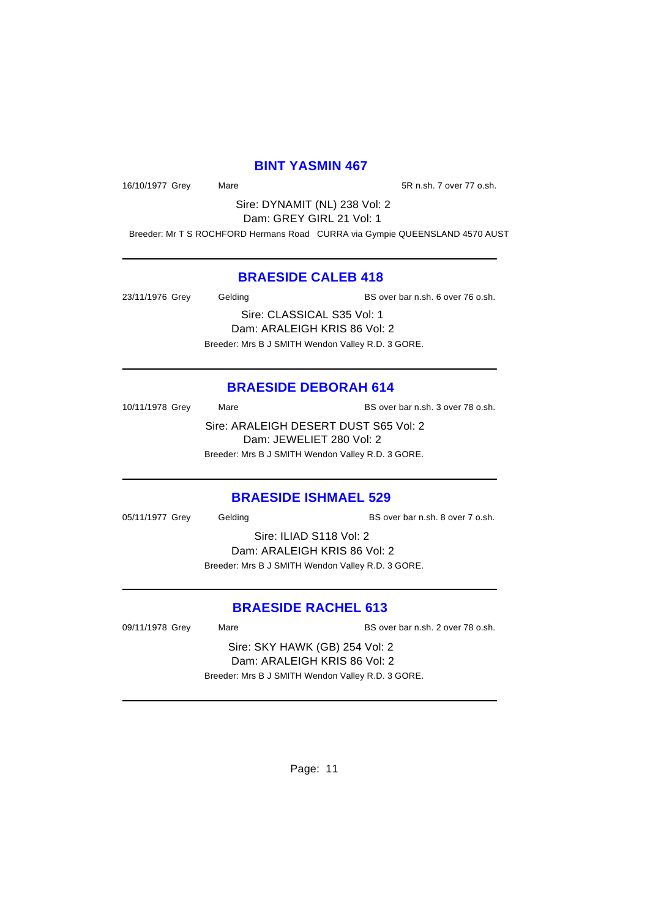## BINT YASMIN 467

16/10/1977 Grey Mare 5R n.sh. 7 over 77 o.sh.

Sire: DYNAMIT (NL) 238 Vol: 2
Dam: GREY GIRL 21 Vol: 1

Breeder: Mr T S ROCHFORD Hermans Road CURRA via Gympie QUEENSLAND 4570 AUST

---

## BRAESIDE CALEB 418

23/11/1976 Grey Gelding BS over bar n.sh. 6 over 76 o.sh.

Sire: CLASSICAL S35 Vol: 1
Dam: ARALEIGH KRIS 86 Vol: 2

Breeder: Mrs B J SMITH Wendon Valley R.D. 3 GORE.

---

## BRAESIDE DEBORAH 614

10/11/1978 Grey Mare BS over bar n.sh. 3 over 78 o.sh.

Sire: ARALEIGH DESERT DUST S65 Vol: 2
Dam: JEWELIET 280 Vol: 2

Breeder: Mrs B J SMITH Wendon Valley R.D. 3 GORE.

---

## BRAESIDE ISHMAEL 529

05/11/1977 Grey Gelding BS over bar n.sh. 8 over 7 o.sh.

Sire: ILIAD S118 Vol: 2
Dam: ARALEIGH KRIS 86 Vol: 2

Breeder: Mrs B J SMITH Wendon Valley R.D. 3 GORE.

---

## BRAESIDE RACHEL 613

09/11/1978 Grey Mare BS over bar n.sh. 2 over 78 o.sh.

Sire: SKY HAWK (GB) 254 Vol: 2
Dam: ARALEIGH KRIS 86 Vol: 2

Breeder: Mrs B J SMITH Wendon Valley R.D. 3 GORE.

---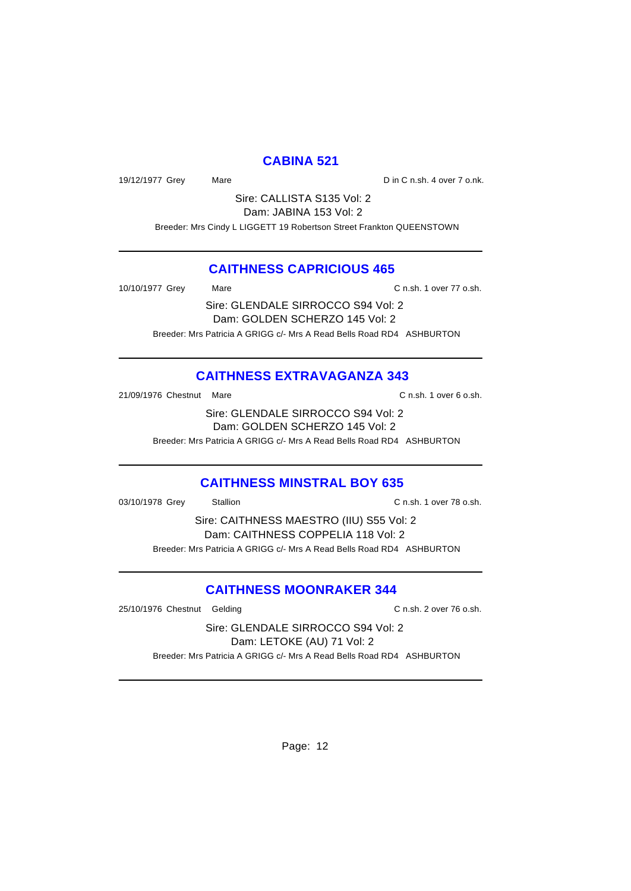## CABINA 521

19/12/1977 Grey Mare D in C n.sh. 4 over 7 o.nk.

Sire: CALLISTA S135 Vol: 2
Dam: JABINA 153 Vol: 2
Breeder: Mrs Cindy L LIGGETT 19 Robertson Street Frankton QUEENSTOWN

---

## CAITHNESS CAPRICIOUS 465

10/10/1977 Grey Mare C n.sh. 1 over 77 o.sh.

Sire: GLENDALE SIRROCCO S94 Vol: 2
Dam: GOLDEN SCHERZO 145 Vol: 2
Breeder: Mrs Patricia A GRIGG c/- Mrs A Read Bells Road RD4 ASHBURTON

---

## CAITHNESS EXTRAVAGANZA 343

21/09/1976 Chestnut Mare C n.sh. 1 over 6 o.sh.

Sire: GLENDALE SIRROCCO S94 Vol: 2
Dam: GOLDEN SCHERZO 145 Vol: 2
Breeder: Mrs Patricia A GRIGG c/- Mrs A Read Bells Road RD4 ASHBURTON

---

## CAITHNESS MINSTRAL BOY 635

03/10/1978 Grey Stallion C n.sh. 1 over 78 o.sh.

Sire: CAITHNESS MAESTRO (IIU) S55 Vol: 2
Dam: CAITHNESS COPPELIA 118 Vol: 2
Breeder: Mrs Patricia A GRIGG c/- Mrs A Read Bells Road RD4 ASHBURTON

---

## CAITHNESS MOONRAKER 344

25/10/1976 Chestnut Gelding C n.sh. 2 over 76 o.sh.

Sire: GLENDALE SIRROCCO S94 Vol: 2
Dam: LETOKE (AU) 71 Vol: 2
Breeder: Mrs Patricia A GRIGG c/- Mrs A Read Bells Road RD4 ASHBURTON

---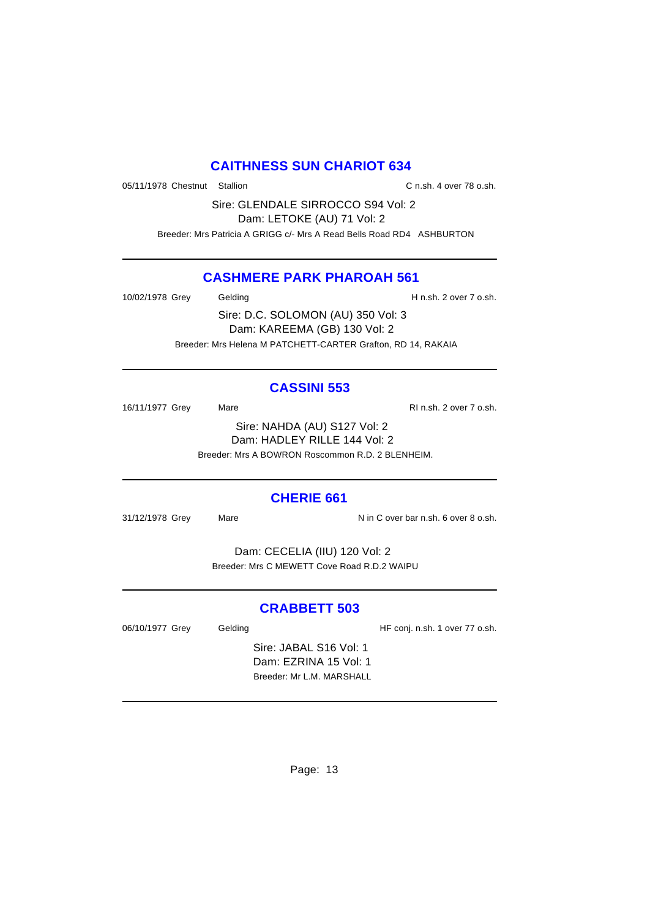## CAITHNESS SUN CHARIOT 634

05/11/1978 Chestnut Stallion C n.sh. 4 over 78 o.sh.

Sire: GLENDALE SIRROCCO S94 Vol: 2
Dam: LETOKE (AU) 71 Vol: 2

Breeder: Mrs Patricia A GRIGG c/- Mrs A Read Bells Road RD4 ASHBURTON

---

## CASHMERE PARK PHAROAH 561

10/02/1978 Grey Gelding H n.sh. 2 over 7 o.sh.

Sire: D.C. SOLOMON (AU) 350 Vol: 3
Dam: KAREEMA (GB) 130 Vol: 2

Breeder: Mrs Helena M PATCHETT-CARTER Grafton, RD 14, RAKAIA

---

## CASSINI 553

16/11/1977 Grey Mare RI n.sh. 2 over 7 o.sh.

Sire: NAHDA (AU) S127 Vol: 2
Dam: HADLEY RILLE 144 Vol: 2

Breeder: Mrs A BOWRON Roscommon R.D. 2 BLENHEIM.

---

## CHERIE 661

31/12/1978 Grey Mare N in C over bar n.sh. 6 over 8 o.sh.

Dam: CECELIA (IIU) 120 Vol: 2

Breeder: Mrs C MEWETT Cove Road R.D.2 WAIPU

---

## CRABBETT 503

06/10/1977 Grey Gelding HF conj. n.sh. 1 over 77 o.sh.

Sire: JABAL S16 Vol: 1
Dam: EZRINA 15 Vol: 1

Breeder: Mr L.M. MARSHALL

---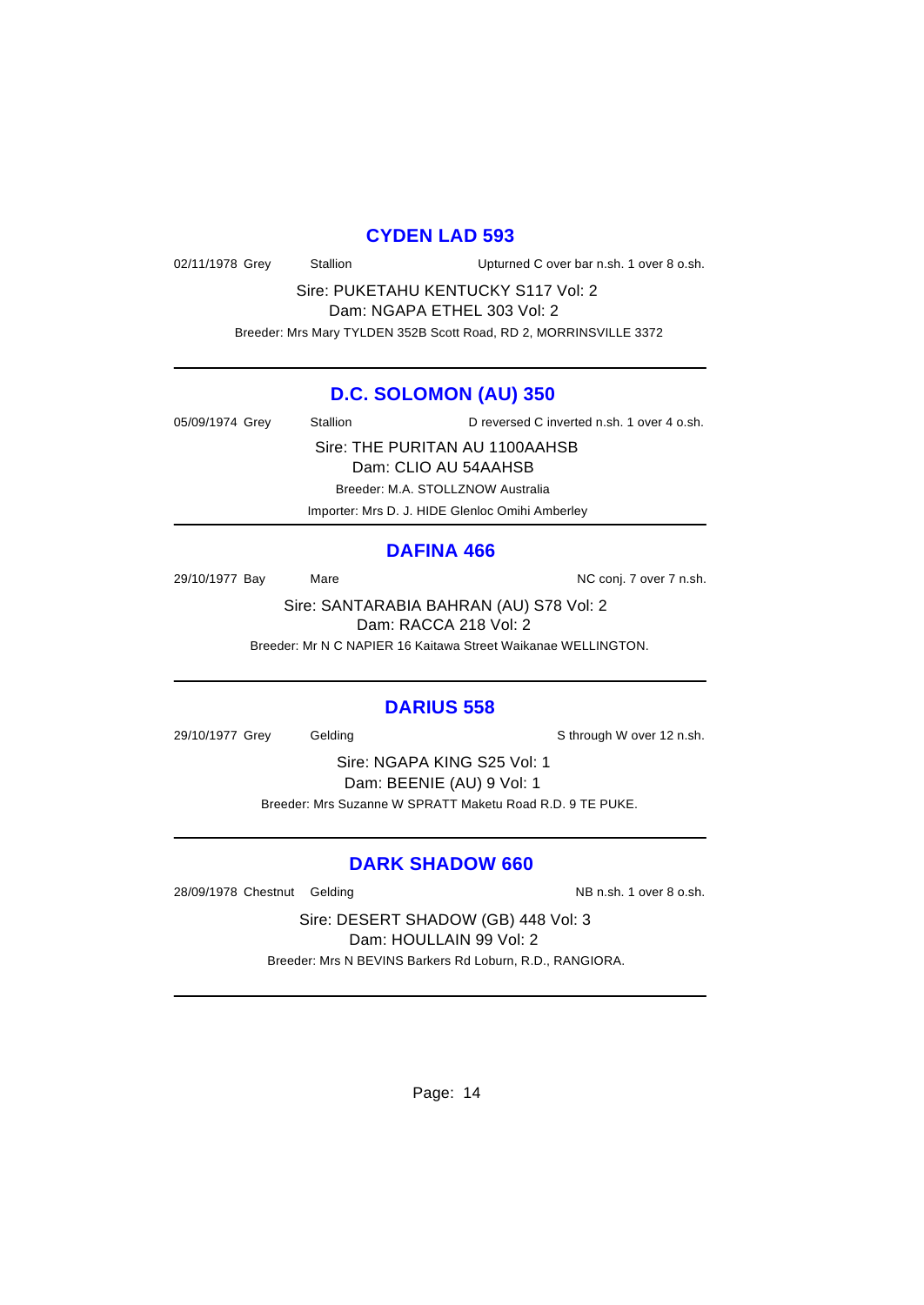## CYDEN LAD 593

02/11/1978 Grey Stallion Upturned C over bar n.sh. 1 over 8 o.sh.

Sire: PUKETAHU KENTUCKY S117 Vol: 2

Dam: NGAPA ETHEL 303 Vol: 2

Breeder: Mrs Mary TYLDEN 352B Scott Road, RD 2, MORRINSVILLE 3372

---

## D.C. SOLOMON (AU) 350

05/09/1974 Grey Stallion D reversed C inverted n.sh. 1 over 4 o.sh.

Sire: THE PURITAN AU 1100AAHSB

Dam: CLIO AU 54AAHSB

Breeder: M.A. STOLLZNOW Australia

Importer: Mrs D. J. HIDE Glenloc Omihi Amberley

---

## DAFINA 466

29/10/1977 Bay Mare NC conj. 7 over 7 n.sh.

Sire: SANTARABIA BAHRAN (AU) S78 Vol: 2

Dam: RACCA 218 Vol: 2

Breeder: Mr N C NAPIER 16 Kaitawa Street Waikanae WELLINGTON.

---

## DARIUS 558

29/10/1977 Grey Gelding S through W over 12 n.sh.

Sire: NGAPA KING S25 Vol: 1

Dam: BEENIE (AU) 9 Vol: 1

Breeder: Mrs Suzanne W SPRATT Maketu Road R.D. 9 TE PUKE.

---

## DARK SHADOW 660

28/09/1978 Chestnut Gelding NB n.sh. 1 over 8 o.sh.

Sire: DESERT SHADOW (GB) 448 Vol: 3

Dam: HOULLAIN 99 Vol: 2

Breeder: Mrs N BEVINS Barkers Rd Loburn, R.D., RANGIORA.

---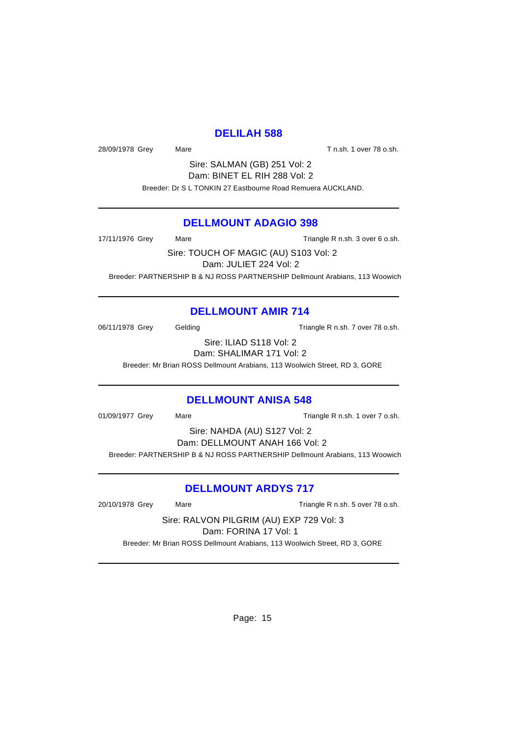## DELILAH 588

28/09/1978 Grey Mare T n.sh. 1 over 78 o.sh.

Sire: SALMAN (GB) 251 Vol: 2

Dam: BINET EL RIH 288 Vol: 2

Breeder: Dr S L TONKIN 27 Eastbourne Road Remuera AUCKLAND.

---

## DELLMOUNT ADAGIO 398

17/11/1976 Grey Mare Triangle R n.sh. 3 over 6 o.sh.

Sire: TOUCH OF MAGIC (AU) S103 Vol: 2

Dam: JULIET 224 Vol: 2

Breeder: PARTNERSHIP B & NJ ROSS PARTNERSHIP Dellmount Arabians, 113 Woowich

---

## DELLMOUNT AMIR 714

06/11/1978 Grey Gelding Triangle R n.sh. 7 over 78 o.sh.

Sire: ILIAD S118 Vol: 2

Dam: SHALIMAR 171 Vol: 2

Breeder: Mr Brian ROSS Dellmount Arabians, 113 Woolwich Street, RD 3, GORE

---

## DELLMOUNT ANISA 548

01/09/1977 Grey Mare Triangle R n.sh. 1 over 7 o.sh.

Sire: NAHDA (AU) S127 Vol: 2

Dam: DELLMOUNT ANAH 166 Vol: 2

Breeder: PARTNERSHIP B & NJ ROSS PARTNERSHIP Dellmount Arabians, 113 Woowich

---

## DELLMOUNT ARDYS 717

20/10/1978 Grey Mare Triangle R n.sh. 5 over 78 o.sh.

Sire: RALVON PILGRIM (AU) EXP 729 Vol: 3

Dam: FORINA 17 Vol: 1

Breeder: Mr Brian ROSS Dellmount Arabians, 113 Woolwich Street, RD 3, GORE

---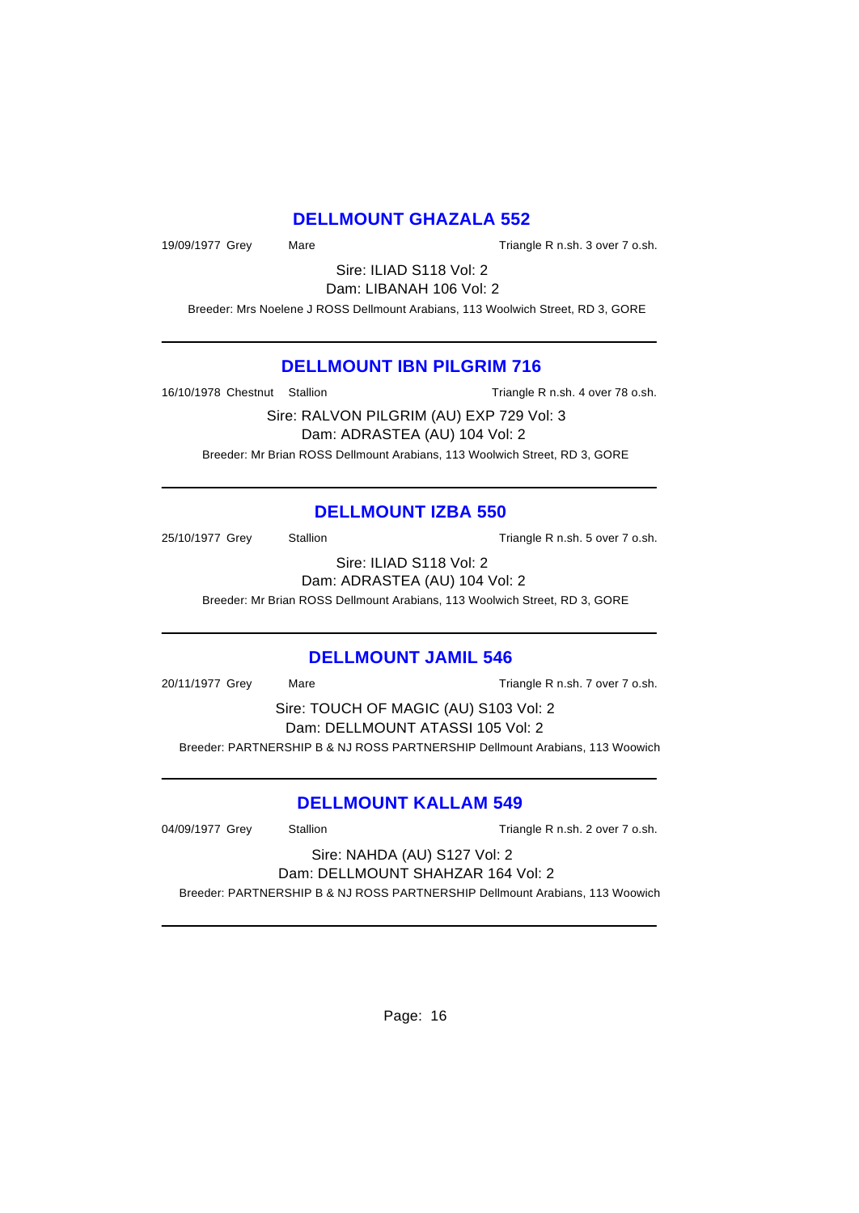## DELLMOUNT GHAZALA 552

19/09/1977 Grey Mare Triangle R n.sh. 3 over 7 o.sh.

Sire: ILIAD S118 Vol: 2

Dam: LIBANAH 106 Vol: 2

Breeder: Mrs Noelene J ROSS Dellmount Arabians, 113 Woolwich Street, RD 3, GORE

---

## DELLMOUNT IBN PILGRIM 716

16/10/1978 Chestnut Stallion Triangle R n.sh. 4 over 78 o.sh.

Sire: RALVON PILGRIM (AU) EXP 729 Vol: 3

Dam: ADRASTEA (AU) 104 Vol: 2

Breeder: Mr Brian ROSS Dellmount Arabians, 113 Woolwich Street, RD 3, GORE

---

## DELLMOUNT IZBA 550

25/10/1977 Grey Stallion Triangle R n.sh. 5 over 7 o.sh.

Sire: ILIAD S118 Vol: 2

Dam: ADRASTEA (AU) 104 Vol: 2

Breeder: Mr Brian ROSS Dellmount Arabians, 113 Woolwich Street, RD 3, GORE

---

## DELLMOUNT JAMIL 546

20/11/1977 Grey Mare Triangle R n.sh. 7 over 7 o.sh.

Sire: TOUCH OF MAGIC (AU) S103 Vol: 2

Dam: DELLMOUNT ATASSI 105 Vol: 2

Breeder: PARTNERSHIP B & NJ ROSS PARTNERSHIP Dellmount Arabians, 113 Woowich

---

## DELLMOUNT KALLAM 549

04/09/1977 Grey Stallion Triangle R n.sh. 2 over 7 o.sh.

Sire: NAHDA (AU) S127 Vol: 2

Dam: DELLMOUNT SHAHZAR 164 Vol: 2

Breeder: PARTNERSHIP B & NJ ROSS PARTNERSHIP Dellmount Arabians, 113 Woowich

---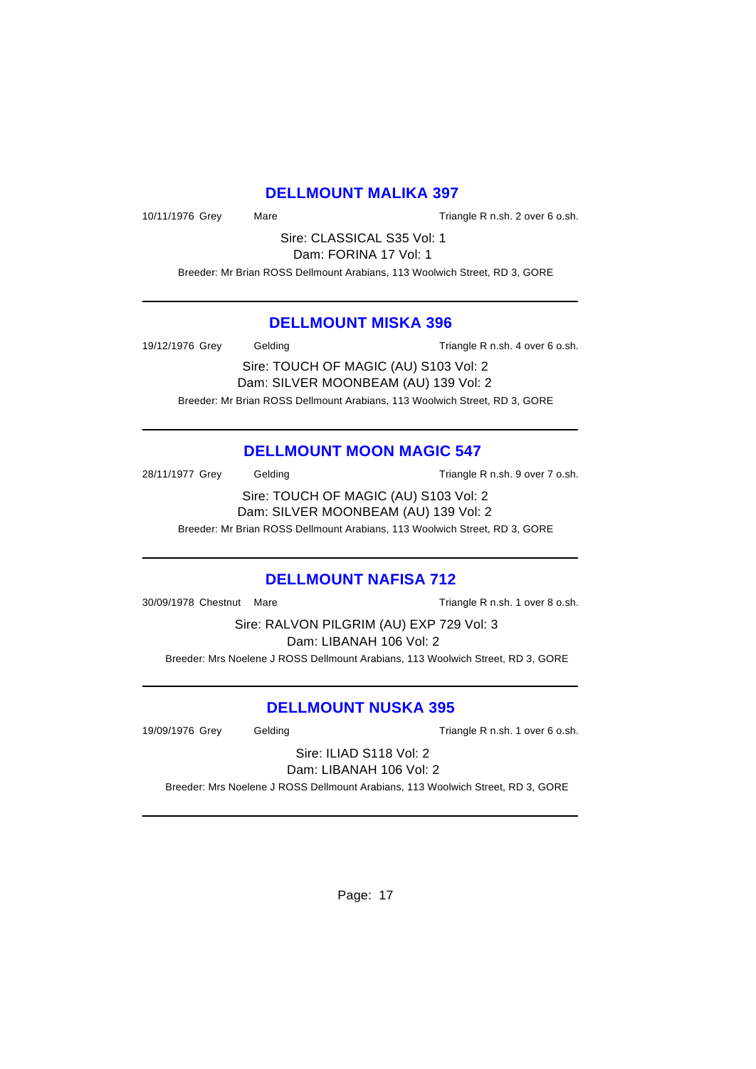## DELLMOUNT MALIKA 397

10/11/1976 Grey Mare Triangle R n.sh. 2 over 6 o.sh.

Sire: CLASSICAL S35 Vol: 1

Dam: FORINA 17 Vol: 1

Breeder: Mr Brian ROSS Dellmount Arabians, 113 Woolwich Street, RD 3, GORE

---

## DELLMOUNT MISKA 396

19/12/1976 Grey Gelding Triangle R n.sh. 4 over 6 o.sh.

Sire: TOUCH OF MAGIC (AU) S103 Vol: 2

Dam: SILVER MOONBEAM (AU) 139 Vol: 2

Breeder: Mr Brian ROSS Dellmount Arabians, 113 Woolwich Street, RD 3, GORE

---

## DELLMOUNT MOON MAGIC 547

28/11/1977 Grey Gelding Triangle R n.sh. 9 over 7 o.sh.

Sire: TOUCH OF MAGIC (AU) S103 Vol: 2

Dam: SILVER MOONBEAM (AU) 139 Vol: 2

Breeder: Mr Brian ROSS Dellmount Arabians, 113 Woolwich Street, RD 3, GORE

---

## DELLMOUNT NAFISA 712

30/09/1978 Chestnut Mare Triangle R n.sh. 1 over 8 o.sh.

Sire: RALVON PILGRIM (AU) EXP 729 Vol: 3

Dam: LIBANAH 106 Vol: 2

Breeder: Mrs Noelene J ROSS Dellmount Arabians, 113 Woolwich Street, RD 3, GORE

---

## DELLMOUNT NUSKA 395

19/09/1976 Grey Gelding Triangle R n.sh. 1 over 6 o.sh.

Sire: ILIAD S118 Vol: 2

Dam: LIBANAH 106 Vol: 2

Breeder: Mrs Noelene J ROSS Dellmount Arabians, 113 Woolwich Street, RD 3, GORE

---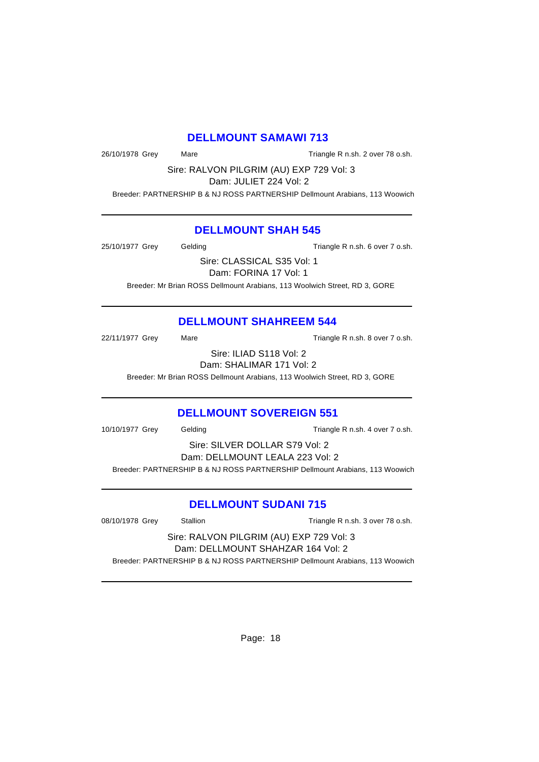## DELLMOUNT SAMAWI 713

26/10/1978 Grey Mare Triangle R n.sh. 2 over 78 o.sh.

Sire: RALVON PILGRIM (AU) EXP 729 Vol: 3
Dam: JULIET 224 Vol: 2

Breeder: PARTNERSHIP B & NJ ROSS PARTNERSHIP Dellmount Arabians, 113 Woowich

---

## DELLMOUNT SHAH 545

25/10/1977 Grey Gelding Triangle R n.sh. 6 over 7 o.sh.

Sire: CLASSICAL S35 Vol: 1
Dam: FORINA 17 Vol: 1

Breeder: Mr Brian ROSS Dellmount Arabians, 113 Woolwich Street, RD 3, GORE

---

## DELLMOUNT SHAHREEM 544

22/11/1977 Grey Mare Triangle R n.sh. 8 over 7 o.sh.

Sire: ILIAD S118 Vol: 2
Dam: SHALIMAR 171 Vol: 2

Breeder: Mr Brian ROSS Dellmount Arabians, 113 Woolwich Street, RD 3, GORE

---

## DELLMOUNT SOVEREIGN 551

10/10/1977 Grey Gelding Triangle R n.sh. 4 over 7 o.sh.

Sire: SILVER DOLLAR S79 Vol: 2
Dam: DELLMOUNT LEALA 223 Vol: 2

Breeder: PARTNERSHIP B & NJ ROSS PARTNERSHIP Dellmount Arabians, 113 Woowich

---

## DELLMOUNT SUDANI 715

08/10/1978 Grey Stallion Triangle R n.sh. 3 over 78 o.sh.

Sire: RALVON PILGRIM (AU) EXP 729 Vol: 3
Dam: DELLMOUNT SHAHZAR 164 Vol: 2

Breeder: PARTNERSHIP B & NJ ROSS PARTNERSHIP Dellmount Arabians, 113 Woowich

---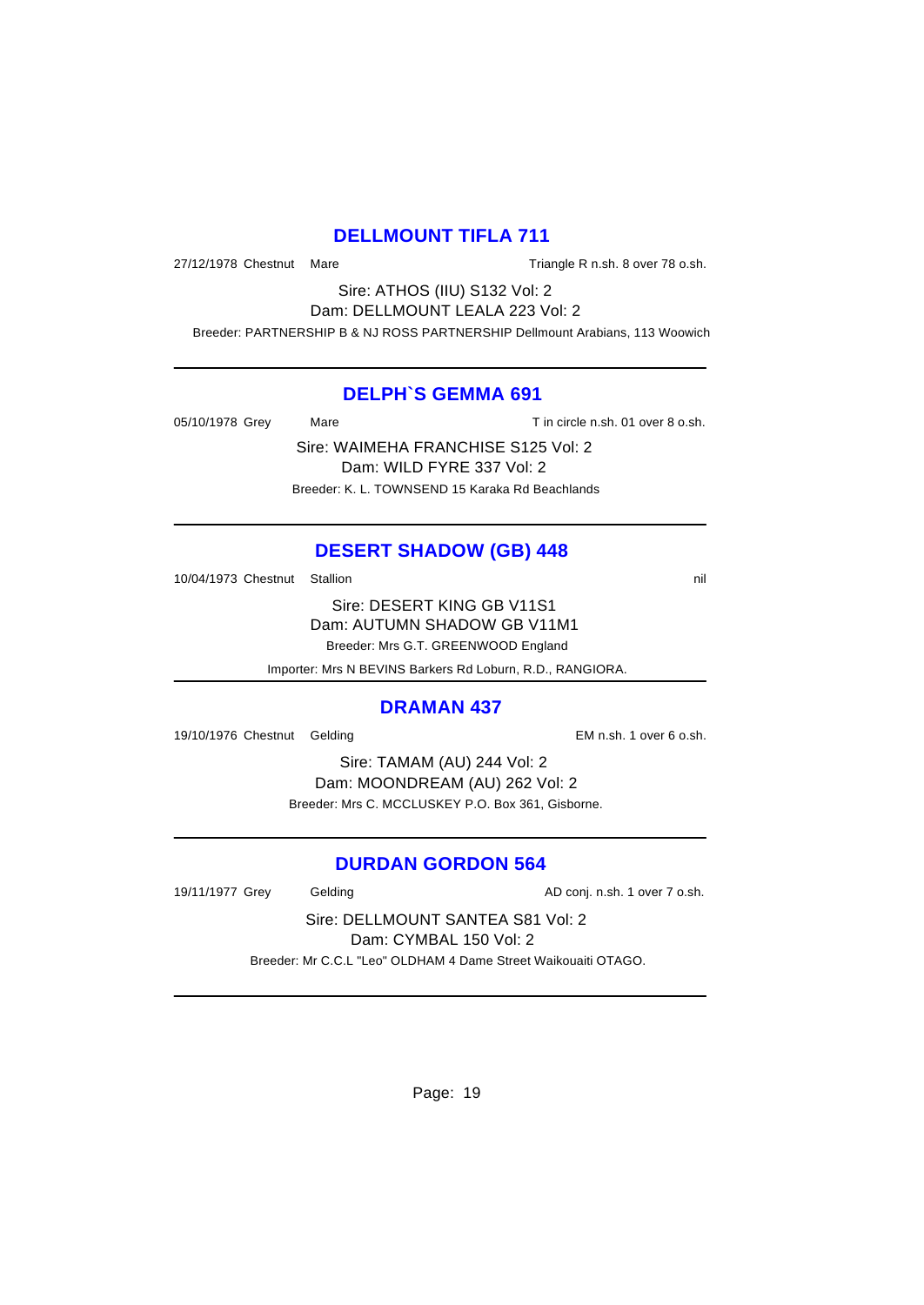## DELLMOUNT TIFLA 711

27/12/1978 Chestnut Mare — Triangle R n.sh. 8 over 78 o.sh.

Sire: ATHOS (IIU) S132 Vol: 2

Dam: DELLMOUNT LEALA 223 Vol: 2

Breeder: PARTNERSHIP B & NJ ROSS PARTNERSHIP Dellmount Arabians, 113 Woowich

---

## DELPH`S GEMMA 691

05/10/1978 Grey Mare — T in circle n.sh. 01 over 8 o.sh.

Sire: WAIMEHA FRANCHISE S125 Vol: 2

Dam: WILD FYRE 337 Vol: 2

Breeder: K. L. TOWNSEND 15 Karaka Rd Beachlands

---

## DESERT SHADOW (GB) 448

10/04/1973 Chestnut Stallion — nil

Sire: DESERT KING GB V11S1

Dam: AUTUMN SHADOW GB V11M1

Breeder: Mrs G.T. GREENWOOD England

Importer: Mrs N BEVINS Barkers Rd Loburn, R.D., RANGIORA.

---

## DRAMAN 437

19/10/1976 Chestnut Gelding — EM n.sh. 1 over 6 o.sh.

Sire: TAMAM (AU) 244 Vol: 2

Dam: MOONDREAM (AU) 262 Vol: 2

Breeder: Mrs C. MCCLUSKEY P.O. Box 361, Gisborne.

---

## DURDAN GORDON 564

19/11/1977 Grey Gelding — AD conj. n.sh. 1 over 7 o.sh.

Sire: DELLMOUNT SANTEA S81 Vol: 2

Dam: CYMBAL 150 Vol: 2

Breeder: Mr C.C.L "Leo" OLDHAM 4 Dame Street Waikouaiti OTAGO.

---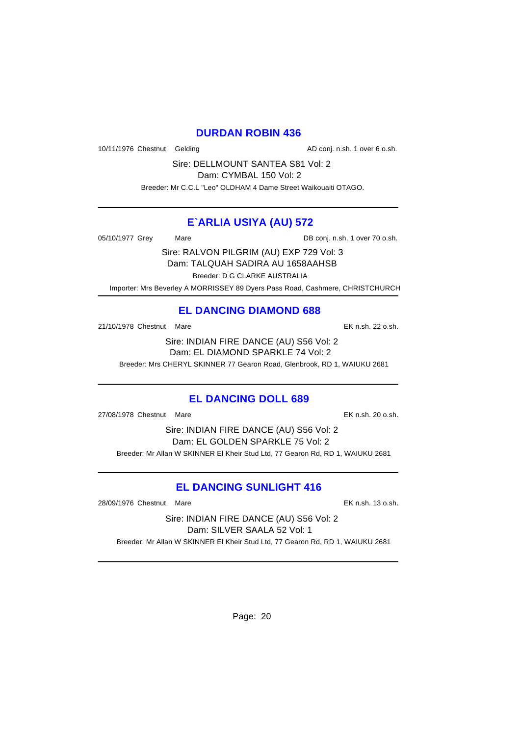## DURDAN ROBIN 436

10/11/1976 Chestnut Gelding AD conj. n.sh. 1 over 6 o.sh.

Sire: DELLMOUNT SANTEA S81 Vol: 2
Dam: CYMBAL 150 Vol: 2
Breeder: Mr C.C.L "Leo" OLDHAM 4 Dame Street Waikouaiti OTAGO.

---

## E`ARLIA USIYA (AU) 572

05/10/1977 Grey Mare DB conj. n.sh. 1 over 70 o.sh.

Sire: RALVON PILGRIM (AU) EXP 729 Vol: 3
Dam: TALQUAH SADIRA AU 1658AAHSB
Breeder: D G CLARKE AUSTRALIA
Importer: Mrs Beverley A MORRISSEY 89 Dyers Pass Road, Cashmere, CHRISTCHURCH

---

## EL DANCING DIAMOND 688

21/10/1978 Chestnut Mare EK n.sh. 22 o.sh.

Sire: INDIAN FIRE DANCE (AU) S56 Vol: 2
Dam: EL DIAMOND SPARKLE 74 Vol: 2
Breeder: Mrs CHERYL SKINNER 77 Gearon Road, Glenbrook, RD 1, WAIUKU 2681

---

## EL DANCING DOLL 689

27/08/1978 Chestnut Mare EK n.sh. 20 o.sh.

Sire: INDIAN FIRE DANCE (AU) S56 Vol: 2
Dam: EL GOLDEN SPARKLE 75 Vol: 2
Breeder: Mr Allan W SKINNER El Kheir Stud Ltd, 77 Gearon Rd, RD 1, WAIUKU 2681

---

## EL DANCING SUNLIGHT 416

28/09/1976 Chestnut Mare EK n.sh. 13 o.sh.

Sire: INDIAN FIRE DANCE (AU) S56 Vol: 2
Dam: SILVER SAALA 52 Vol: 1
Breeder: Mr Allan W SKINNER El Kheir Stud Ltd, 77 Gearon Rd, RD 1, WAIUKU 2681

---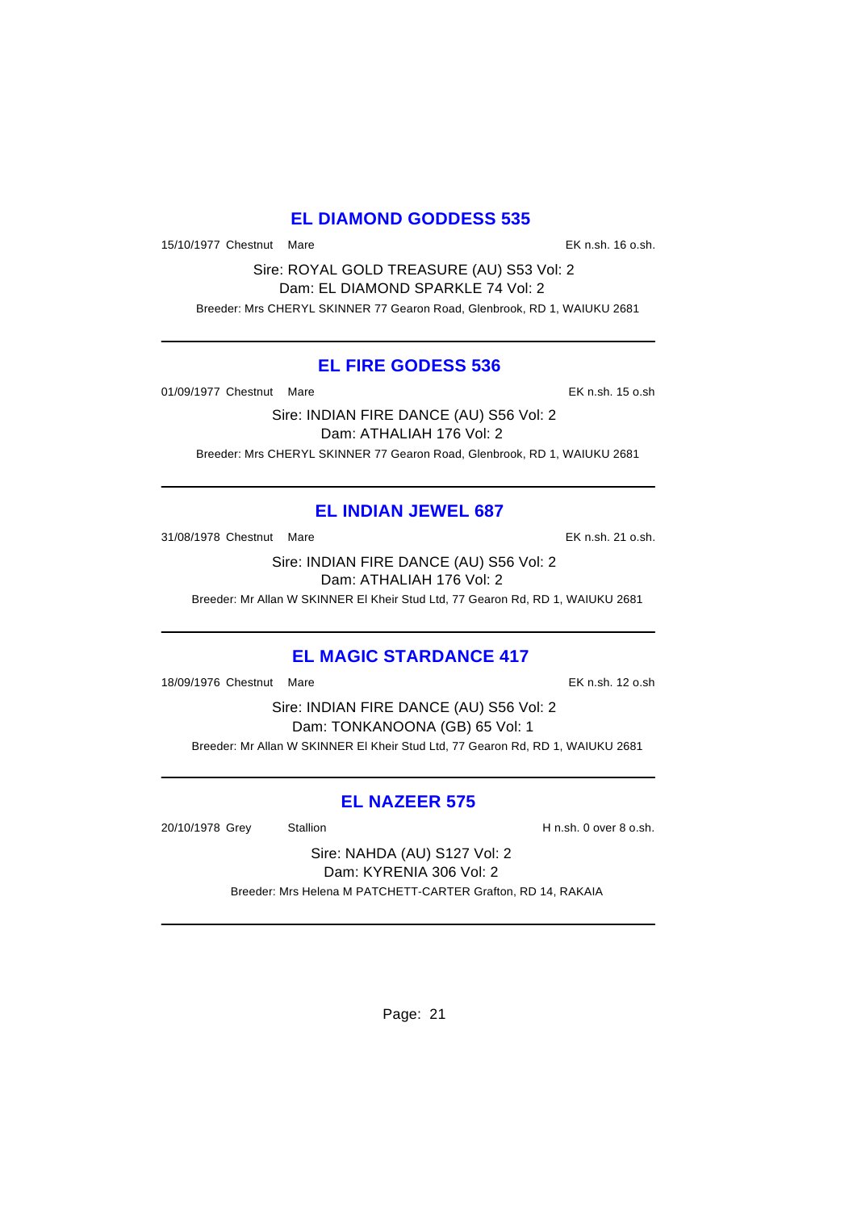## EL DIAMOND GODDESS 535

15/10/1977 Chestnut Mare EK n.sh. 16 o.sh.

Sire: ROYAL GOLD TREASURE (AU) S53 Vol: 2
Dam: EL DIAMOND SPARKLE 74 Vol: 2

Breeder: Mrs CHERYL SKINNER 77 Gearon Road, Glenbrook, RD 1, WAIUKU 2681

---

## EL FIRE GODESS 536

01/09/1977 Chestnut Mare EK n.sh. 15 o.sh

Sire: INDIAN FIRE DANCE (AU) S56 Vol: 2
Dam: ATHALIAH 176 Vol: 2

Breeder: Mrs CHERYL SKINNER 77 Gearon Road, Glenbrook, RD 1, WAIUKU 2681

---

## EL INDIAN JEWEL 687

31/08/1978 Chestnut Mare EK n.sh. 21 o.sh.

Sire: INDIAN FIRE DANCE (AU) S56 Vol: 2
Dam: ATHALIAH 176 Vol: 2

Breeder: Mr Allan W SKINNER El Kheir Stud Ltd, 77 Gearon Rd, RD 1, WAIUKU 2681

---

## EL MAGIC STARDANCE 417

18/09/1976 Chestnut Mare EK n.sh. 12 o.sh

Sire: INDIAN FIRE DANCE (AU) S56 Vol: 2
Dam: TONKANOONA (GB) 65 Vol: 1

Breeder: Mr Allan W SKINNER El Kheir Stud Ltd, 77 Gearon Rd, RD 1, WAIUKU 2681

---

## EL NAZEER 575

20/10/1978 Grey Stallion H n.sh. 0 over 8 o.sh.

Sire: NAHDA (AU) S127 Vol: 2
Dam: KYRENIA 306 Vol: 2

Breeder: Mrs Helena M PATCHETT-CARTER Grafton, RD 14, RAKAIA

---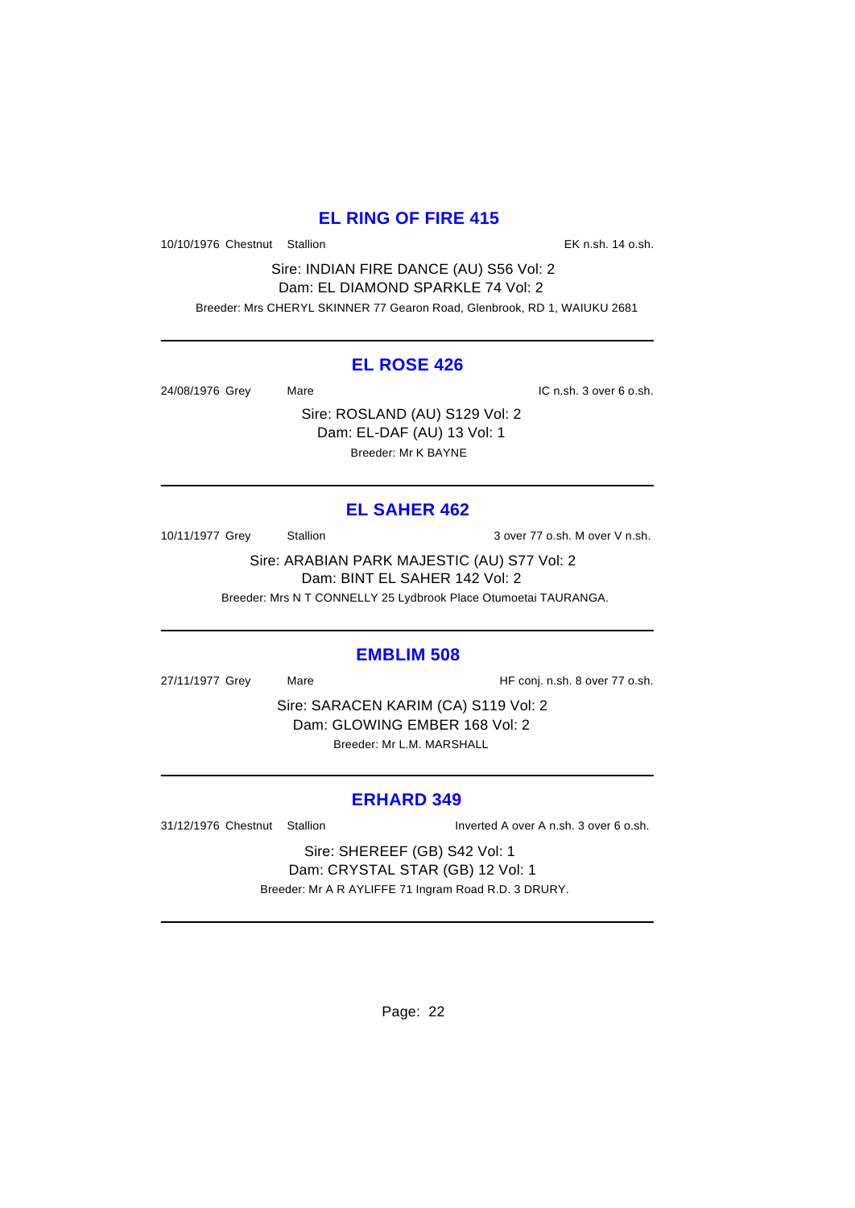## EL RING OF FIRE 415

10/10/1976 Chestnut Stallion EK n.sh. 14 o.sh.

Sire: INDIAN FIRE DANCE (AU) S56 Vol: 2
Dam: EL DIAMOND SPARKLE 74 Vol: 2
Breeder: Mrs CHERYL SKINNER 77 Gearon Road, Glenbrook, RD 1, WAIUKU 2681

---

## EL ROSE 426

24/08/1976 Grey Mare IC n.sh. 3 over 6 o.sh.

Sire: ROSLAND (AU) S129 Vol: 2
Dam: EL-DAF (AU) 13 Vol: 1
Breeder: Mr K BAYNE

---

## EL SAHER 462

10/11/1977 Grey Stallion 3 over 77 o.sh. M over V n.sh.

Sire: ARABIAN PARK MAJESTIC (AU) S77 Vol: 2
Dam: BINT EL SAHER 142 Vol: 2
Breeder: Mrs N T CONNELLY 25 Lydbrook Place Otumoetai TAURANGA.

---

## EMBLIM 508

27/11/1977 Grey Mare HF conj. n.sh. 8 over 77 o.sh.

Sire: SARACEN KARIM (CA) S119 Vol: 2
Dam: GLOWING EMBER 168 Vol: 2
Breeder: Mr L.M. MARSHALL

---

## ERHARD 349

31/12/1976 Chestnut Stallion Inverted A over A n.sh. 3 over 6 o.sh.

Sire: SHEREEF (GB) S42 Vol: 1
Dam: CRYSTAL STAR (GB) 12 Vol: 1
Breeder: Mr A R AYLIFFE 71 Ingram Road R.D. 3 DRURY.

---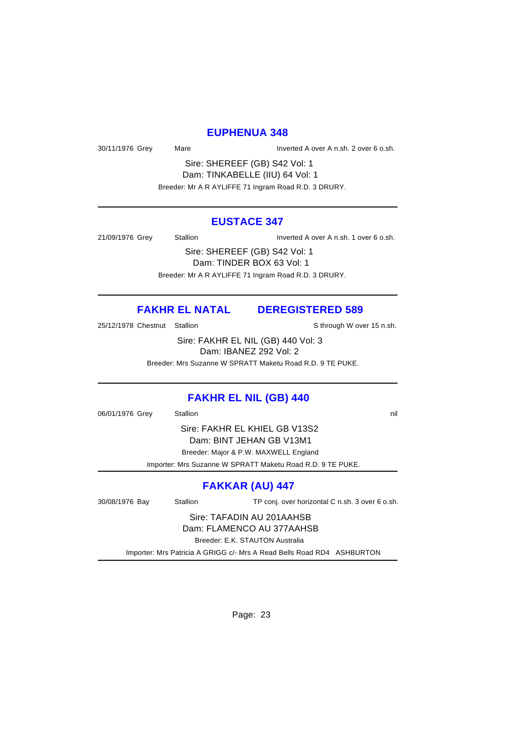## EUPHENUA 348

30/11/1976 Grey Mare Inverted A over A n.sh. 2 over 6 o.sh.

Sire: SHEREEF (GB) S42 Vol: 1
Dam: TINKABELLE (IIU) 64 Vol: 1
Breeder: Mr A R AYLIFFE 71 Ingram Road R.D. 3 DRURY.

---

## EUSTACE 347

21/09/1976 Grey Stallion Inverted A over A n.sh. 1 over 6 o.sh.

Sire: SHEREEF (GB) S42 Vol: 1
Dam: TINDER BOX 63 Vol: 1
Breeder: Mr A R AYLIFFE 71 Ingram Road R.D. 3 DRURY.

---

## FAKHR EL NATAL DEREGISTERED 589

25/12/1978 Chestnut Stallion S through W over 15 n.sh.

Sire: FAKHR EL NIL (GB) 440 Vol: 3
Dam: IBANEZ 292 Vol: 2
Breeder: Mrs Suzanne W SPRATT Maketu Road R.D. 9 TE PUKE.

---

## FAKHR EL NIL (GB) 440

06/01/1976 Grey Stallion nil

Sire: FAKHR EL KHIEL GB V13S2
Dam: BINT JEHAN GB V13M1
Breeder: Major & P.W. MAXWELL England
Importer: Mrs Suzanne W SPRATT Maketu Road R.D. 9 TE PUKE.

---

## FAKKAR (AU) 447

30/08/1976 Bay Stallion TP conj. over horizontal C n.sh. 3 over 6 o.sh.

Sire: TAFADIN AU 201AAHSB
Dam: FLAMENCO AU 377AAHSB
Breeder: E.K. STAUTON Australia
Importer: Mrs Patricia A GRIGG c/- Mrs A Read Bells Road RD4 ASHBURTON

---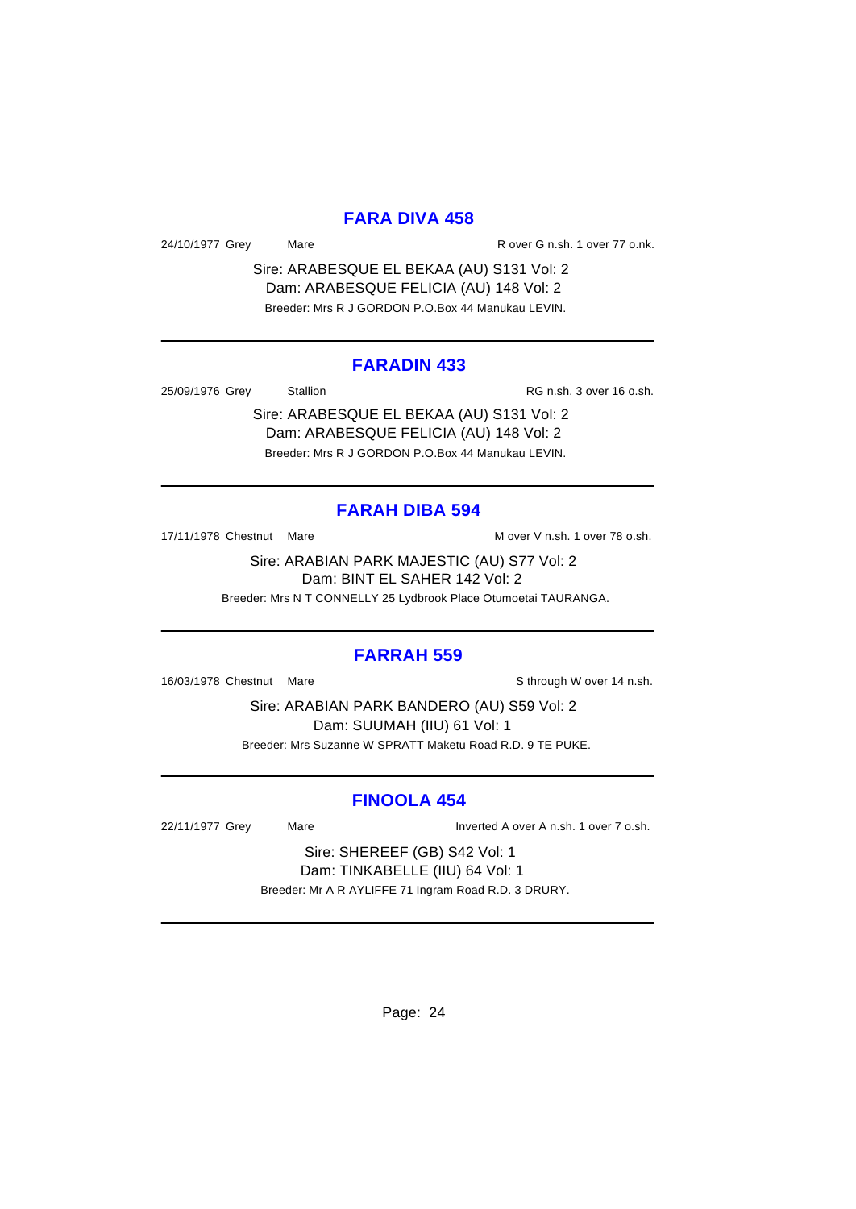## FARA DIVA 458

24/10/1977 Grey Mare R over G n.sh. 1 over 77 o.nk.

Sire: ARABESQUE EL BEKAA (AU) S131 Vol: 2
Dam: ARABESQUE FELICIA (AU) 148 Vol: 2
Breeder: Mrs R J GORDON P.O.Box 44 Manukau LEVIN.

---

## FARADIN 433

25/09/1976 Grey Stallion RG n.sh. 3 over 16 o.sh.

Sire: ARABESQUE EL BEKAA (AU) S131 Vol: 2
Dam: ARABESQUE FELICIA (AU) 148 Vol: 2
Breeder: Mrs R J GORDON P.O.Box 44 Manukau LEVIN.

---

## FARAH DIBA 594

17/11/1978 Chestnut Mare M over V n.sh. 1 over 78 o.sh.

Sire: ARABIAN PARK MAJESTIC (AU) S77 Vol: 2
Dam: BINT EL SAHER 142 Vol: 2
Breeder: Mrs N T CONNELLY 25 Lydbrook Place Otumoetai TAURANGA.

---

## FARRAH 559

16/03/1978 Chestnut Mare S through W over 14 n.sh.

Sire: ARABIAN PARK BANDERO (AU) S59 Vol: 2
Dam: SUUMAH (IIU) 61 Vol: 1
Breeder: Mrs Suzanne W SPRATT Maketu Road R.D. 9 TE PUKE.

---

## FINOOLA 454

22/11/1977 Grey Mare Inverted A over A n.sh. 1 over 7 o.sh.

Sire: SHEREEF (GB) S42 Vol: 1
Dam: TINKABELLE (IIU) 64 Vol: 1
Breeder: Mr A R AYLIFFE 71 Ingram Road R.D. 3 DRURY.

---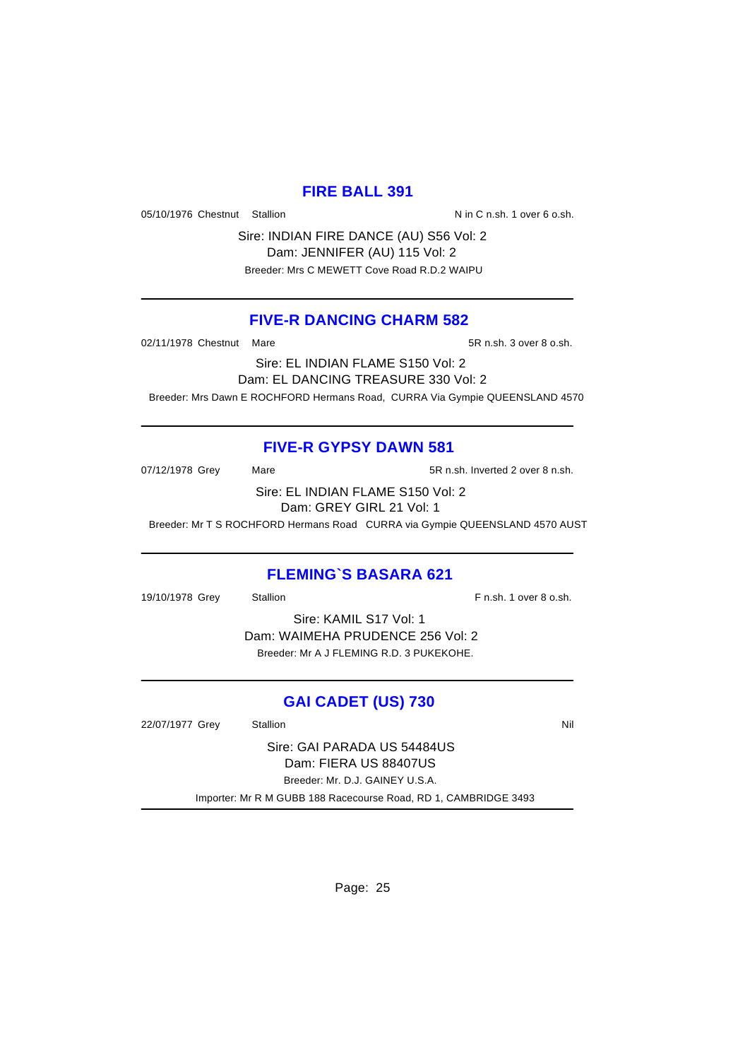## FIRE BALL 391

05/10/1976 Chestnut Stallion N in C n.sh. 1 over 6 o.sh.

Sire: INDIAN FIRE DANCE (AU) S56 Vol: 2
Dam: JENNIFER (AU) 115 Vol: 2
Breeder: Mrs C MEWETT Cove Road R.D.2 WAIPU

---

## FIVE-R DANCING CHARM 582

02/11/1978 Chestnut Mare 5R n.sh. 3 over 8 o.sh.

Sire: EL INDIAN FLAME S150 Vol: 2
Dam: EL DANCING TREASURE 330 Vol: 2
Breeder: Mrs Dawn E ROCHFORD Hermans Road, CURRA Via Gympie QUEENSLAND 4570

---

## FIVE-R GYPSY DAWN 581

07/12/1978 Grey Mare 5R n.sh. Inverted 2 over 8 n.sh.

Sire: EL INDIAN FLAME S150 Vol: 2
Dam: GREY GIRL 21 Vol: 1
Breeder: Mr T S ROCHFORD Hermans Road CURRA via Gympie QUEENSLAND 4570 AUST

---

## FLEMING`S BASARA 621

19/10/1978 Grey Stallion F n.sh. 1 over 8 o.sh.

Sire: KAMIL S17 Vol: 1
Dam: WAIMEHA PRUDENCE 256 Vol: 2
Breeder: Mr A J FLEMING R.D. 3 PUKEKOHE.

---

## GAI CADET (US) 730

22/07/1977 Grey Stallion Nil

Sire: GAI PARADA US 54484US
Dam: FIERA US 88407US
Breeder: Mr. D.J. GAINEY U.S.A.
Importer: Mr R M GUBB 188 Racecourse Road, RD 1, CAMBRIDGE 3493

---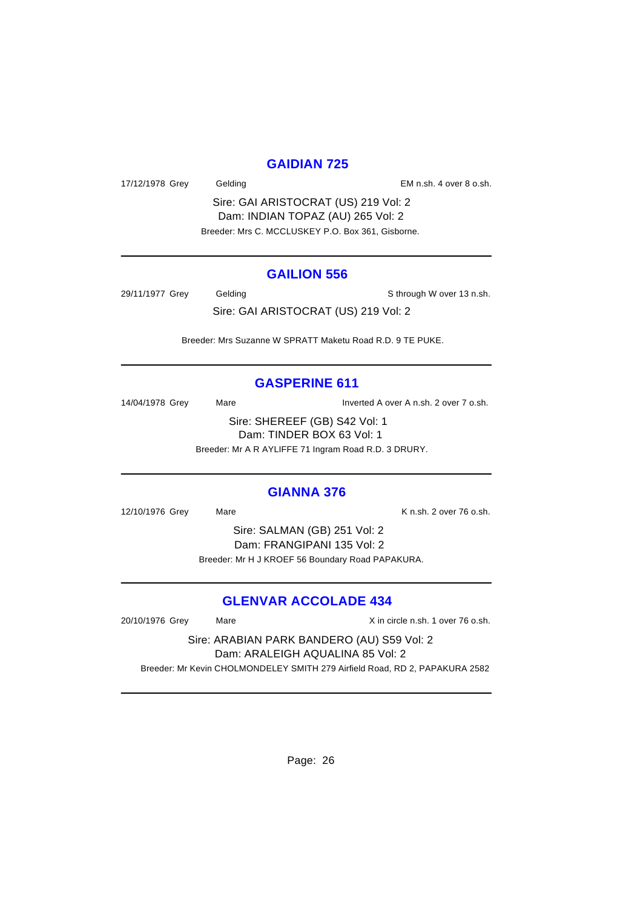## GAIDIAN 725

17/12/1978 Grey Gelding EM n.sh. 4 over 8 o.sh.

Sire: GAI ARISTOCRAT (US) 219 Vol: 2
Dam: INDIAN TOPAZ (AU) 265 Vol: 2
Breeder: Mrs C. MCCLUSKEY P.O. Box 361, Gisborne.

---

## GAILION 556

29/11/1977 Grey Gelding S through W over 13 n.sh.

Sire: GAI ARISTOCRAT (US) 219 Vol: 2

Breeder: Mrs Suzanne W SPRATT Maketu Road R.D. 9 TE PUKE.

---

## GASPERINE 611

14/04/1978 Grey Mare Inverted A over A n.sh. 2 over 7 o.sh.

Sire: SHEREEF (GB) S42 Vol: 1
Dam: TINDER BOX 63 Vol: 1
Breeder: Mr A R AYLIFFE 71 Ingram Road R.D. 3 DRURY.

---

## GIANNA 376

12/10/1976 Grey Mare K n.sh. 2 over 76 o.sh.

Sire: SALMAN (GB) 251 Vol: 2
Dam: FRANGIPANI 135 Vol: 2
Breeder: Mr H J KROEF 56 Boundary Road PAPAKURA.

---

## GLENVAR ACCOLADE 434

20/10/1976 Grey Mare X in circle n.sh. 1 over 76 o.sh.

Sire: ARABIAN PARK BANDERO (AU) S59 Vol: 2
Dam: ARALEIGH AQUALINA 85 Vol: 2
Breeder: Mr Kevin CHOLMONDELEY SMITH 279 Airfield Road, RD 2, PAPAKURA 2582

---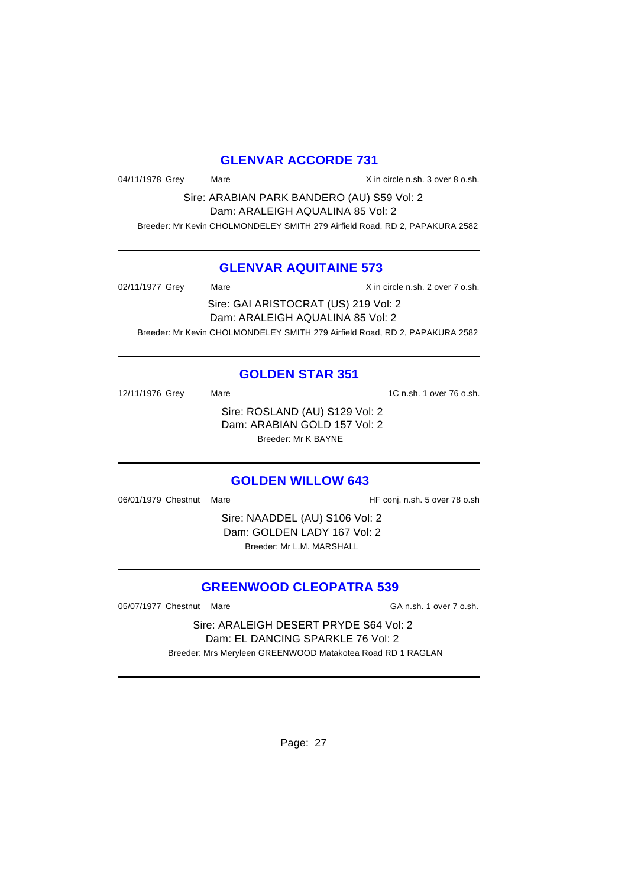## GLENVAR ACCORDE 731

04/11/1978 Grey Mare X in circle n.sh. 3 over 8 o.sh.

Sire: ARABIAN PARK BANDERO (AU) S59 Vol: 2
Dam: ARALEIGH AQUALINA 85 Vol: 2
Breeder: Mr Kevin CHOLMONDELEY SMITH 279 Airfield Road, RD 2, PAPAKURA 2582

---

## GLENVAR AQUITAINE 573

02/11/1977 Grey Mare X in circle n.sh. 2 over 7 o.sh.

Sire: GAI ARISTOCRAT (US) 219 Vol: 2
Dam: ARALEIGH AQUALINA 85 Vol: 2
Breeder: Mr Kevin CHOLMONDELEY SMITH 279 Airfield Road, RD 2, PAPAKURA 2582

---

## GOLDEN STAR 351

12/11/1976 Grey Mare 1C n.sh. 1 over 76 o.sh.

Sire: ROSLAND (AU) S129 Vol: 2
Dam: ARABIAN GOLD 157 Vol: 2
Breeder: Mr K BAYNE

---

## GOLDEN WILLOW 643

06/01/1979 Chestnut Mare HF conj. n.sh. 5 over 78 o.sh

Sire: NAADDEL (AU) S106 Vol: 2
Dam: GOLDEN LADY 167 Vol: 2
Breeder: Mr L.M. MARSHALL

---

## GREENWOOD CLEOPATRA 539

05/07/1977 Chestnut Mare GA n.sh. 1 over 7 o.sh.

Sire: ARALEIGH DESERT PRYDE S64 Vol: 2
Dam: EL DANCING SPARKLE 76 Vol: 2
Breeder: Mrs Meryleen GREENWOOD Matakotea Road RD 1 RAGLAN

---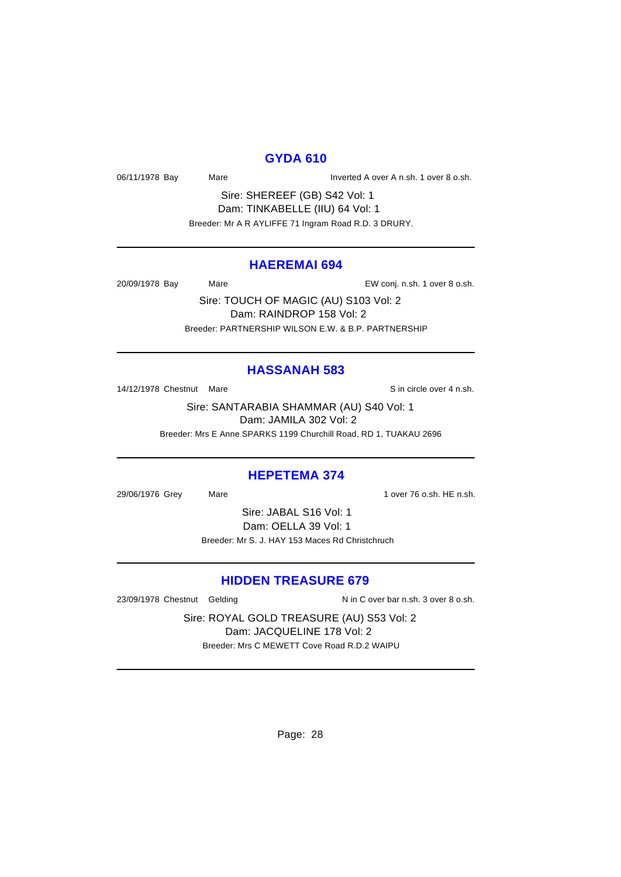## GYDA 610

06/11/1978 Bay Mare Inverted A over A n.sh. 1 over 8 o.sh.

Sire: SHEREEF (GB) S42 Vol: 1
Dam: TINKABELLE (IIU) 64 Vol: 1
Breeder: Mr A R AYLIFFE 71 Ingram Road R.D. 3 DRURY.

---

## HAEREMAI 694

20/09/1978 Bay Mare EW conj. n.sh. 1 over 8 o.sh.

Sire: TOUCH OF MAGIC (AU) S103 Vol: 2
Dam: RAINDROP 158 Vol: 2
Breeder: PARTNERSHIP WILSON E.W. & B.P. PARTNERSHIP

---

## HASSANAH 583

14/12/1978 Chestnut Mare S in circle over 4 n.sh.

Sire: SANTARABIA SHAMMAR (AU) S40 Vol: 1
Dam: JAMILA 302 Vol: 2
Breeder: Mrs E Anne SPARKS 1199 Churchill Road, RD 1, TUAKAU 2696

---

## HEPETEMA 374

29/06/1976 Grey Mare 1 over 76 o.sh. HE n.sh.

Sire: JABAL S16 Vol: 1
Dam: OELLA 39 Vol: 1
Breeder: Mr S. J. HAY 153 Maces Rd Christchruch

---

## HIDDEN TREASURE 679

23/09/1978 Chestnut Gelding N in C over bar n.sh. 3 over 8 o.sh.

Sire: ROYAL GOLD TREASURE (AU) S53 Vol: 2
Dam: JACQUELINE 178 Vol: 2
Breeder: Mrs C MEWETT Cove Road R.D.2 WAIPU

---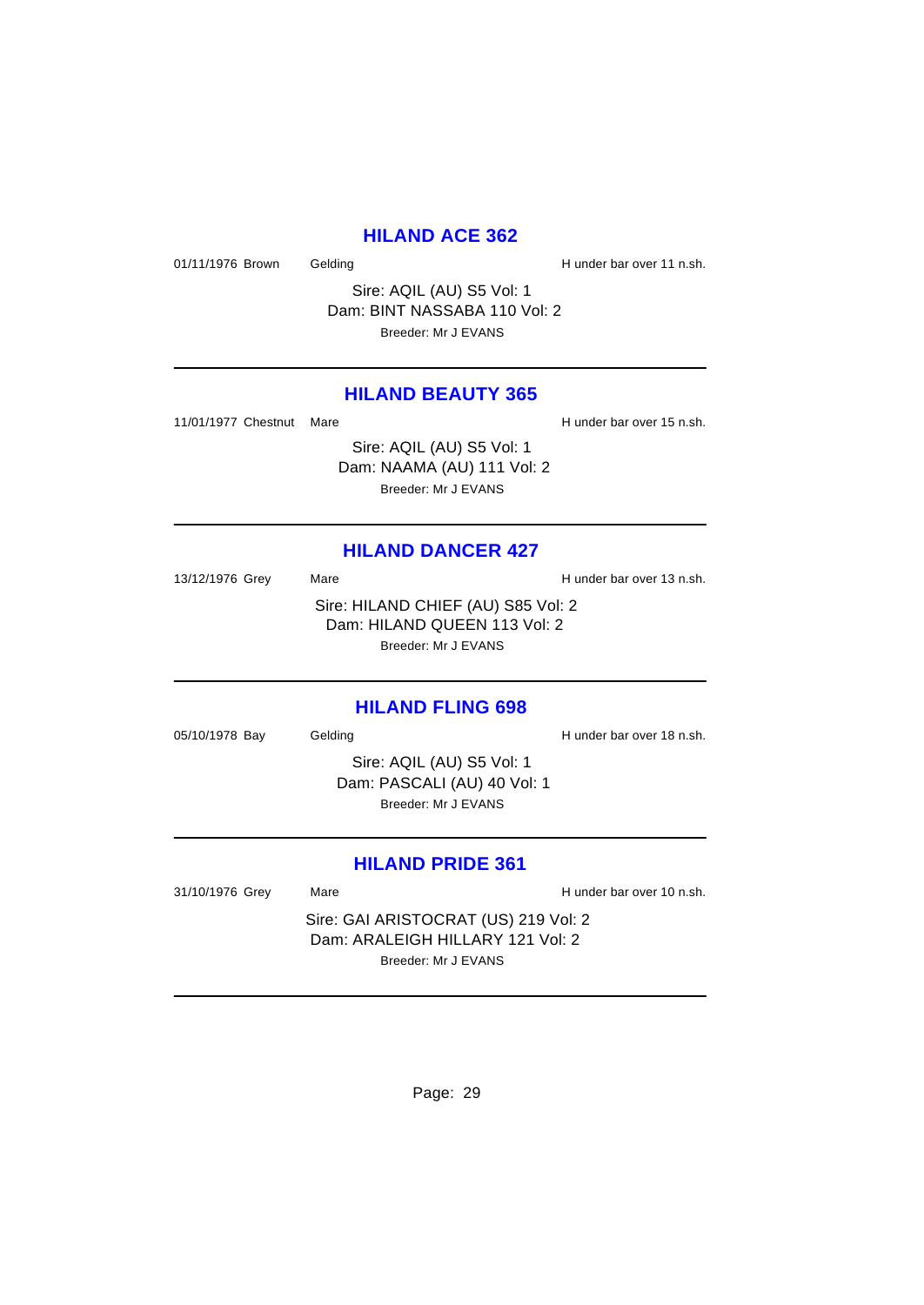## HILAND ACE 362

01/11/1976 Brown Gelding H under bar over 11 n.sh.

Sire: AQIL (AU) S5 Vol: 1
Dam: BINT NASSABA 110 Vol: 2
Breeder: Mr J EVANS

---

## HILAND BEAUTY 365

11/01/1977 Chestnut Mare H under bar over 15 n.sh.

Sire: AQIL (AU) S5 Vol: 1
Dam: NAAMA (AU) 111 Vol: 2
Breeder: Mr J EVANS

---

## HILAND DANCER 427

13/12/1976 Grey Mare H under bar over 13 n.sh.

Sire: HILAND CHIEF (AU) S85 Vol: 2
Dam: HILAND QUEEN 113 Vol: 2
Breeder: Mr J EVANS

---

## HILAND FLING 698

05/10/1978 Bay Gelding H under bar over 18 n.sh.

Sire: AQIL (AU) S5 Vol: 1
Dam: PASCALI (AU) 40 Vol: 1
Breeder: Mr J EVANS

---

## HILAND PRIDE 361

31/10/1976 Grey Mare H under bar over 10 n.sh.

Sire: GAI ARISTOCRAT (US) 219 Vol: 2
Dam: ARALEIGH HILLARY 121 Vol: 2
Breeder: Mr J EVANS

---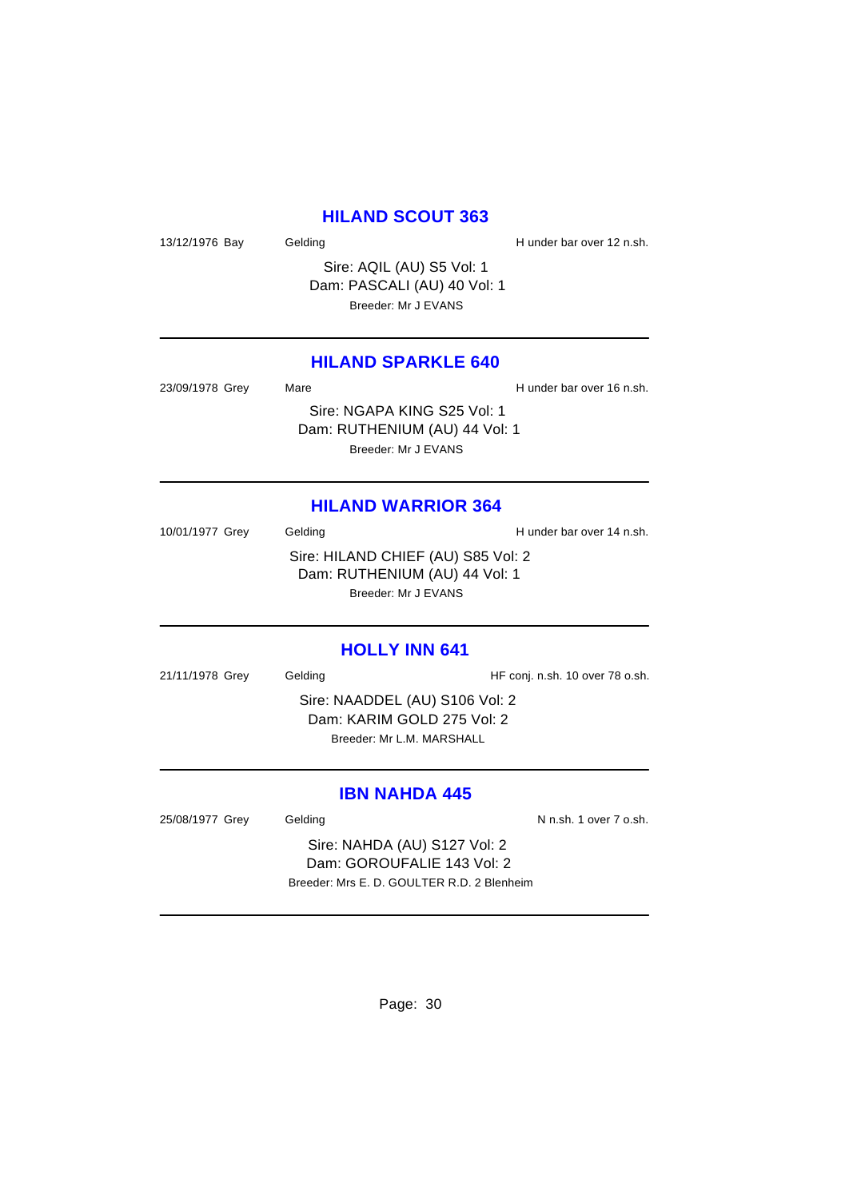## HILAND SCOUT 363

13/12/1976 Bay Gelding H under bar over 12 n.sh.

Sire: AQIL (AU) S5 Vol: 1
Dam: PASCALI (AU) 40 Vol: 1
Breeder: Mr J EVANS

---

## HILAND SPARKLE 640

23/09/1978 Grey Mare H under bar over 16 n.sh.

Sire: NGAPA KING S25 Vol: 1
Dam: RUTHENIUM (AU) 44 Vol: 1
Breeder: Mr J EVANS

---

## HILAND WARRIOR 364

10/01/1977 Grey Gelding H under bar over 14 n.sh.

Sire: HILAND CHIEF (AU) S85 Vol: 2
Dam: RUTHENIUM (AU) 44 Vol: 1
Breeder: Mr J EVANS

---

## HOLLY INN 641

21/11/1978 Grey Gelding HF conj. n.sh. 10 over 78 o.sh.

Sire: NAADDEL (AU) S106 Vol: 2
Dam: KARIM GOLD 275 Vol: 2
Breeder: Mr L.M. MARSHALL

---

## IBN NAHDA 445

25/08/1977 Grey Gelding N n.sh. 1 over 7 o.sh.

Sire: NAHDA (AU) S127 Vol: 2
Dam: GOROUFALIE 143 Vol: 2
Breeder: Mrs E. D. GOULTER R.D. 2 Blenheim

---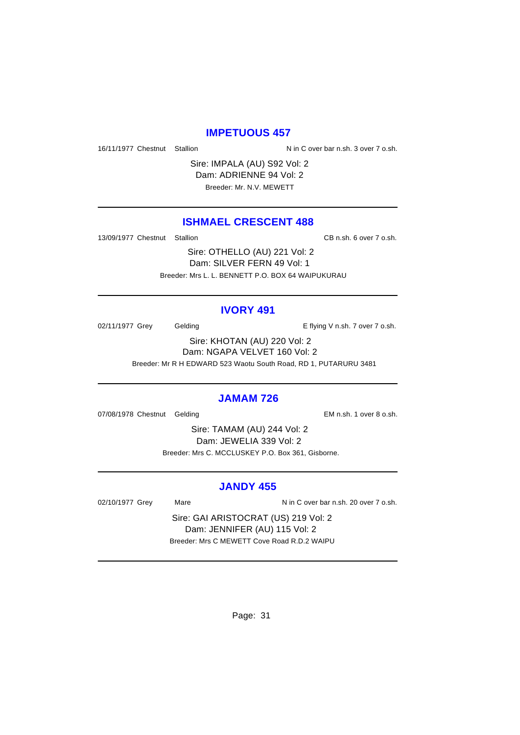## IMPETUOUS 457

16/11/1977 Chestnut Stallion N in C over bar n.sh. 3 over 7 o.sh.

Sire: IMPALA (AU) S92 Vol: 2
Dam: ADRIENNE 94 Vol: 2
Breeder: Mr. N.V. MEWETT

---

## ISHMAEL CRESCENT 488

13/09/1977 Chestnut Stallion CB n.sh. 6 over 7 o.sh.

Sire: OTHELLO (AU) 221 Vol: 2
Dam: SILVER FERN 49 Vol: 1
Breeder: Mrs L. L. BENNETT P.O. BOX 64 WAIPUKURAU

---

## IVORY 491

02/11/1977 Grey Gelding E flying V n.sh. 7 over 7 o.sh.

Sire: KHOTAN (AU) 220 Vol: 2
Dam: NGAPA VELVET 160 Vol: 2
Breeder: Mr R H EDWARD 523 Waotu South Road, RD 1, PUTARURU 3481

---

## JAMAM 726

07/08/1978 Chestnut Gelding EM n.sh. 1 over 8 o.sh.

Sire: TAMAM (AU) 244 Vol: 2
Dam: JEWELIA 339 Vol: 2
Breeder: Mrs C. MCCLUSKEY P.O. Box 361, Gisborne.

---

## JANDY 455

02/10/1977 Grey Mare N in C over bar n.sh. 20 over 7 o.sh.

Sire: GAI ARISTOCRAT (US) 219 Vol: 2
Dam: JENNIFER (AU) 115 Vol: 2
Breeder: Mrs C MEWETT Cove Road R.D.2 WAIPU

---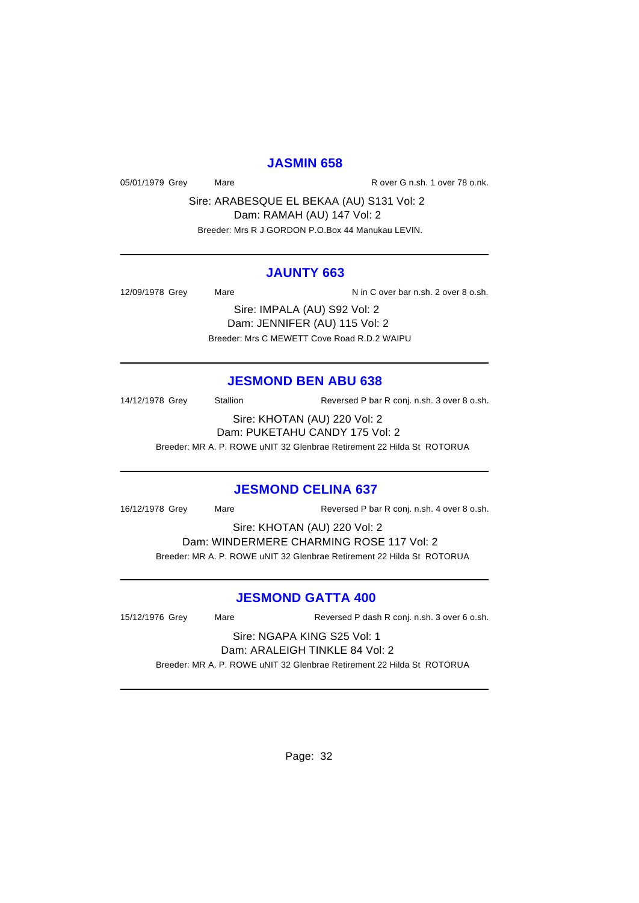## JASMIN 658

05/01/1979 Grey Mare R over G n.sh. 1 over 78 o.nk.

Sire: ARABESQUE EL BEKAA (AU) S131 Vol: 2

Dam: RAMAH (AU) 147 Vol: 2

Breeder: Mrs R J GORDON P.O.Box 44 Manukau LEVIN.

---

## JAUNTY 663

12/09/1978 Grey Mare N in C over bar n.sh. 2 over 8 o.sh.

Sire: IMPALA (AU) S92 Vol: 2

Dam: JENNIFER (AU) 115 Vol: 2

Breeder: Mrs C MEWETT Cove Road R.D.2 WAIPU

---

## JESMOND BEN ABU 638

14/12/1978 Grey Stallion Reversed P bar R conj. n.sh. 3 over 8 o.sh.

Sire: KHOTAN (AU) 220 Vol: 2

Dam: PUKETAHU CANDY 175 Vol: 2

Breeder: MR A. P. ROWE uNIT 32 Glenbrae Retirement 22 Hilda St ROTORUA

---

## JESMOND CELINA 637

16/12/1978 Grey Mare Reversed P bar R conj. n.sh. 4 over 8 o.sh.

Sire: KHOTAN (AU) 220 Vol: 2

Dam: WINDERMERE CHARMING ROSE 117 Vol: 2

Breeder: MR A. P. ROWE uNIT 32 Glenbrae Retirement 22 Hilda St ROTORUA

---

## JESMOND GATTA 400

15/12/1976 Grey Mare Reversed P dash R conj. n.sh. 3 over 6 o.sh.

Sire: NGAPA KING S25 Vol: 1

Dam: ARALEIGH TINKLE 84 Vol: 2

Breeder: MR A. P. ROWE uNIT 32 Glenbrae Retirement 22 Hilda St ROTORUA

---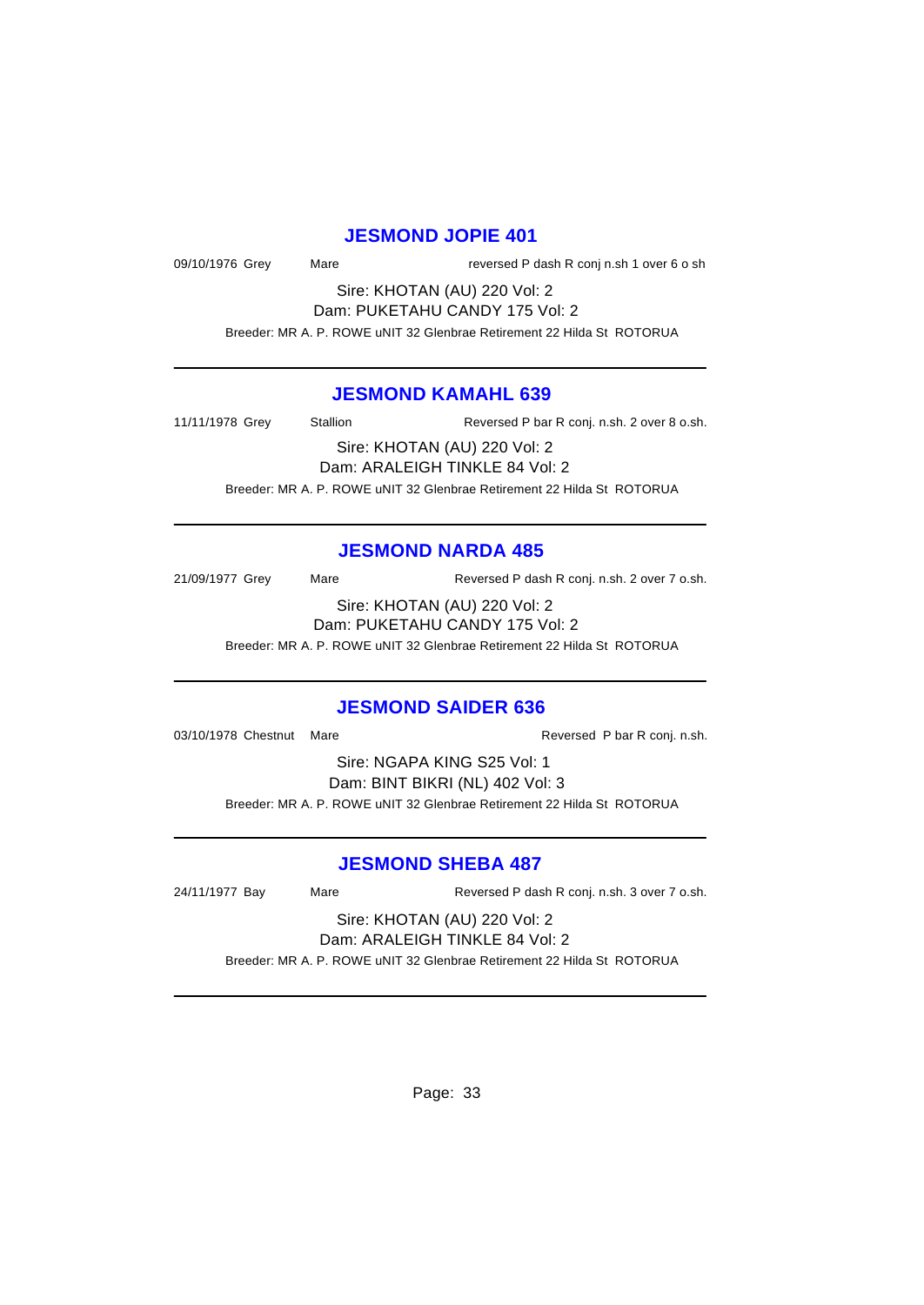## JESMOND JOPIE 401

09/10/1976 Grey Mare reversed P dash R conj n.sh 1 over 6 o sh

Sire: KHOTAN (AU) 220 Vol: 2
Dam: PUKETAHU CANDY 175 Vol: 2

Breeder: MR A. P. ROWE uNIT 32 Glenbrae Retirement 22 Hilda St ROTORUA

---

## JESMOND KAMAHL 639

11/11/1978 Grey Stallion Reversed P bar R conj. n.sh. 2 over 8 o.sh.

Sire: KHOTAN (AU) 220 Vol: 2
Dam: ARALEIGH TINKLE 84 Vol: 2

Breeder: MR A. P. ROWE uNIT 32 Glenbrae Retirement 22 Hilda St ROTORUA

---

## JESMOND NARDA 485

21/09/1977 Grey Mare Reversed P dash R conj. n.sh. 2 over 7 o.sh.

Sire: KHOTAN (AU) 220 Vol: 2
Dam: PUKETAHU CANDY 175 Vol: 2

Breeder: MR A. P. ROWE uNIT 32 Glenbrae Retirement 22 Hilda St ROTORUA

---

## JESMOND SAIDER 636

03/10/1978 Chestnut Mare Reversed P bar R conj. n.sh.

Sire: NGAPA KING S25 Vol: 1
Dam: BINT BIKRI (NL) 402 Vol: 3

Breeder: MR A. P. ROWE uNIT 32 Glenbrae Retirement 22 Hilda St ROTORUA

---

## JESMOND SHEBA 487

24/11/1977 Bay Mare Reversed P dash R conj. n.sh. 3 over 7 o.sh.

Sire: KHOTAN (AU) 220 Vol: 2
Dam: ARALEIGH TINKLE 84 Vol: 2

Breeder: MR A. P. ROWE uNIT 32 Glenbrae Retirement 22 Hilda St ROTORUA

---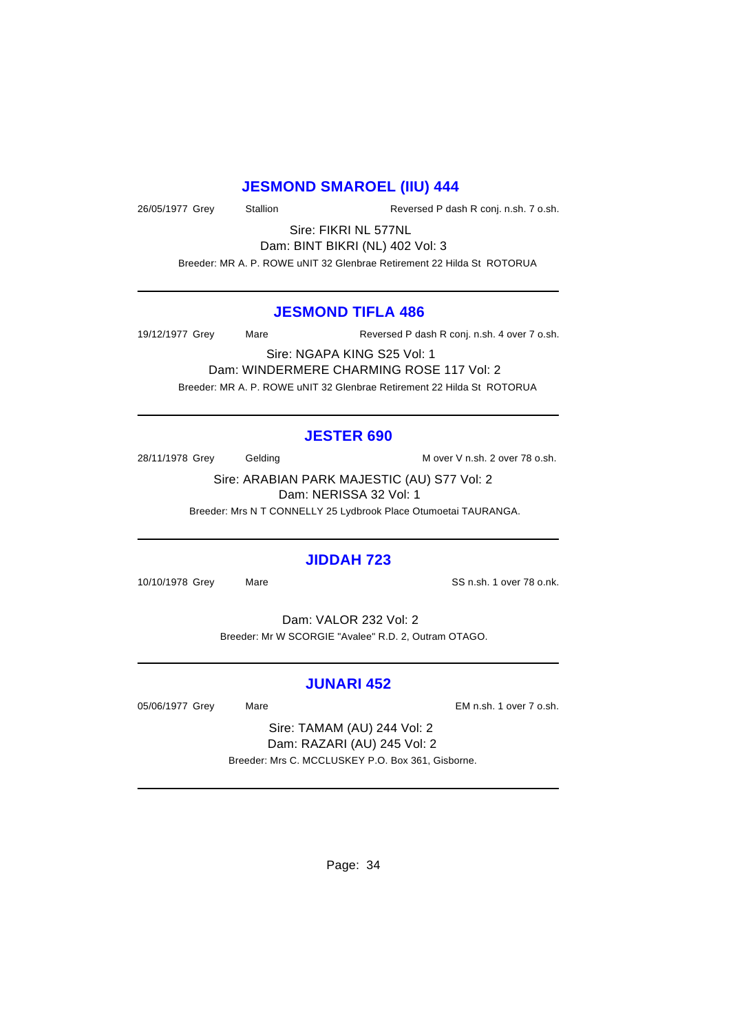## JESMOND SMAROEL (IIU) 444

26/05/1977 Grey    Stallion    Reversed P dash R conj. n.sh. 7 o.sh.

Sire: FIKRI NL 577NL

Dam: BINT BIKRI (NL) 402 Vol: 3

Breeder: MR A. P. ROWE uNIT 32 Glenbrae Retirement 22 Hilda St  ROTORUA

---

## JESMOND TIFLA 486

19/12/1977 Grey    Mare    Reversed P dash R conj. n.sh. 4 over 7 o.sh.

Sire: NGAPA KING S25 Vol: 1

Dam: WINDERMERE CHARMING ROSE 117 Vol: 2

Breeder: MR A. P. ROWE uNIT 32 Glenbrae Retirement 22 Hilda St  ROTORUA

---

## JESTER 690

28/11/1978 Grey    Gelding    M over V n.sh. 2 over 78 o.sh.

Sire: ARABIAN PARK MAJESTIC (AU) S77 Vol: 2

Dam: NERISSA 32 Vol: 1

Breeder: Mrs N T CONNELLY 25 Lydbrook Place Otumoetai TAURANGA.

---

## JIDDAH 723

10/10/1978 Grey    Mare    SS n.sh. 1 over 78 o.nk.

Dam: VALOR 232 Vol: 2

Breeder: Mr W SCORGIE "Avalee" R.D. 2, Outram OTAGO.

---

## JUNARI 452

05/06/1977 Grey    Mare    EM n.sh. 1 over 7 o.sh.

Sire: TAMAM (AU) 244 Vol: 2

Dam: RAZARI (AU) 245 Vol: 2

Breeder: Mrs C. MCCLUSKEY P.O. Box 361, Gisborne.

---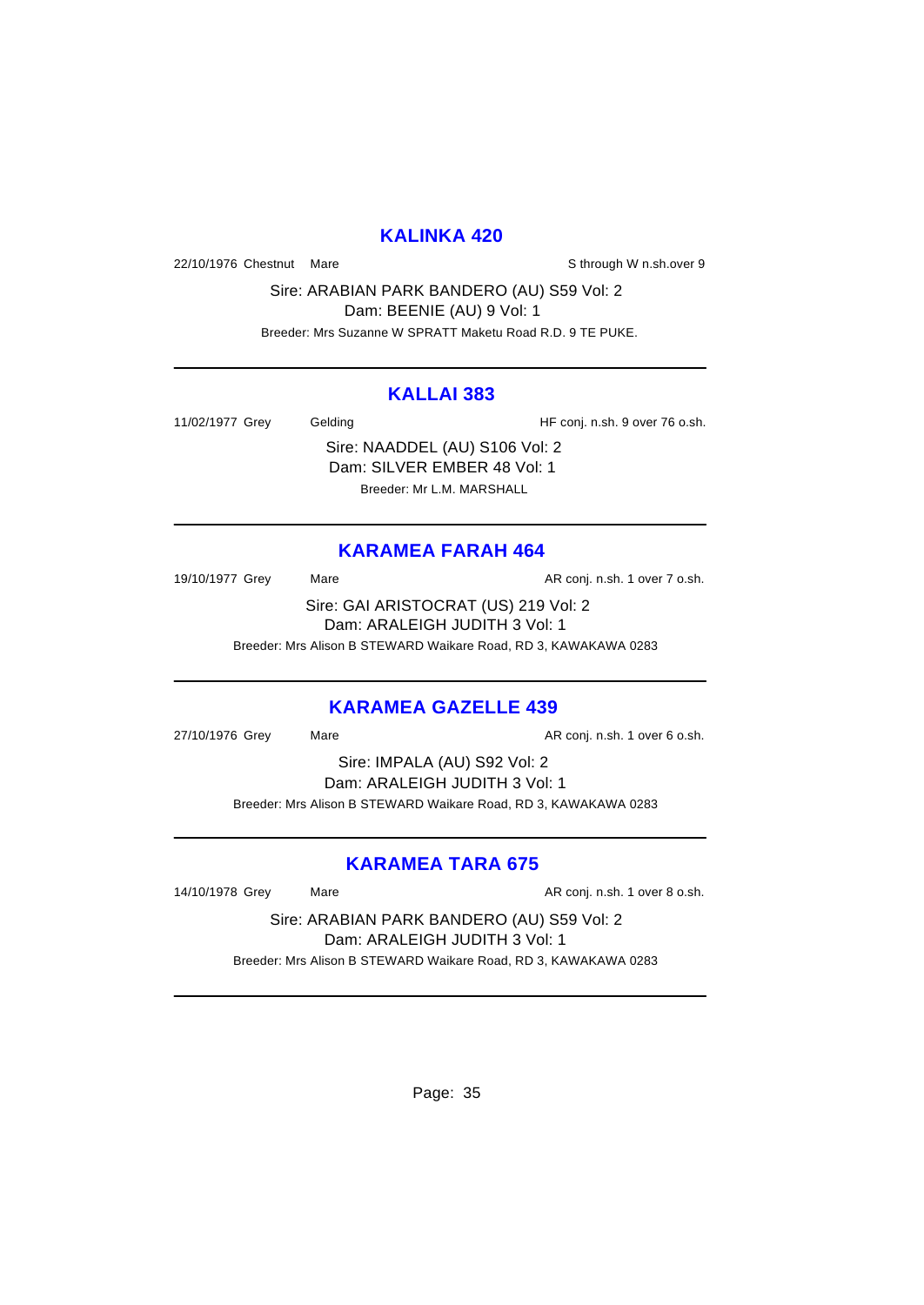## KALINKA 420

22/10/1976 Chestnut Mare S through W n.sh.over 9

Sire: ARABIAN PARK BANDERO (AU) S59 Vol: 2
Dam: BEENIE (AU) 9 Vol: 1
Breeder: Mrs Suzanne W SPRATT Maketu Road R.D. 9 TE PUKE.

---

## KALLAI 383

11/02/1977 Grey Gelding HF conj. n.sh. 9 over 76 o.sh.

Sire: NAADDEL (AU) S106 Vol: 2
Dam: SILVER EMBER 48 Vol: 1
Breeder: Mr L.M. MARSHALL

---

## KARAMEA FARAH 464

19/10/1977 Grey Mare AR conj. n.sh. 1 over 7 o.sh.

Sire: GAI ARISTOCRAT (US) 219 Vol: 2
Dam: ARALEIGH JUDITH 3 Vol: 1
Breeder: Mrs Alison B STEWARD Waikare Road, RD 3, KAWAKAWA 0283

---

## KARAMEA GAZELLE 439

27/10/1976 Grey Mare AR conj. n.sh. 1 over 6 o.sh.

Sire: IMPALA (AU) S92 Vol: 2
Dam: ARALEIGH JUDITH 3 Vol: 1
Breeder: Mrs Alison B STEWARD Waikare Road, RD 3, KAWAKAWA 0283

---

## KARAMEA TARA 675

14/10/1978 Grey Mare AR conj. n.sh. 1 over 8 o.sh.

Sire: ARABIAN PARK BANDERO (AU) S59 Vol: 2
Dam: ARALEIGH JUDITH 3 Vol: 1
Breeder: Mrs Alison B STEWARD Waikare Road, RD 3, KAWAKAWA 0283

---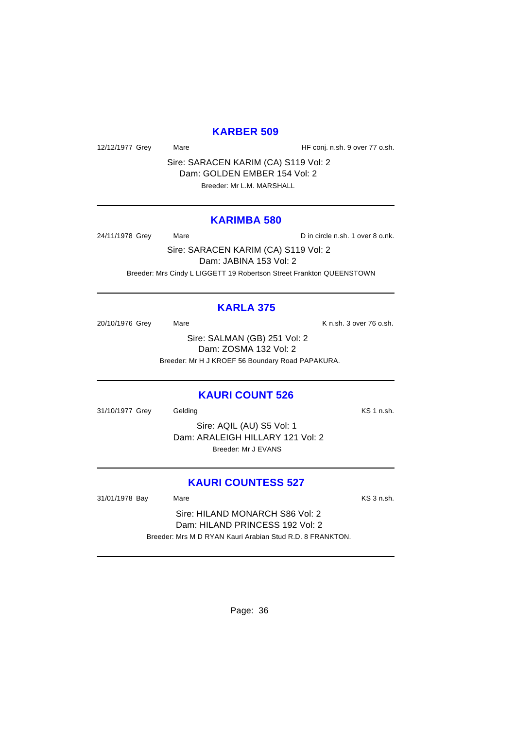## KARBER 509

12/12/1977 Grey Mare HF conj. n.sh. 9 over 77 o.sh.

Sire: SARACEN KARIM (CA) S119 Vol: 2
Dam: GOLDEN EMBER 154 Vol: 2
Breeder: Mr L.M. MARSHALL

---

## KARIMBA 580

24/11/1978 Grey Mare D in circle n.sh. 1 over 8 o.nk.

Sire: SARACEN KARIM (CA) S119 Vol: 2
Dam: JABINA 153 Vol: 2
Breeder: Mrs Cindy L LIGGETT 19 Robertson Street Frankton QUEENSTOWN

---

## KARLA 375

20/10/1976 Grey Mare K n.sh. 3 over 76 o.sh.

Sire: SALMAN (GB) 251 Vol: 2
Dam: ZOSMA 132 Vol: 2
Breeder: Mr H J KROEF 56 Boundary Road PAPAKURA.

---

## KAURI COUNT 526

31/10/1977 Grey Gelding KS 1 n.sh.

Sire: AQIL (AU) S5 Vol: 1
Dam: ARALEIGH HILLARY 121 Vol: 2
Breeder: Mr J EVANS

---

## KAURI COUNTESS 527

31/01/1978 Bay Mare KS 3 n.sh.

Sire: HILAND MONARCH S86 Vol: 2
Dam: HILAND PRINCESS 192 Vol: 2
Breeder: Mrs M D RYAN Kauri Arabian Stud R.D. 8 FRANKTON.

---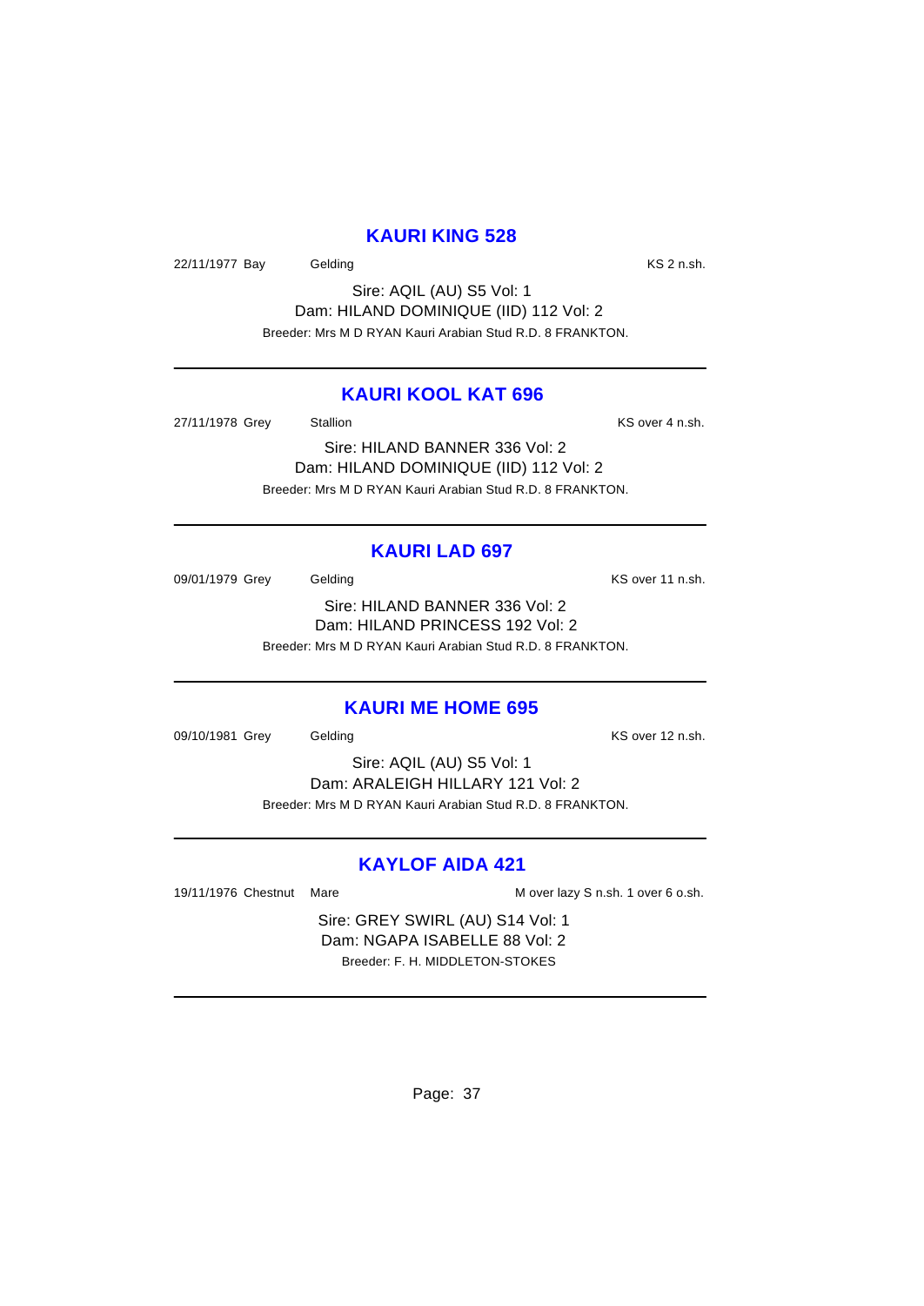## KAURI KING 528

22/11/1977 Bay Gelding KS 2 n.sh.

Sire: AQIL (AU) S5 Vol: 1
Dam: HILAND DOMINIQUE (IID) 112 Vol: 2
Breeder: Mrs M D RYAN Kauri Arabian Stud R.D. 8 FRANKTON.

---

## KAURI KOOL KAT 696

27/11/1978 Grey Stallion KS over 4 n.sh.

Sire: HILAND BANNER 336 Vol: 2
Dam: HILAND DOMINIQUE (IID) 112 Vol: 2
Breeder: Mrs M D RYAN Kauri Arabian Stud R.D. 8 FRANKTON.

---

## KAURI LAD 697

09/01/1979 Grey Gelding KS over 11 n.sh.

Sire: HILAND BANNER 336 Vol: 2
Dam: HILAND PRINCESS 192 Vol: 2
Breeder: Mrs M D RYAN Kauri Arabian Stud R.D. 8 FRANKTON.

---

## KAURI ME HOME 695

09/10/1981 Grey Gelding KS over 12 n.sh.

Sire: AQIL (AU) S5 Vol: 1
Dam: ARALEIGH HILLARY 121 Vol: 2
Breeder: Mrs M D RYAN Kauri Arabian Stud R.D. 8 FRANKTON.

---

## KAYLOF AIDA 421

19/11/1976 Chestnut Mare M over lazy S n.sh. 1 over 6 o.sh.

Sire: GREY SWIRL (AU) S14 Vol: 1
Dam: NGAPA ISABELLE 88 Vol: 2
Breeder: F. H. MIDDLETON-STOKES

---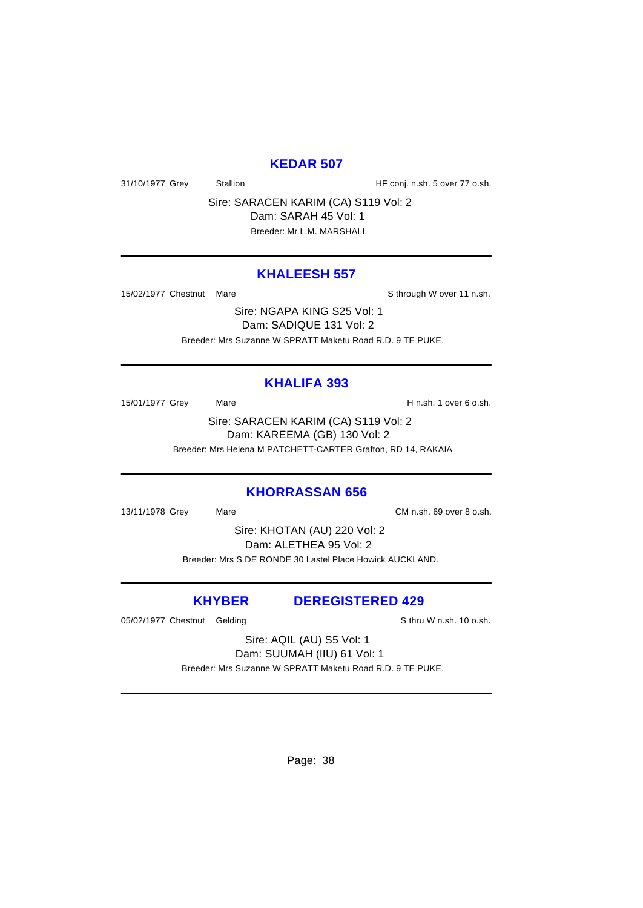## KEDAR 507

31/10/1977 Grey Stallion HF conj. n.sh. 5 over 77 o.sh.

Sire: SARACEN KARIM (CA) S119 Vol: 2
Dam: SARAH 45 Vol: 1
Breeder: Mr L.M. MARSHALL

---

## KHALEESH 557

15/02/1977 Chestnut Mare S through W over 11 n.sh.

Sire: NGAPA KING S25 Vol: 1
Dam: SADIQUE 131 Vol: 2
Breeder: Mrs Suzanne W SPRATT Maketu Road R.D. 9 TE PUKE.

---

## KHALIFA 393

15/01/1977 Grey Mare H n.sh. 1 over 6 o.sh.

Sire: SARACEN KARIM (CA) S119 Vol: 2
Dam: KAREEMA (GB) 130 Vol: 2
Breeder: Mrs Helena M PATCHETT-CARTER Grafton, RD 14, RAKAIA

---

## KHORRASSAN 656

13/11/1978 Grey Mare CM n.sh. 69 over 8 o.sh.

Sire: KHOTAN (AU) 220 Vol: 2
Dam: ALETHEA 95 Vol: 2
Breeder: Mrs S DE RONDE 30 Lastel Place Howick AUCKLAND.

---

## KHYBER DEREGISTERED 429

05/02/1977 Chestnut Gelding S thru W n.sh. 10 o.sh.

Sire: AQIL (AU) S5 Vol: 1
Dam: SUUMAH (IIU) 61 Vol: 1
Breeder: Mrs Suzanne W SPRATT Maketu Road R.D. 9 TE PUKE.

---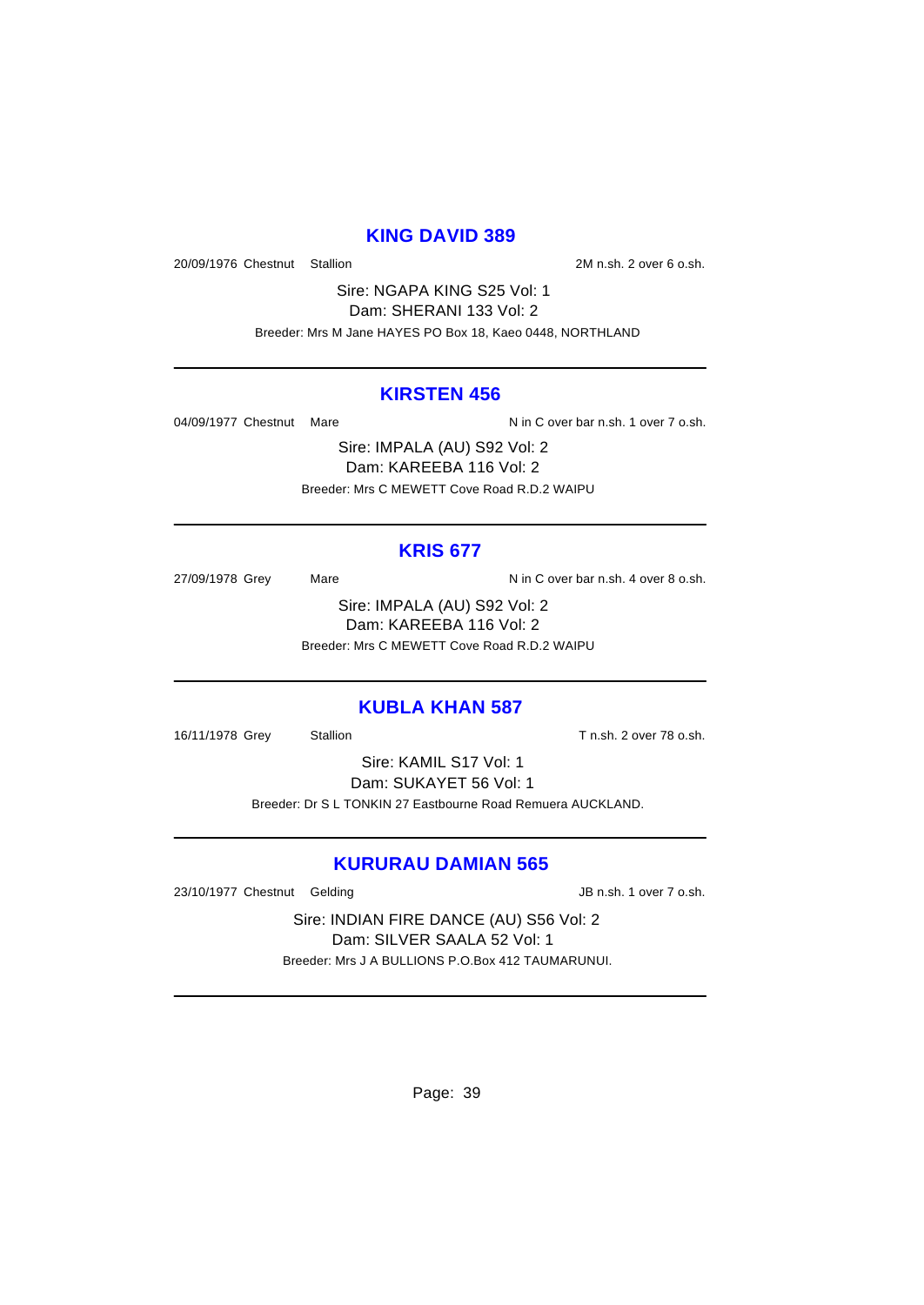## KING DAVID 389

20/09/1976 Chestnut Stallion 2M n.sh. 2 over 6 o.sh.

Sire: NGAPA KING S25 Vol: 1
Dam: SHERANI 133 Vol: 2
Breeder: Mrs M Jane HAYES PO Box 18, Kaeo 0448, NORTHLAND

---

## KIRSTEN 456

04/09/1977 Chestnut Mare N in C over bar n.sh. 1 over 7 o.sh.

Sire: IMPALA (AU) S92 Vol: 2
Dam: KAREEBA 116 Vol: 2
Breeder: Mrs C MEWETT Cove Road R.D.2 WAIPU

---

## KRIS 677

27/09/1978 Grey Mare N in C over bar n.sh. 4 over 8 o.sh.

Sire: IMPALA (AU) S92 Vol: 2
Dam: KAREEBA 116 Vol: 2
Breeder: Mrs C MEWETT Cove Road R.D.2 WAIPU

---

## KUBLA KHAN 587

16/11/1978 Grey Stallion T n.sh. 2 over 78 o.sh.

Sire: KAMIL S17 Vol: 1
Dam: SUKAYET 56 Vol: 1
Breeder: Dr S L TONKIN 27 Eastbourne Road Remuera AUCKLAND.

---

## KURURAU DAMIAN 565

23/10/1977 Chestnut Gelding JB n.sh. 1 over 7 o.sh.

Sire: INDIAN FIRE DANCE (AU) S56 Vol: 2
Dam: SILVER SAALA 52 Vol: 1
Breeder: Mrs J A BULLIONS P.O.Box 412 TAUMARUNUI.

---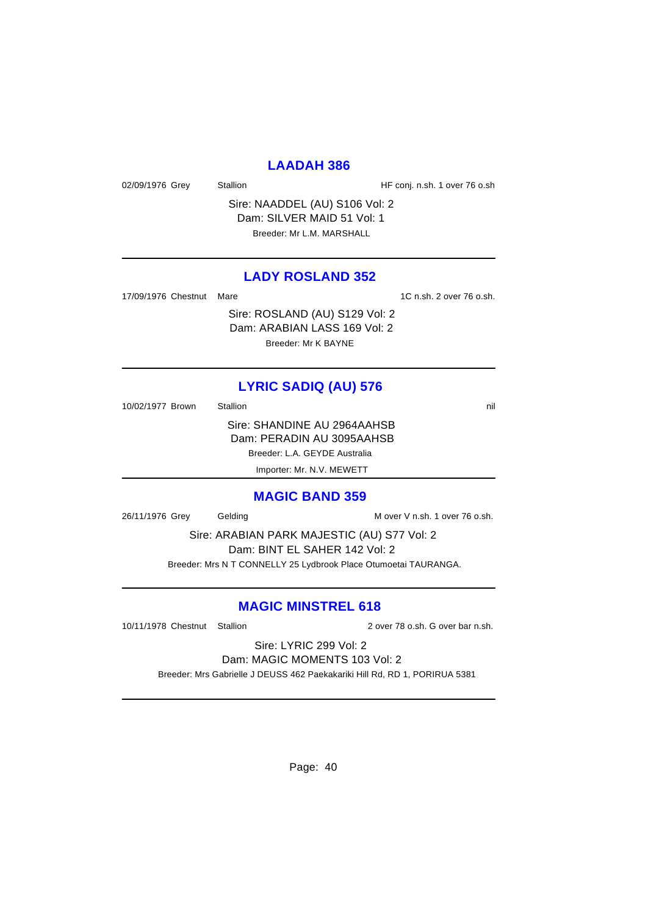## LAADAH 386

02/09/1976 Grey Stallion HF conj. n.sh. 1 over 76 o.sh

Sire: NAADDEL (AU) S106 Vol: 2
Dam: SILVER MAID 51 Vol: 1
Breeder: Mr L.M. MARSHALL

---

## LADY ROSLAND 352

17/09/1976 Chestnut Mare 1C n.sh. 2 over 76 o.sh.

Sire: ROSLAND (AU) S129 Vol: 2
Dam: ARABIAN LASS 169 Vol: 2
Breeder: Mr K BAYNE

---

## LYRIC SADIQ (AU) 576

10/02/1977 Brown Stallion nil

Sire: SHANDINE AU 2964AAHSB
Dam: PERADIN AU 3095AAHSB
Breeder: L.A. GEYDE Australia
Importer: Mr. N.V. MEWETT

---

## MAGIC BAND 359

26/11/1976 Grey Gelding M over V n.sh. 1 over 76 o.sh.

Sire: ARABIAN PARK MAJESTIC (AU) S77 Vol: 2
Dam: BINT EL SAHER 142 Vol: 2
Breeder: Mrs N T CONNELLY 25 Lydbrook Place Otumoetai TAURANGA.

---

## MAGIC MINSTREL 618

10/11/1978 Chestnut Stallion 2 over 78 o.sh. G over bar n.sh.

Sire: LYRIC 299 Vol: 2
Dam: MAGIC MOMENTS 103 Vol: 2
Breeder: Mrs Gabrielle J DEUSS 462 Paekakariki Hill Rd, RD 1, PORIRUA 5381

---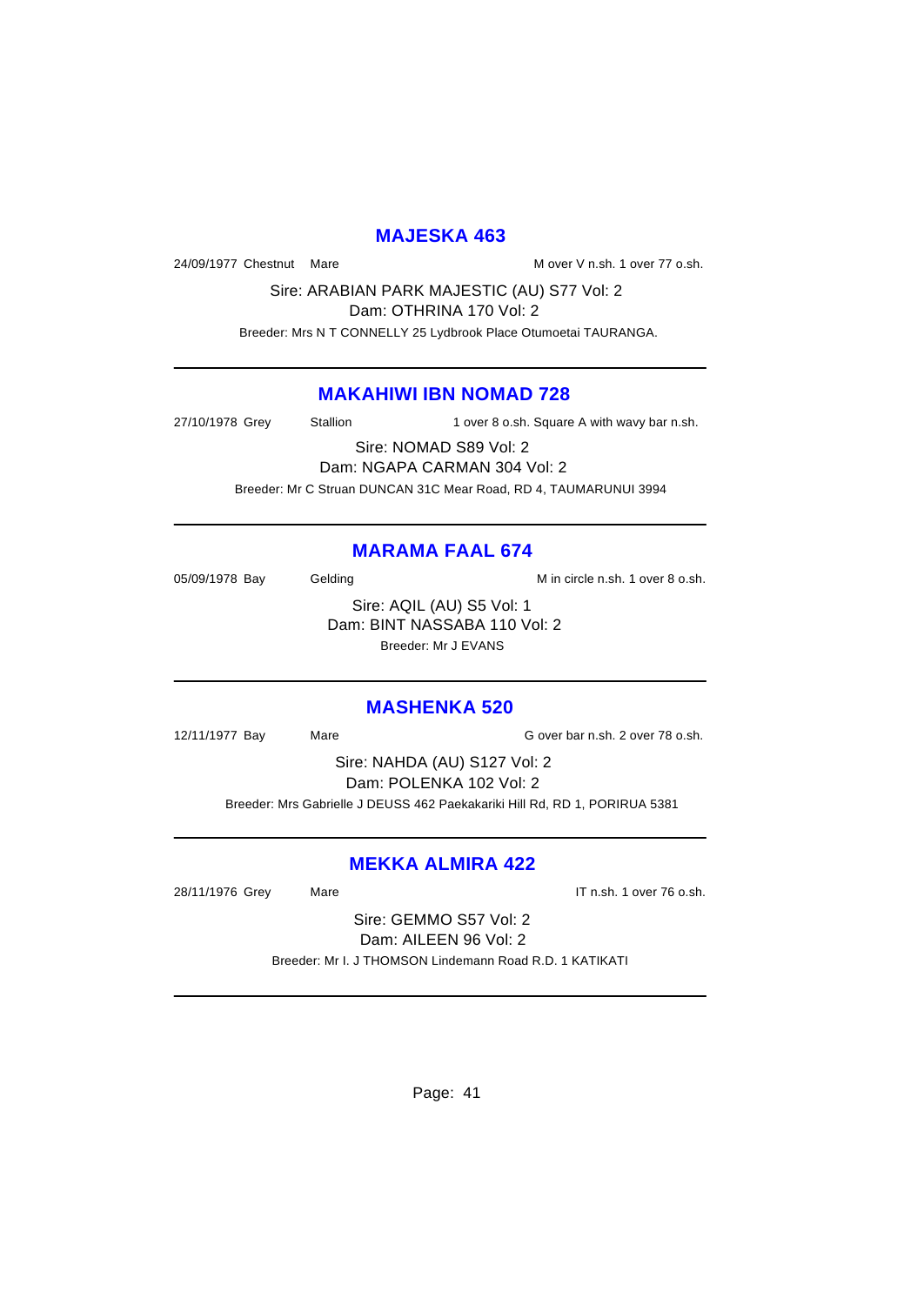## MAJESKA 463

24/09/1977 Chestnut Mare M over V n.sh. 1 over 77 o.sh.

Sire: ARABIAN PARK MAJESTIC (AU) S77 Vol: 2
Dam: OTHRINA 170 Vol: 2

Breeder: Mrs N T CONNELLY 25 Lydbrook Place Otumoetai TAURANGA.

---

## MAKAHIWI IBN NOMAD 728

27/10/1978 Grey Stallion 1 over 8 o.sh. Square A with wavy bar n.sh.

Sire: NOMAD S89 Vol: 2
Dam: NGAPA CARMAN 304 Vol: 2

Breeder: Mr C Struan DUNCAN 31C Mear Road, RD 4, TAUMARUNUI 3994

---

## MARAMA FAAL 674

05/09/1978 Bay Gelding M in circle n.sh. 1 over 8 o.sh.

Sire: AQIL (AU) S5 Vol: 1
Dam: BINT NASSABA 110 Vol: 2

Breeder: Mr J EVANS

---

## MASHENKA 520

12/11/1977 Bay Mare G over bar n.sh. 2 over 78 o.sh.

Sire: NAHDA (AU) S127 Vol: 2
Dam: POLENKA 102 Vol: 2

Breeder: Mrs Gabrielle J DEUSS 462 Paekakariki Hill Rd, RD 1, PORIRUA 5381

---

## MEKKA ALMIRA 422

28/11/1976 Grey Mare IT n.sh. 1 over 76 o.sh.

Sire: GEMMO S57 Vol: 2
Dam: AILEEN 96 Vol: 2

Breeder: Mr I. J THOMSON Lindemann Road R.D. 1 KATIKATI

---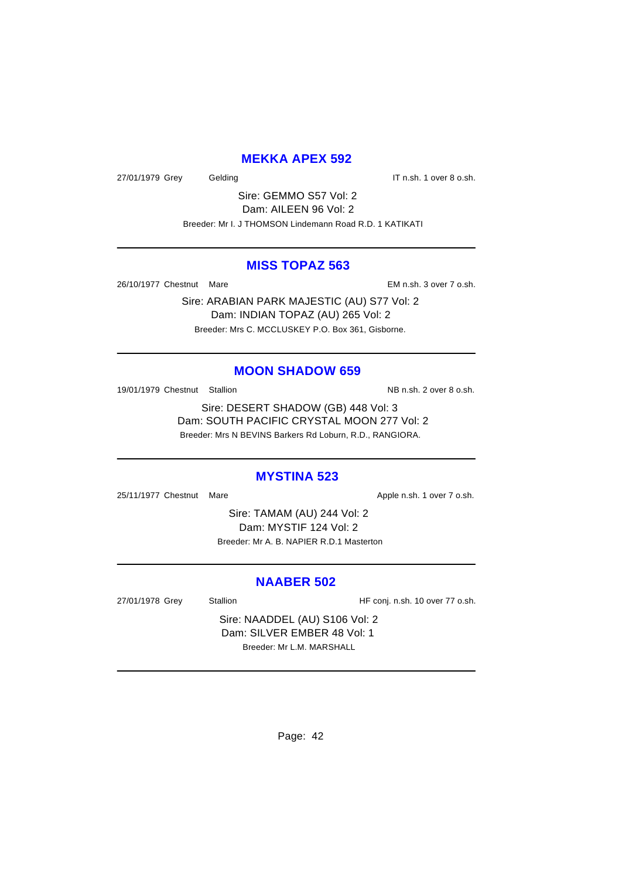## MEKKA APEX 592

27/01/1979 Grey Gelding IT n.sh. 1 over 8 o.sh.

Sire: GEMMO S57 Vol: 2
Dam: AILEEN 96 Vol: 2
Breeder: Mr I. J THOMSON Lindemann Road R.D. 1 KATIKATI

---

## MISS TOPAZ 563

26/10/1977 Chestnut Mare EM n.sh. 3 over 7 o.sh.

Sire: ARABIAN PARK MAJESTIC (AU) S77 Vol: 2
Dam: INDIAN TOPAZ (AU) 265 Vol: 2
Breeder: Mrs C. MCCLUSKEY P.O. Box 361, Gisborne.

---

## MOON SHADOW 659

19/01/1979 Chestnut Stallion NB n.sh. 2 over 8 o.sh.

Sire: DESERT SHADOW (GB) 448 Vol: 3
Dam: SOUTH PACIFIC CRYSTAL MOON 277 Vol: 2
Breeder: Mrs N BEVINS Barkers Rd Loburn, R.D., RANGIORA.

---

## MYSTINA 523

25/11/1977 Chestnut Mare Apple n.sh. 1 over 7 o.sh.

Sire: TAMAM (AU) 244 Vol: 2
Dam: MYSTIF 124 Vol: 2
Breeder: Mr A. B. NAPIER R.D.1 Masterton

---

## NAABER 502

27/01/1978 Grey Stallion HF conj. n.sh. 10 over 77 o.sh.

Sire: NAADDEL (AU) S106 Vol: 2
Dam: SILVER EMBER 48 Vol: 1
Breeder: Mr L.M. MARSHALL

---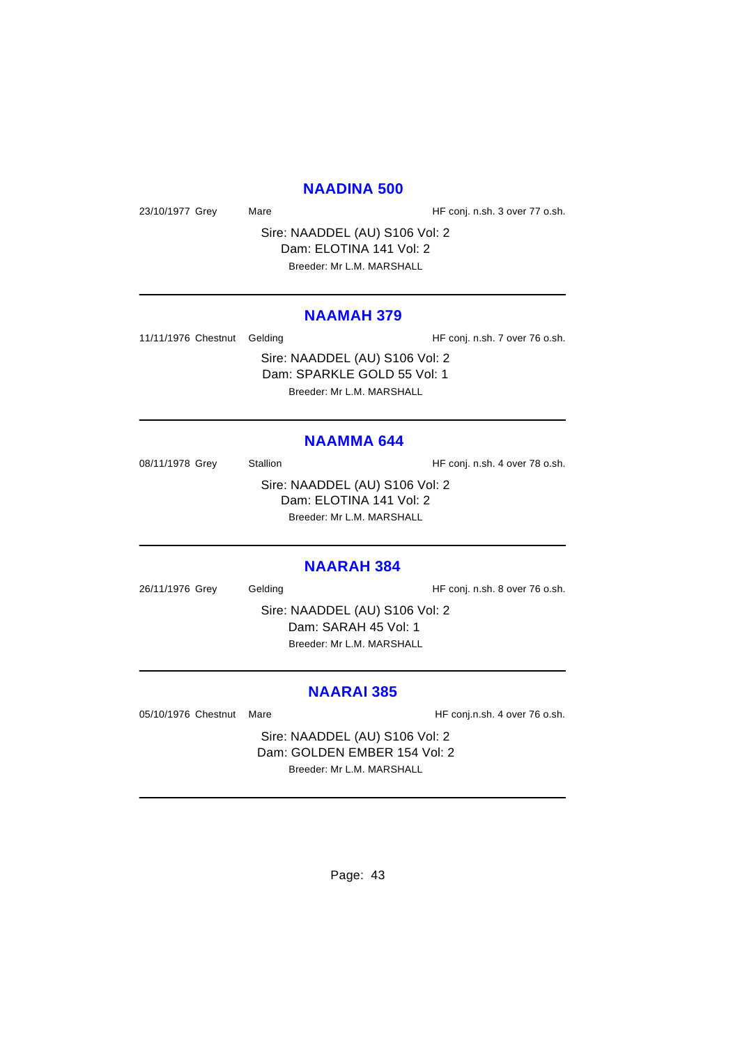## NAADINA 500

23/10/1977 Grey    Mare    HF conj. n.sh. 3 over 77 o.sh.

Sire: NAADDEL (AU) S106 Vol: 2
Dam: ELOTINA 141 Vol: 2
Breeder: Mr L.M. MARSHALL

---

## NAAMAH 379

11/11/1976 Chestnut    Gelding    HF conj. n.sh. 7 over 76 o.sh.

Sire: NAADDEL (AU) S106 Vol: 2
Dam: SPARKLE GOLD 55 Vol: 1
Breeder: Mr L.M. MARSHALL

---

## NAAMMA 644

08/11/1978 Grey    Stallion    HF conj. n.sh. 4 over 78 o.sh.

Sire: NAADDEL (AU) S106 Vol: 2
Dam: ELOTINA 141 Vol: 2
Breeder: Mr L.M. MARSHALL

---

## NAARAH 384

26/11/1976 Grey    Gelding    HF conj. n.sh. 8 over 76 o.sh.

Sire: NAADDEL (AU) S106 Vol: 2
Dam: SARAH 45 Vol: 1
Breeder: Mr L.M. MARSHALL

---

## NAARAI 385

05/10/1976 Chestnut    Mare    HF conj.n.sh. 4 over 76 o.sh.

Sire: NAADDEL (AU) S106 Vol: 2
Dam: GOLDEN EMBER 154 Vol: 2
Breeder: Mr L.M. MARSHALL

---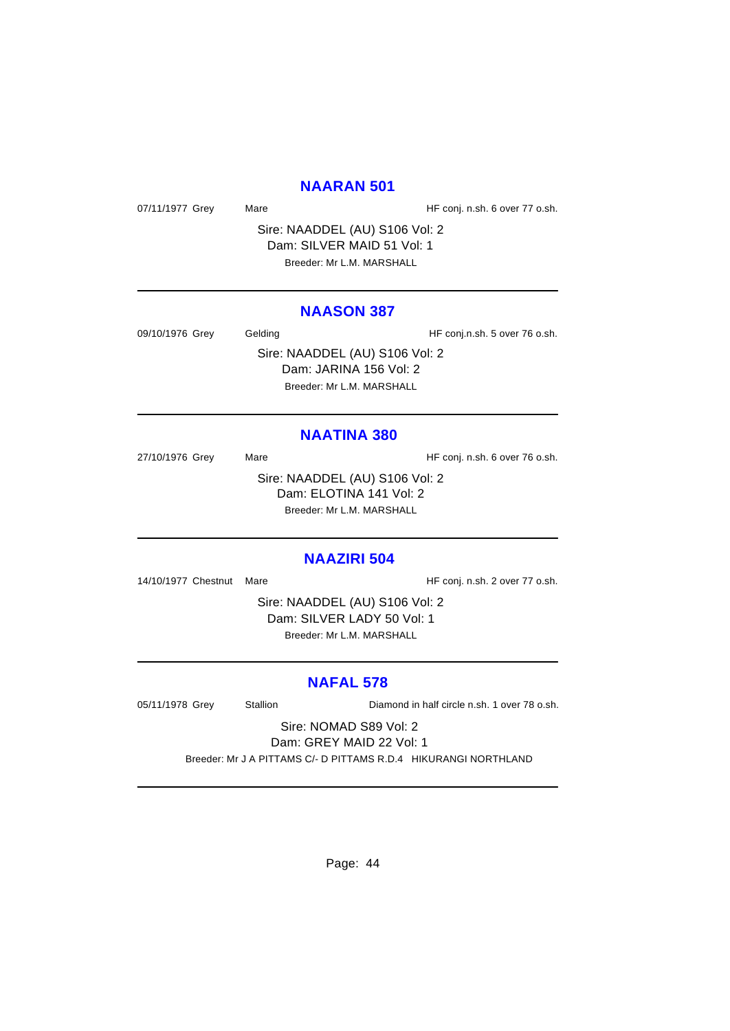## NAARAN 501

07/11/1977 Grey Mare HF conj. n.sh. 6 over 77 o.sh.

Sire: NAADDEL (AU) S106 Vol: 2
Dam: SILVER MAID 51 Vol: 1
Breeder: Mr L.M. MARSHALL

---

## NAASON 387

09/10/1976 Grey Gelding HF conj.n.sh. 5 over 76 o.sh.

Sire: NAADDEL (AU) S106 Vol: 2
Dam: JARINA 156 Vol: 2
Breeder: Mr L.M. MARSHALL

---

## NAATINA 380

27/10/1976 Grey Mare HF conj. n.sh. 6 over 76 o.sh.

Sire: NAADDEL (AU) S106 Vol: 2
Dam: ELOTINA 141 Vol: 2
Breeder: Mr L.M. MARSHALL

---

## NAAZIRI 504

14/10/1977 Chestnut Mare HF conj. n.sh. 2 over 77 o.sh.

Sire: NAADDEL (AU) S106 Vol: 2
Dam: SILVER LADY 50 Vol: 1
Breeder: Mr L.M. MARSHALL

---

## NAFAL 578

05/11/1978 Grey Stallion Diamond in half circle n.sh. 1 over 78 o.sh.

Sire: NOMAD S89 Vol: 2
Dam: GREY MAID 22 Vol: 1
Breeder: Mr J A PITTAMS C/- D PITTAMS R.D.4 HIKURANGI NORTHLAND

---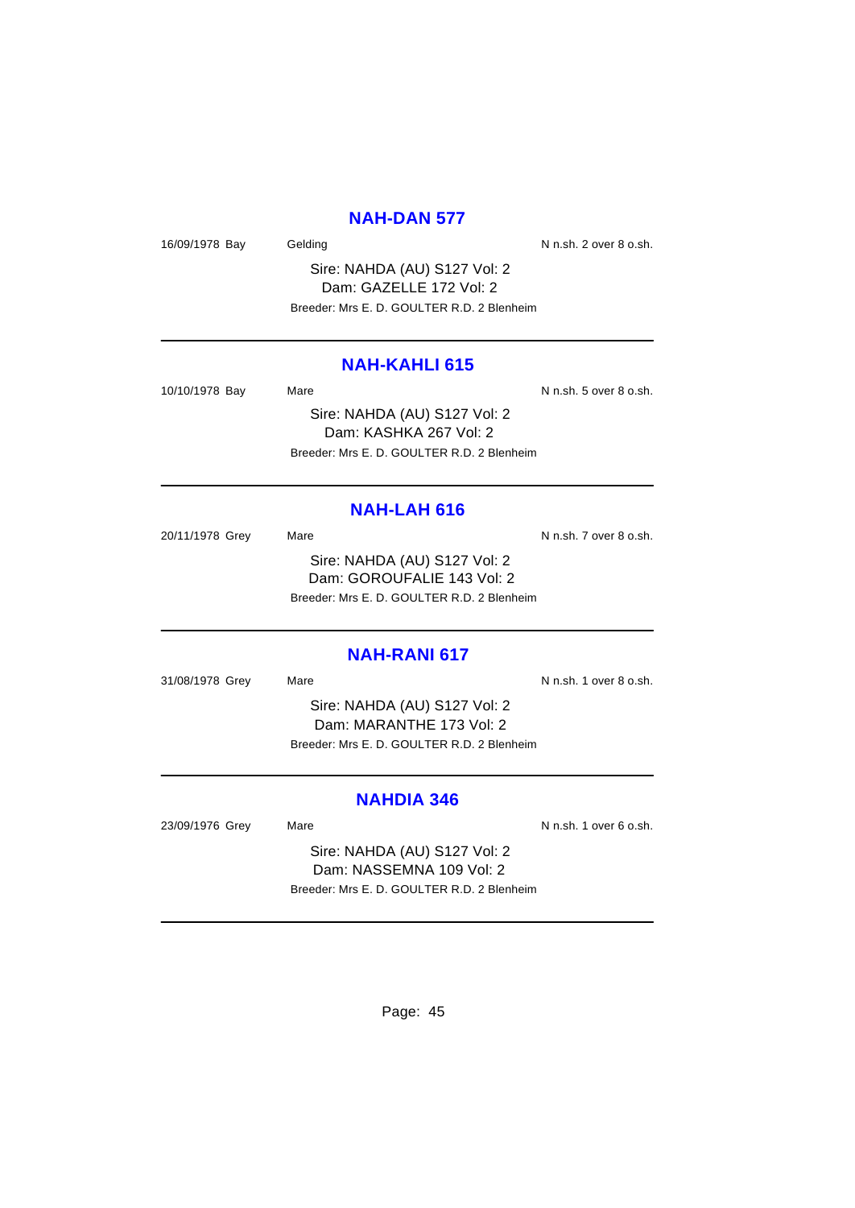## NAH-DAN 577

16/09/1978 Bay Gelding N n.sh. 2 over 8 o.sh.

Sire: NAHDA (AU) S127 Vol: 2
Dam: GAZELLE 172 Vol: 2
Breeder: Mrs E. D. GOULTER R.D. 2 Blenheim

---

## NAH-KAHLI 615

10/10/1978 Bay Mare N n.sh. 5 over 8 o.sh.

Sire: NAHDA (AU) S127 Vol: 2
Dam: KASHKA 267 Vol: 2
Breeder: Mrs E. D. GOULTER R.D. 2 Blenheim

---

## NAH-LAH 616

20/11/1978 Grey Mare N n.sh. 7 over 8 o.sh.

Sire: NAHDA (AU) S127 Vol: 2
Dam: GOROUFALIE 143 Vol: 2
Breeder: Mrs E. D. GOULTER R.D. 2 Blenheim

---

## NAH-RANI 617

31/08/1978 Grey Mare N n.sh. 1 over 8 o.sh.

Sire: NAHDA (AU) S127 Vol: 2
Dam: MARANTHE 173 Vol: 2
Breeder: Mrs E. D. GOULTER R.D. 2 Blenheim

---

## NAHDIA 346

23/09/1976 Grey Mare N n.sh. 1 over 6 o.sh.

Sire: NAHDA (AU) S127 Vol: 2
Dam: NASSEMNA 109 Vol: 2
Breeder: Mrs E. D. GOULTER R.D. 2 Blenheim

---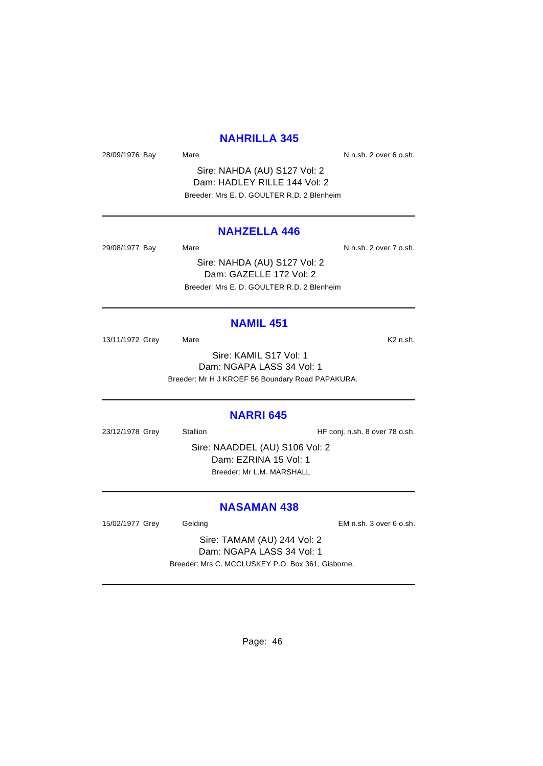## NAHRILLA 345

28/09/1976 Bay Mare N n.sh. 2 over 6 o.sh.

Sire: NAHDA (AU) S127 Vol: 2
Dam: HADLEY RILLE 144 Vol: 2
Breeder: Mrs E. D. GOULTER R.D. 2 Blenheim

---

## NAHZELLA 446

29/08/1977 Bay Mare N n.sh. 2 over 7 o.sh.

Sire: NAHDA (AU) S127 Vol: 2
Dam: GAZELLE 172 Vol: 2
Breeder: Mrs E. D. GOULTER R.D. 2 Blenheim

---

## NAMIL 451

13/11/1972 Grey Mare K2 n.sh.

Sire: KAMIL S17 Vol: 1
Dam: NGAPA LASS 34 Vol: 1
Breeder: Mr H J KROEF 56 Boundary Road PAPAKURA.

---

## NARRI 645

23/12/1978 Grey Stallion HF conj. n.sh. 8 over 78 o.sh.

Sire: NAADDEL (AU) S106 Vol: 2
Dam: EZRINA 15 Vol: 1
Breeder: Mr L.M. MARSHALL

---

## NASAMAN 438

15/02/1977 Grey Gelding EM n.sh. 3 over 6 o.sh.

Sire: TAMAM (AU) 244 Vol: 2
Dam: NGAPA LASS 34 Vol: 1
Breeder: Mrs C. MCCLUSKEY P.O. Box 361, Gisborne.

---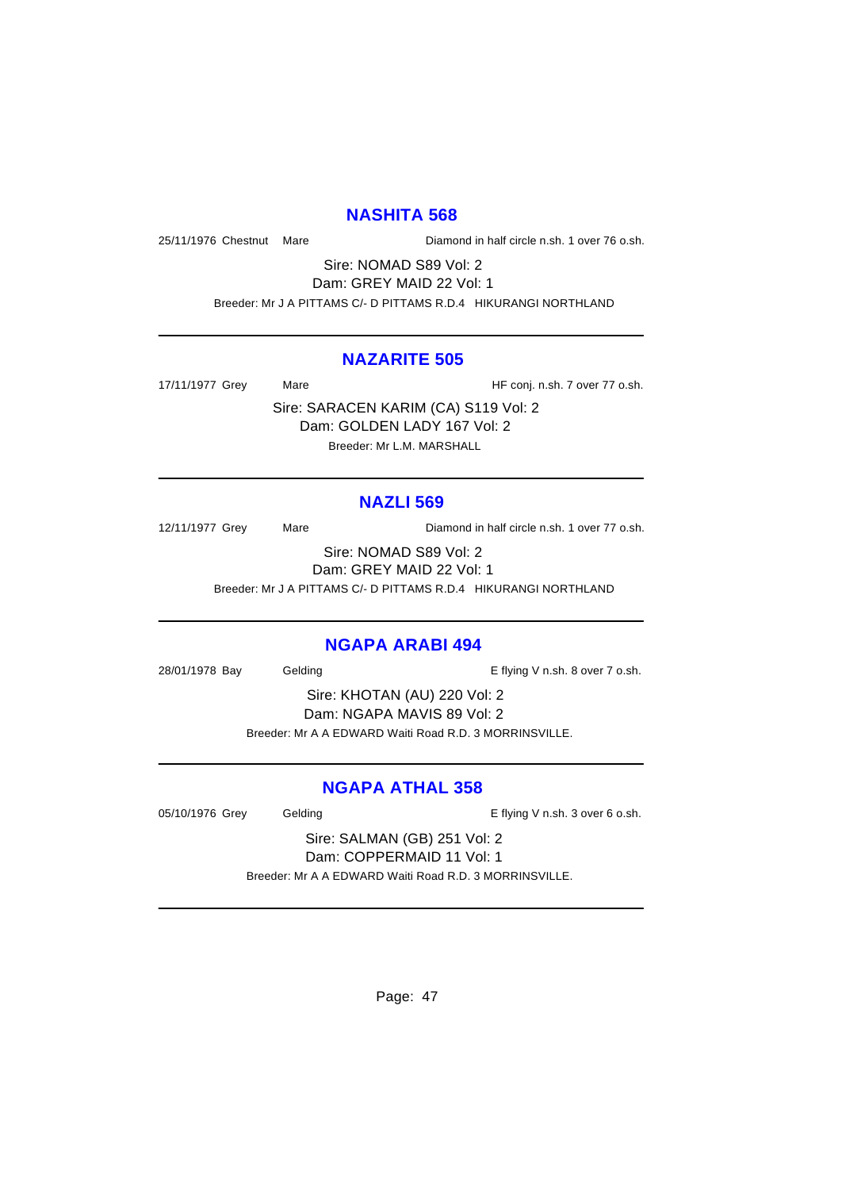## NASHITA 568

25/11/1976 Chestnut Mare Diamond in half circle n.sh. 1 over 76 o.sh.

Sire: NOMAD S89 Vol: 2
Dam: GREY MAID 22 Vol: 1
Breeder: Mr J A PITTAMS C/- D PITTAMS R.D.4 HIKURANGI NORTHLAND

---

## NAZARITE 505

17/11/1977 Grey Mare HF conj. n.sh. 7 over 77 o.sh.

Sire: SARACEN KARIM (CA) S119 Vol: 2
Dam: GOLDEN LADY 167 Vol: 2
Breeder: Mr L.M. MARSHALL

---

## NAZLI 569

12/11/1977 Grey Mare Diamond in half circle n.sh. 1 over 77 o.sh.

Sire: NOMAD S89 Vol: 2
Dam: GREY MAID 22 Vol: 1
Breeder: Mr J A PITTAMS C/- D PITTAMS R.D.4 HIKURANGI NORTHLAND

---

## NGAPA ARABI 494

28/01/1978 Bay Gelding E flying V n.sh. 8 over 7 o.sh.

Sire: KHOTAN (AU) 220 Vol: 2
Dam: NGAPA MAVIS 89 Vol: 2
Breeder: Mr A A EDWARD Waiti Road R.D. 3 MORRINSVILLE.

---

## NGAPA ATHAL 358

05/10/1976 Grey Gelding E flying V n.sh. 3 over 6 o.sh.

Sire: SALMAN (GB) 251 Vol: 2
Dam: COPPERMAID 11 Vol: 1
Breeder: Mr A A EDWARD Waiti Road R.D. 3 MORRINSVILLE.

---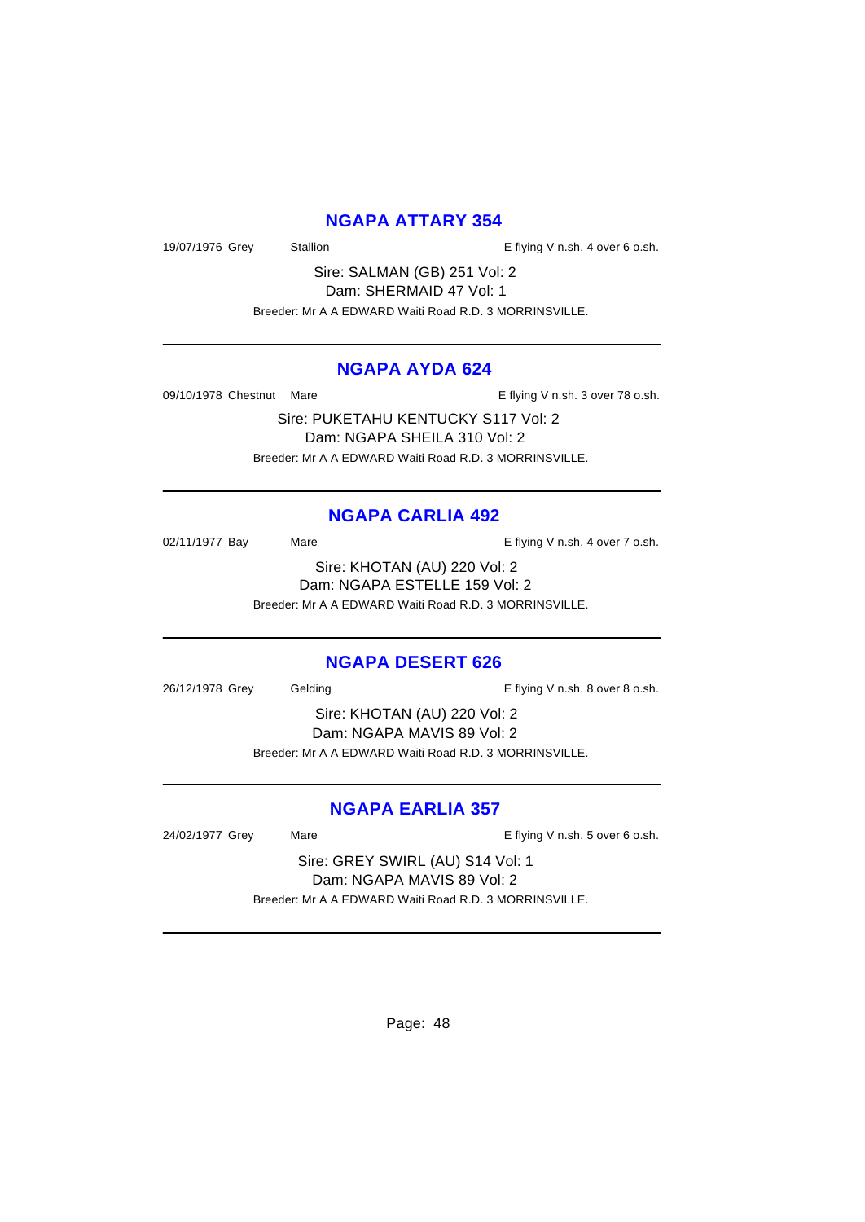## NGAPA ATTARY 354

19/07/1976 Grey Stallion E flying V n.sh. 4 over 6 o.sh.

Sire: SALMAN (GB) 251 Vol: 2
Dam: SHERMAID 47 Vol: 1

Breeder: Mr A A EDWARD Waiti Road R.D. 3 MORRINSVILLE.

---

## NGAPA AYDA 624

09/10/1978 Chestnut Mare E flying V n.sh. 3 over 78 o.sh.

Sire: PUKETAHU KENTUCKY S117 Vol: 2
Dam: NGAPA SHEILA 310 Vol: 2

Breeder: Mr A A EDWARD Waiti Road R.D. 3 MORRINSVILLE.

---

## NGAPA CARLIA 492

02/11/1977 Bay Mare E flying V n.sh. 4 over 7 o.sh.

Sire: KHOTAN (AU) 220 Vol: 2
Dam: NGAPA ESTELLE 159 Vol: 2

Breeder: Mr A A EDWARD Waiti Road R.D. 3 MORRINSVILLE.

---

## NGAPA DESERT 626

26/12/1978 Grey Gelding E flying V n.sh. 8 over 8 o.sh.

Sire: KHOTAN (AU) 220 Vol: 2
Dam: NGAPA MAVIS 89 Vol: 2

Breeder: Mr A A EDWARD Waiti Road R.D. 3 MORRINSVILLE.

---

## NGAPA EARLIA 357

24/02/1977 Grey Mare E flying V n.sh. 5 over 6 o.sh.

Sire: GREY SWIRL (AU) S14 Vol: 1
Dam: NGAPA MAVIS 89 Vol: 2

Breeder: Mr A A EDWARD Waiti Road R.D. 3 MORRINSVILLE.

---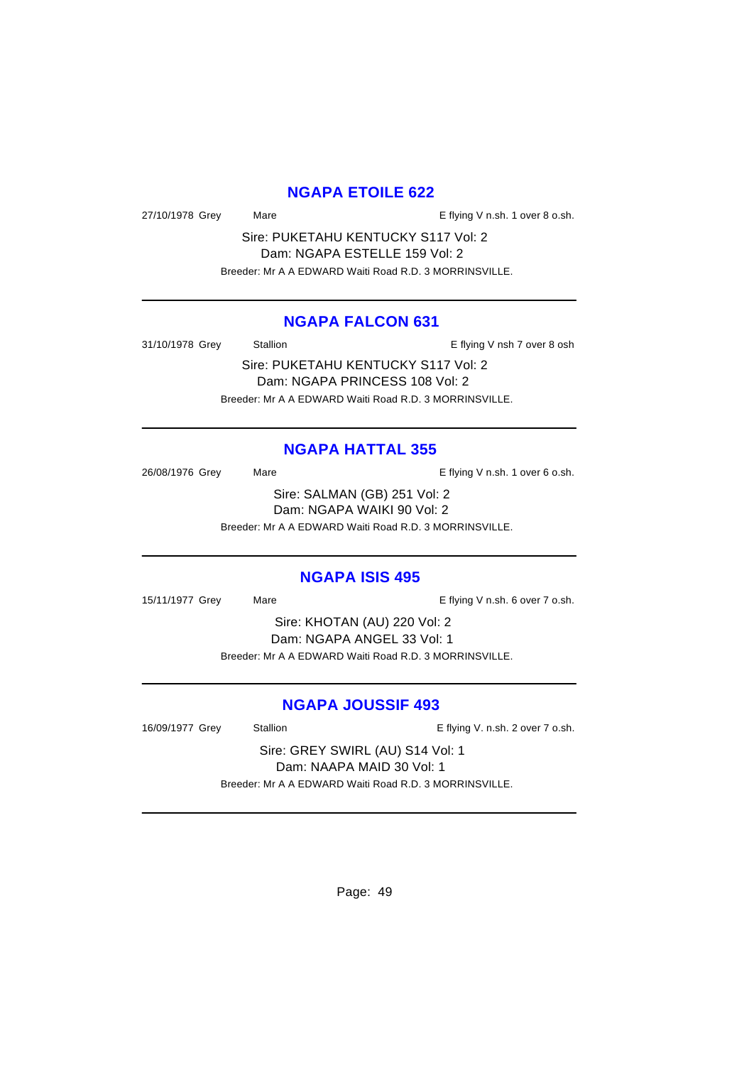## NGAPA ETOILE 622

27/10/1978 Grey Mare E flying V n.sh. 1 over 8 o.sh.

Sire: PUKETAHU KENTUCKY S117 Vol: 2
Dam: NGAPA ESTELLE 159 Vol: 2
Breeder: Mr A A EDWARD Waiti Road R.D. 3 MORRINSVILLE.

---

## NGAPA FALCON 631

31/10/1978 Grey Stallion E flying V nsh 7 over 8 osh

Sire: PUKETAHU KENTUCKY S117 Vol: 2
Dam: NGAPA PRINCESS 108 Vol: 2
Breeder: Mr A A EDWARD Waiti Road R.D. 3 MORRINSVILLE.

---

## NGAPA HATTAL 355

26/08/1976 Grey Mare E flying V n.sh. 1 over 6 o.sh.

Sire: SALMAN (GB) 251 Vol: 2
Dam: NGAPA WAIKI 90 Vol: 2
Breeder: Mr A A EDWARD Waiti Road R.D. 3 MORRINSVILLE.

---

## NGAPA ISIS 495

15/11/1977 Grey Mare E flying V n.sh. 6 over 7 o.sh.

Sire: KHOTAN (AU) 220 Vol: 2
Dam: NGAPA ANGEL 33 Vol: 1
Breeder: Mr A A EDWARD Waiti Road R.D. 3 MORRINSVILLE.

---

## NGAPA JOUSSIF 493

16/09/1977 Grey Stallion E flying V. n.sh. 2 over 7 o.sh.

Sire: GREY SWIRL (AU) S14 Vol: 1
Dam: NAAPA MAID 30 Vol: 1
Breeder: Mr A A EDWARD Waiti Road R.D. 3 MORRINSVILLE.

---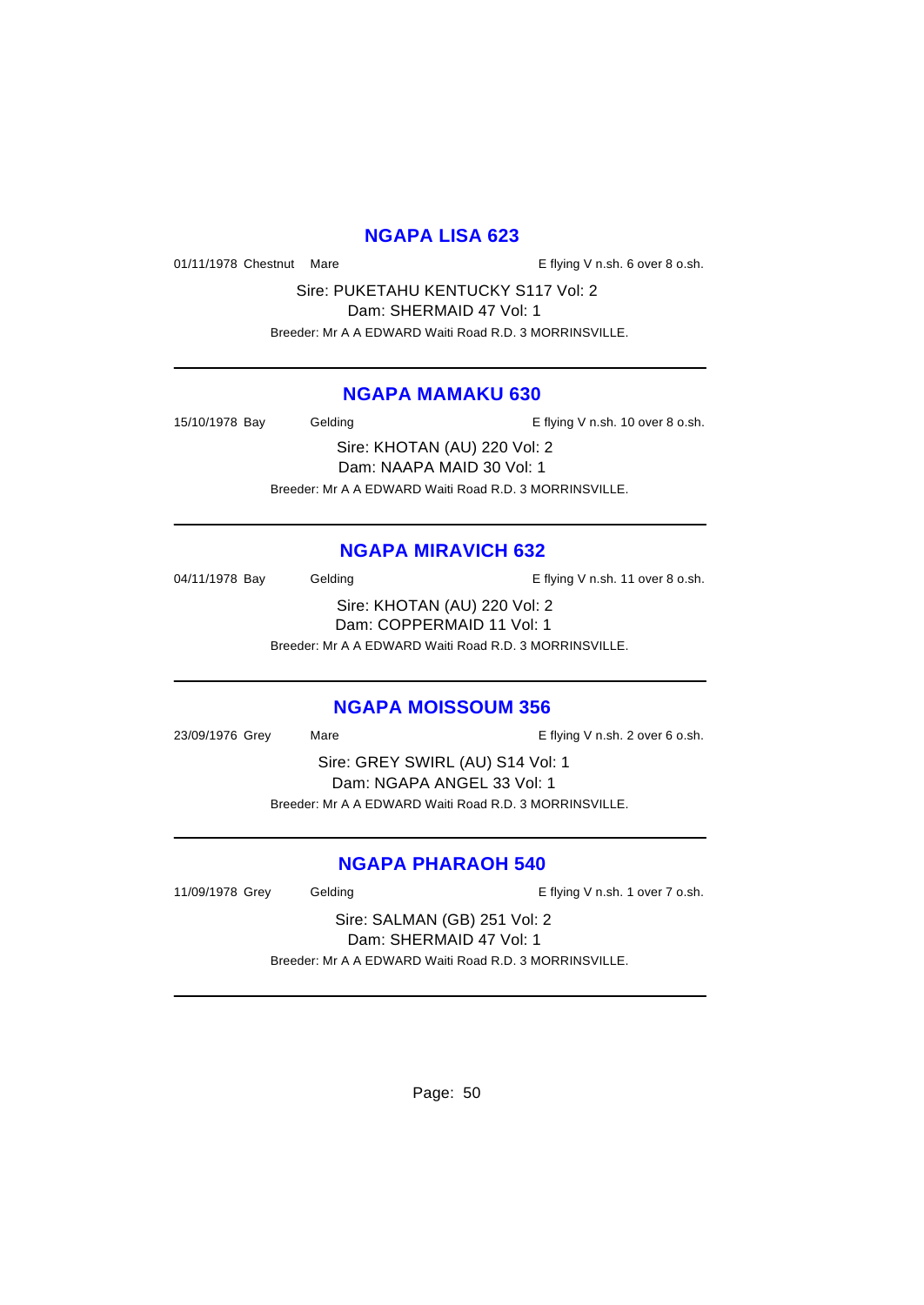## NGAPA LISA 623

01/11/1978 Chestnut Mare E flying V n.sh. 6 over 8 o.sh.

Sire: PUKETAHU KENTUCKY S117 Vol: 2
Dam: SHERMAID 47 Vol: 1
Breeder: Mr A A EDWARD Waiti Road R.D. 3 MORRINSVILLE.

---

## NGAPA MAMAKU 630

15/10/1978 Bay Gelding E flying V n.sh. 10 over 8 o.sh.

Sire: KHOTAN (AU) 220 Vol: 2
Dam: NAAPA MAID 30 Vol: 1
Breeder: Mr A A EDWARD Waiti Road R.D. 3 MORRINSVILLE.

---

## NGAPA MIRAVICH 632

04/11/1978 Bay Gelding E flying V n.sh. 11 over 8 o.sh.

Sire: KHOTAN (AU) 220 Vol: 2
Dam: COPPERMAID 11 Vol: 1
Breeder: Mr A A EDWARD Waiti Road R.D. 3 MORRINSVILLE.

---

## NGAPA MOISSOUM 356

23/09/1976 Grey Mare E flying V n.sh. 2 over 6 o.sh.

Sire: GREY SWIRL (AU) S14 Vol: 1
Dam: NGAPA ANGEL 33 Vol: 1
Breeder: Mr A A EDWARD Waiti Road R.D. 3 MORRINSVILLE.

---

## NGAPA PHARAOH 540

11/09/1978 Grey Gelding E flying V n.sh. 1 over 7 o.sh.

Sire: SALMAN (GB) 251 Vol: 2
Dam: SHERMAID 47 Vol: 1
Breeder: Mr A A EDWARD Waiti Road R.D. 3 MORRINSVILLE.

---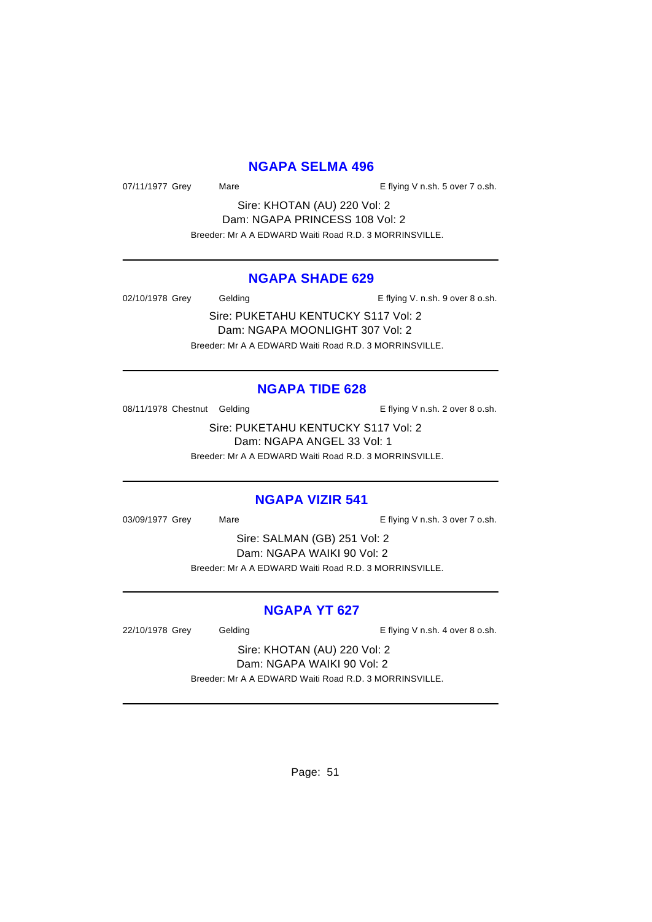## NGAPA SELMA 496

07/11/1977 Grey Mare E flying V n.sh. 5 over 7 o.sh.

Sire: KHOTAN (AU) 220 Vol: 2
Dam: NGAPA PRINCESS 108 Vol: 2
Breeder: Mr A A EDWARD Waiti Road R.D. 3 MORRINSVILLE.

---

## NGAPA SHADE 629

02/10/1978 Grey Gelding E flying V. n.sh. 9 over 8 o.sh.

Sire: PUKETAHU KENTUCKY S117 Vol: 2
Dam: NGAPA MOONLIGHT 307 Vol: 2
Breeder: Mr A A EDWARD Waiti Road R.D. 3 MORRINSVILLE.

---

## NGAPA TIDE 628

08/11/1978 Chestnut Gelding E flying V n.sh. 2 over 8 o.sh.

Sire: PUKETAHU KENTUCKY S117 Vol: 2
Dam: NGAPA ANGEL 33 Vol: 1
Breeder: Mr A A EDWARD Waiti Road R.D. 3 MORRINSVILLE.

---

## NGAPA VIZIR 541

03/09/1977 Grey Mare E flying V n.sh. 3 over 7 o.sh.

Sire: SALMAN (GB) 251 Vol: 2
Dam: NGAPA WAIKI 90 Vol: 2
Breeder: Mr A A EDWARD Waiti Road R.D. 3 MORRINSVILLE.

---

## NGAPA YT 627

22/10/1978 Grey Gelding E flying V n.sh. 4 over 8 o.sh.

Sire: KHOTAN (AU) 220 Vol: 2
Dam: NGAPA WAIKI 90 Vol: 2
Breeder: Mr A A EDWARD Waiti Road R.D. 3 MORRINSVILLE.

---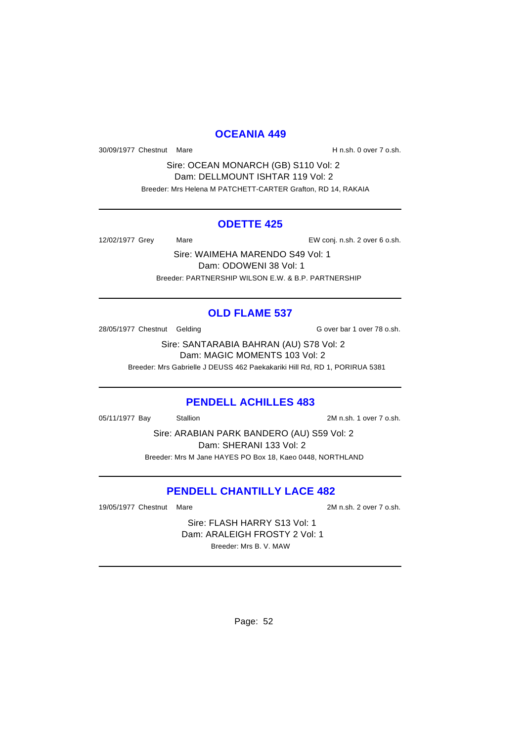## OCEANIA 449

30/09/1977 Chestnut Mare H n.sh. 0 over 7 o.sh.

Sire: OCEAN MONARCH (GB) S110 Vol: 2
Dam: DELLMOUNT ISHTAR 119 Vol: 2
Breeder: Mrs Helena M PATCHETT-CARTER Grafton, RD 14, RAKAIA

---

## ODETTE 425

12/02/1977 Grey Mare EW conj. n.sh. 2 over 6 o.sh.

Sire: WAIMEHA MARENDO S49 Vol: 1
Dam: ODOWENI 38 Vol: 1
Breeder: PARTNERSHIP WILSON E.W. & B.P. PARTNERSHIP

---

## OLD FLAME 537

28/05/1977 Chestnut Gelding G over bar 1 over 78 o.sh.

Sire: SANTARABIA BAHRAN (AU) S78 Vol: 2
Dam: MAGIC MOMENTS 103 Vol: 2
Breeder: Mrs Gabrielle J DEUSS 462 Paekakariki Hill Rd, RD 1, PORIRUA 5381

---

## PENDELL ACHILLES 483

05/11/1977 Bay Stallion 2M n.sh. 1 over 7 o.sh.

Sire: ARABIAN PARK BANDERO (AU) S59 Vol: 2
Dam: SHERANI 133 Vol: 2
Breeder: Mrs M Jane HAYES PO Box 18, Kaeo 0448, NORTHLAND

---

## PENDELL CHANTILLY LACE 482

19/05/1977 Chestnut Mare 2M n.sh. 2 over 7 o.sh.

Sire: FLASH HARRY S13 Vol: 1
Dam: ARALEIGH FROSTY 2 Vol: 1
Breeder: Mrs B. V. MAW

---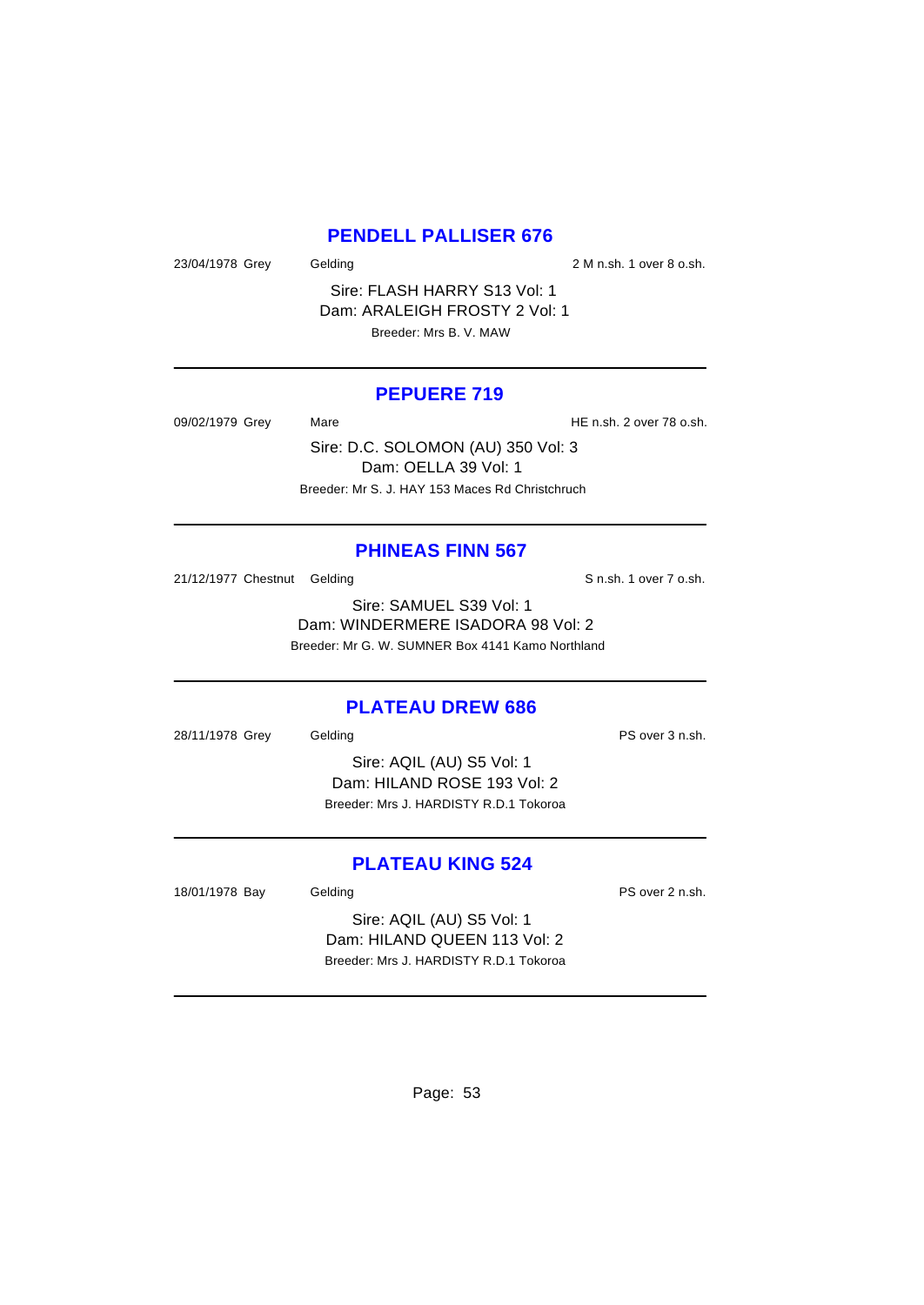## PENDELL PALLISER 676

23/04/1978 Grey Gelding 2 M n.sh. 1 over 8 o.sh.

Sire: FLASH HARRY S13 Vol: 1
Dam: ARALEIGH FROSTY 2 Vol: 1
Breeder: Mrs B. V. MAW

---

## PEPUERE 719

09/02/1979 Grey Mare HE n.sh. 2 over 78 o.sh.

Sire: D.C. SOLOMON (AU) 350 Vol: 3
Dam: OELLA 39 Vol: 1
Breeder: Mr S. J. HAY 153 Maces Rd Christchruch

---

## PHINEAS FINN 567

21/12/1977 Chestnut Gelding S n.sh. 1 over 7 o.sh.

Sire: SAMUEL S39 Vol: 1
Dam: WINDERMERE ISADORA 98 Vol: 2
Breeder: Mr G. W. SUMNER Box 4141 Kamo Northland

---

## PLATEAU DREW 686

28/11/1978 Grey Gelding PS over 3 n.sh.

Sire: AQIL (AU) S5 Vol: 1
Dam: HILAND ROSE 193 Vol: 2
Breeder: Mrs J. HARDISTY R.D.1 Tokoroa

---

## PLATEAU KING 524

18/01/1978 Bay Gelding PS over 2 n.sh.

Sire: AQIL (AU) S5 Vol: 1
Dam: HILAND QUEEN 113 Vol: 2
Breeder: Mrs J. HARDISTY R.D.1 Tokoroa

---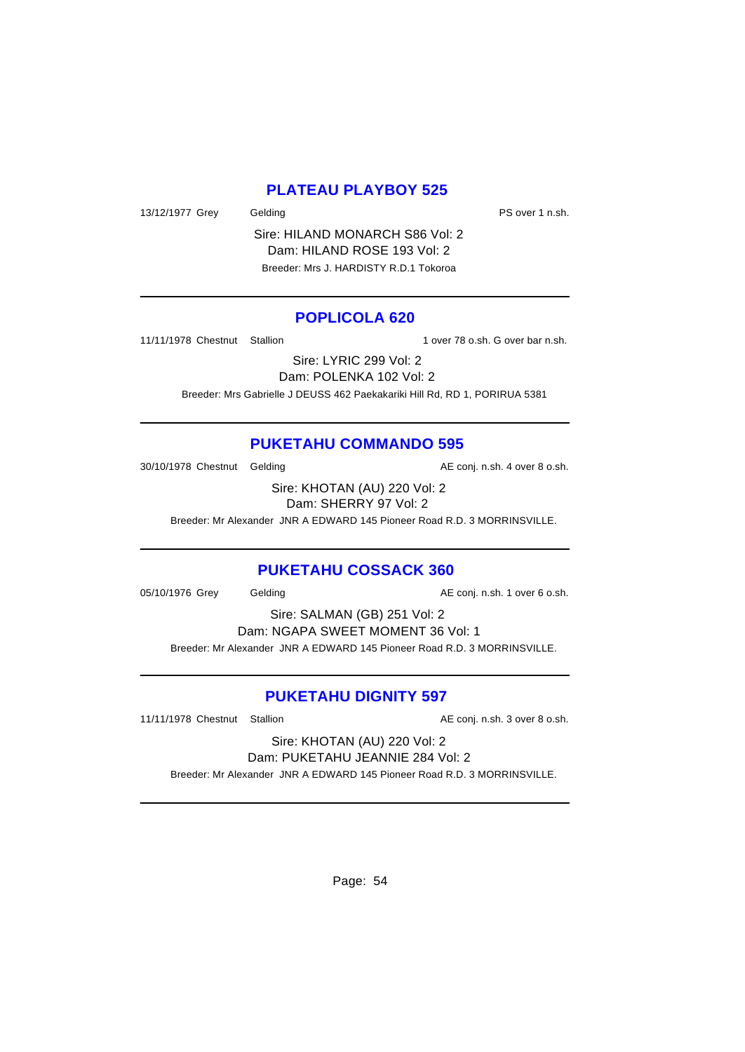## PLATEAU PLAYBOY 525

13/12/1977 Grey Gelding PS over 1 n.sh.

Sire: HILAND MONARCH S86 Vol: 2
Dam: HILAND ROSE 193 Vol: 2
Breeder: Mrs J. HARDISTY R.D.1 Tokoroa

---

## POPLICOLA 620

11/11/1978 Chestnut Stallion 1 over 78 o.sh. G over bar n.sh.

Sire: LYRIC 299 Vol: 2
Dam: POLENKA 102 Vol: 2
Breeder: Mrs Gabrielle J DEUSS 462 Paekakariki Hill Rd, RD 1, PORIRUA 5381

---

## PUKETAHU COMMANDO 595

30/10/1978 Chestnut Gelding AE conj. n.sh. 4 over 8 o.sh.

Sire: KHOTAN (AU) 220 Vol: 2
Dam: SHERRY 97 Vol: 2
Breeder: Mr Alexander JNR A EDWARD 145 Pioneer Road R.D. 3 MORRINSVILLE.

---

## PUKETAHU COSSACK 360

05/10/1976 Grey Gelding AE conj. n.sh. 1 over 6 o.sh.

Sire: SALMAN (GB) 251 Vol: 2
Dam: NGAPA SWEET MOMENT 36 Vol: 1
Breeder: Mr Alexander JNR A EDWARD 145 Pioneer Road R.D. 3 MORRINSVILLE.

---

## PUKETAHU DIGNITY 597

11/11/1978 Chestnut Stallion AE conj. n.sh. 3 over 8 o.sh.

Sire: KHOTAN (AU) 220 Vol: 2
Dam: PUKETAHU JEANNIE 284 Vol: 2
Breeder: Mr Alexander JNR A EDWARD 145 Pioneer Road R.D. 3 MORRINSVILLE.

---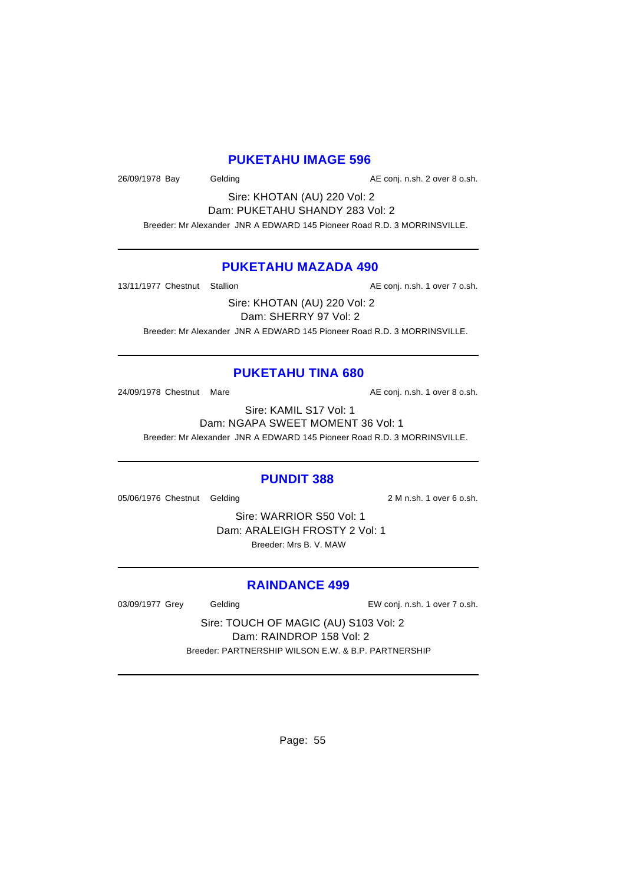## PUKETAHU IMAGE 596

26/09/1978 Bay Gelding AE conj. n.sh. 2 over 8 o.sh.

Sire: KHOTAN (AU) 220 Vol: 2
Dam: PUKETAHU SHANDY 283 Vol: 2
Breeder: Mr Alexander JNR A EDWARD 145 Pioneer Road R.D. 3 MORRINSVILLE.

---

## PUKETAHU MAZADA 490

13/11/1977 Chestnut Stallion AE conj. n.sh. 1 over 7 o.sh.

Sire: KHOTAN (AU) 220 Vol: 2
Dam: SHERRY 97 Vol: 2
Breeder: Mr Alexander JNR A EDWARD 145 Pioneer Road R.D. 3 MORRINSVILLE.

---

## PUKETAHU TINA 680

24/09/1978 Chestnut Mare AE conj. n.sh. 1 over 8 o.sh.

Sire: KAMIL S17 Vol: 1
Dam: NGAPA SWEET MOMENT 36 Vol: 1
Breeder: Mr Alexander JNR A EDWARD 145 Pioneer Road R.D. 3 MORRINSVILLE.

---

## PUNDIT 388

05/06/1976 Chestnut Gelding 2 M n.sh. 1 over 6 o.sh.

Sire: WARRIOR S50 Vol: 1
Dam: ARALEIGH FROSTY 2 Vol: 1
Breeder: Mrs B. V. MAW

---

## RAINDANCE 499

03/09/1977 Grey Gelding EW conj. n.sh. 1 over 7 o.sh.

Sire: TOUCH OF MAGIC (AU) S103 Vol: 2
Dam: RAINDROP 158 Vol: 2
Breeder: PARTNERSHIP WILSON E.W. & B.P. PARTNERSHIP

---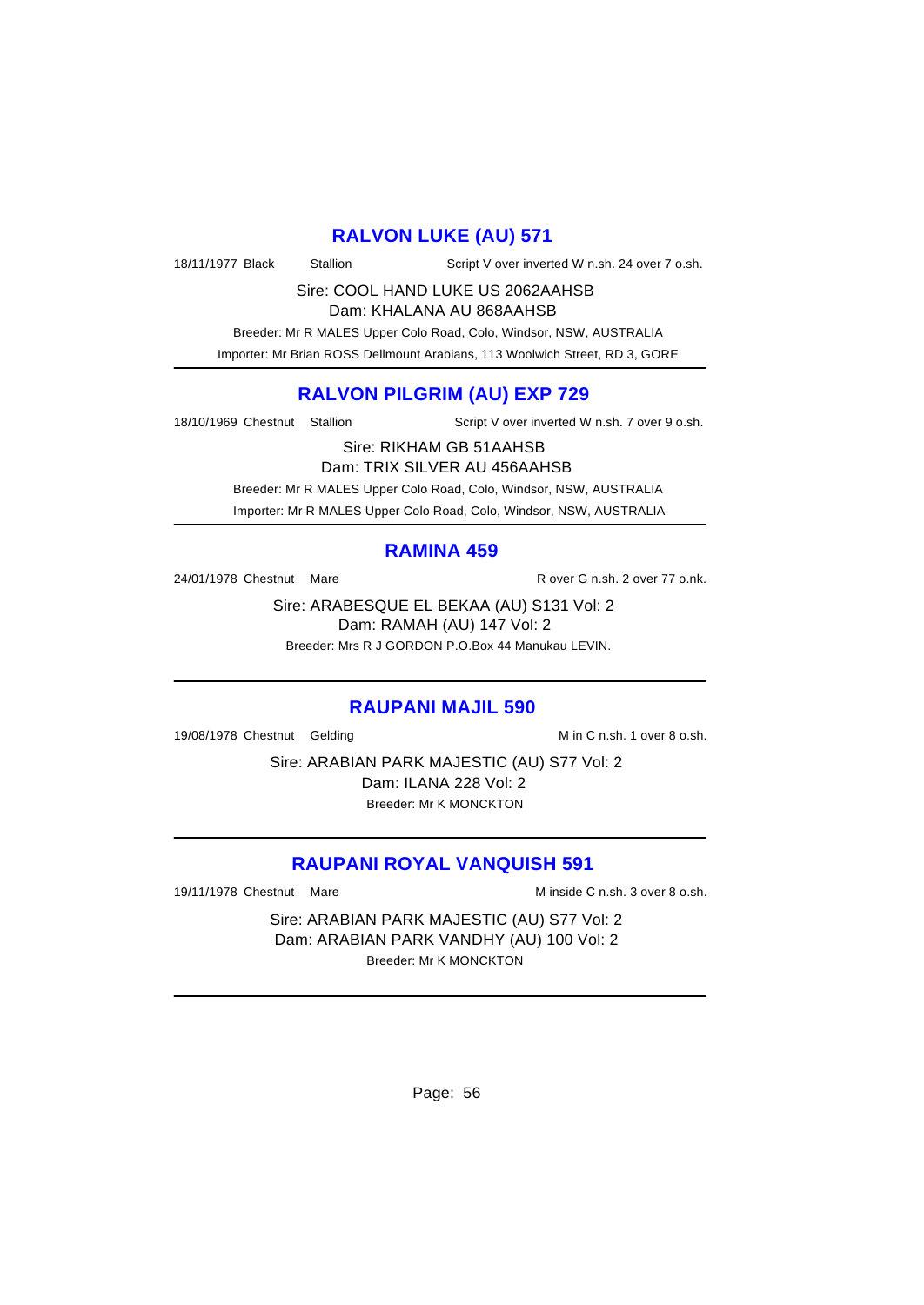## RALVON LUKE (AU) 571

18/11/1977 Black Stallion Script V over inverted W n.sh. 24 over 7 o.sh.

Sire: COOL HAND LUKE US 2062AAHSB

Dam: KHALANA AU 868AAHSB

Breeder: Mr R MALES Upper Colo Road, Colo, Windsor, NSW, AUSTRALIA

Importer: Mr Brian ROSS Dellmount Arabians, 113 Woolwich Street, RD 3, GORE

---

## RALVON PILGRIM (AU) EXP 729

18/10/1969 Chestnut Stallion Script V over inverted W n.sh. 7 over 9 o.sh.

Sire: RIKHAM GB 51AAHSB

Dam: TRIX SILVER AU 456AAHSB

Breeder: Mr R MALES Upper Colo Road, Colo, Windsor, NSW, AUSTRALIA

Importer: Mr R MALES Upper Colo Road, Colo, Windsor, NSW, AUSTRALIA

---

## RAMINA 459

24/01/1978 Chestnut Mare R over G n.sh. 2 over 77 o.nk.

Sire: ARABESQUE EL BEKAA (AU) S131 Vol: 2

Dam: RAMAH (AU) 147 Vol: 2

Breeder: Mrs R J GORDON P.O.Box 44 Manukau LEVIN.

---

## RAUPANI MAJIL 590

19/08/1978 Chestnut Gelding M in C n.sh. 1 over 8 o.sh.

Sire: ARABIAN PARK MAJESTIC (AU) S77 Vol: 2

Dam: ILANA 228 Vol: 2

Breeder: Mr K MONCKTON

---

## RAUPANI ROYAL VANQUISH 591

19/11/1978 Chestnut Mare M inside C n.sh. 3 over 8 o.sh.

Sire: ARABIAN PARK MAJESTIC (AU) S77 Vol: 2

Dam: ARABIAN PARK VANDHY (AU) 100 Vol: 2

Breeder: Mr K MONCKTON

---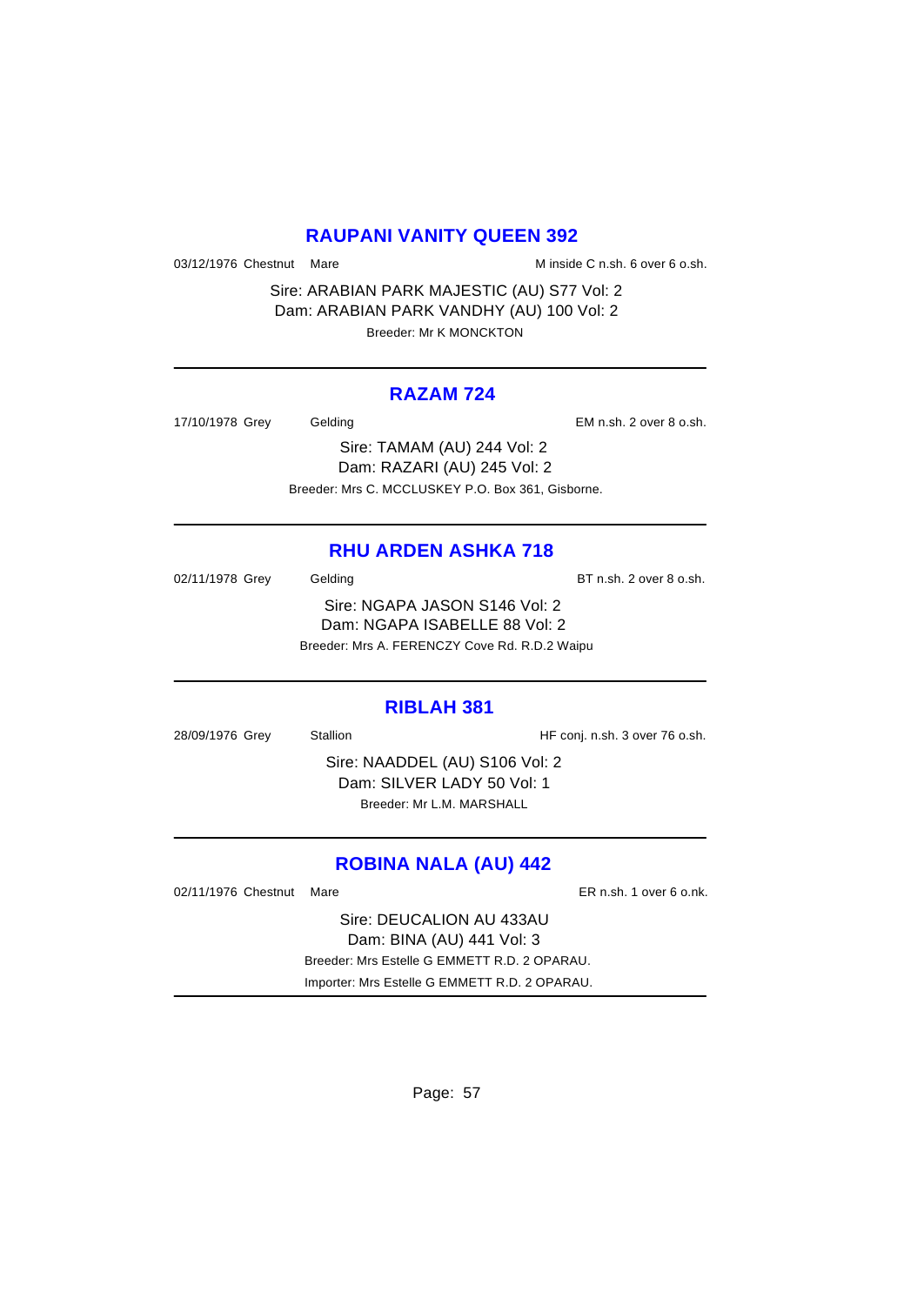## RAUPANI VANITY QUEEN 392

03/12/1976 Chestnut Mare M inside C n.sh. 6 over 6 o.sh.

Sire: ARABIAN PARK MAJESTIC (AU) S77 Vol: 2
Dam: ARABIAN PARK VANDHY (AU) 100 Vol: 2
Breeder: Mr K MONCKTON

---

## RAZAM 724

17/10/1978 Grey Gelding EM n.sh. 2 over 8 o.sh.

Sire: TAMAM (AU) 244 Vol: 2
Dam: RAZARI (AU) 245 Vol: 2
Breeder: Mrs C. MCCLUSKEY P.O. Box 361, Gisborne.

---

## RHU ARDEN ASHKA 718

02/11/1978 Grey Gelding BT n.sh. 2 over 8 o.sh.

Sire: NGAPA JASON S146 Vol: 2
Dam: NGAPA ISABELLE 88 Vol: 2
Breeder: Mrs A. FERENCZY Cove Rd. R.D.2 Waipu

---

## RIBLAH 381

28/09/1976 Grey Stallion HF conj. n.sh. 3 over 76 o.sh.

Sire: NAADDEL (AU) S106 Vol: 2
Dam: SILVER LADY 50 Vol: 1
Breeder: Mr L.M. MARSHALL

---

## ROBINA NALA (AU) 442

02/11/1976 Chestnut Mare ER n.sh. 1 over 6 o.nk.

Sire: DEUCALION AU 433AU
Dam: BINA (AU) 441 Vol: 3
Breeder: Mrs Estelle G EMMETT R.D. 2 OPARAU.
Importer: Mrs Estelle G EMMETT R.D. 2 OPARAU.

---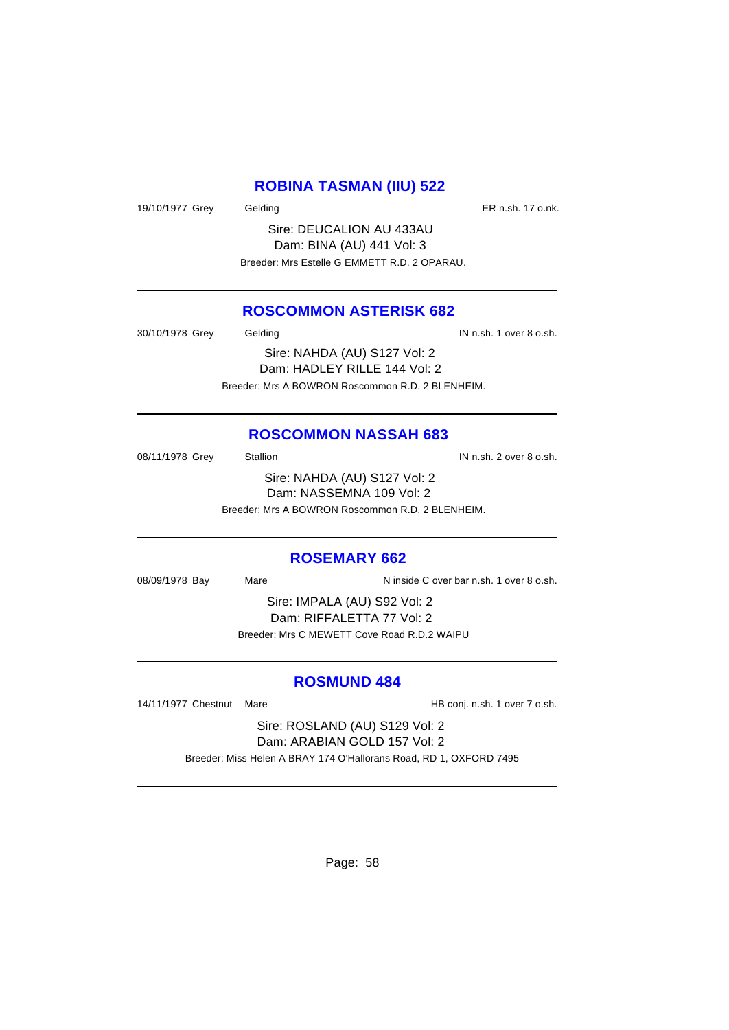## ROBINA TASMAN (IIU) 522

19/10/1977 Grey Gelding ER n.sh. 17 o.nk.

Sire: DEUCALION AU 433AU
Dam: BINA (AU) 441 Vol: 3
Breeder: Mrs Estelle G EMMETT R.D. 2 OPARAU.

---

## ROSCOMMON ASTERISK 682

30/10/1978 Grey Gelding IN n.sh. 1 over 8 o.sh.

Sire: NAHDA (AU) S127 Vol: 2
Dam: HADLEY RILLE 144 Vol: 2
Breeder: Mrs A BOWRON Roscommon R.D. 2 BLENHEIM.

---

## ROSCOMMON NASSAH 683

08/11/1978 Grey Stallion IN n.sh. 2 over 8 o.sh.

Sire: NAHDA (AU) S127 Vol: 2
Dam: NASSEMNA 109 Vol: 2
Breeder: Mrs A BOWRON Roscommon R.D. 2 BLENHEIM.

---

## ROSEMARY 662

08/09/1978 Bay Mare N inside C over bar n.sh. 1 over 8 o.sh.

Sire: IMPALA (AU) S92 Vol: 2
Dam: RIFFALETTA 77 Vol: 2
Breeder: Mrs C MEWETT Cove Road R.D.2 WAIPU

---

## ROSMUND 484

14/11/1977 Chestnut Mare HB conj. n.sh. 1 over 7 o.sh.

Sire: ROSLAND (AU) S129 Vol: 2
Dam: ARABIAN GOLD 157 Vol: 2
Breeder: Miss Helen A BRAY 174 O'Hallorans Road, RD 1, OXFORD 7495

---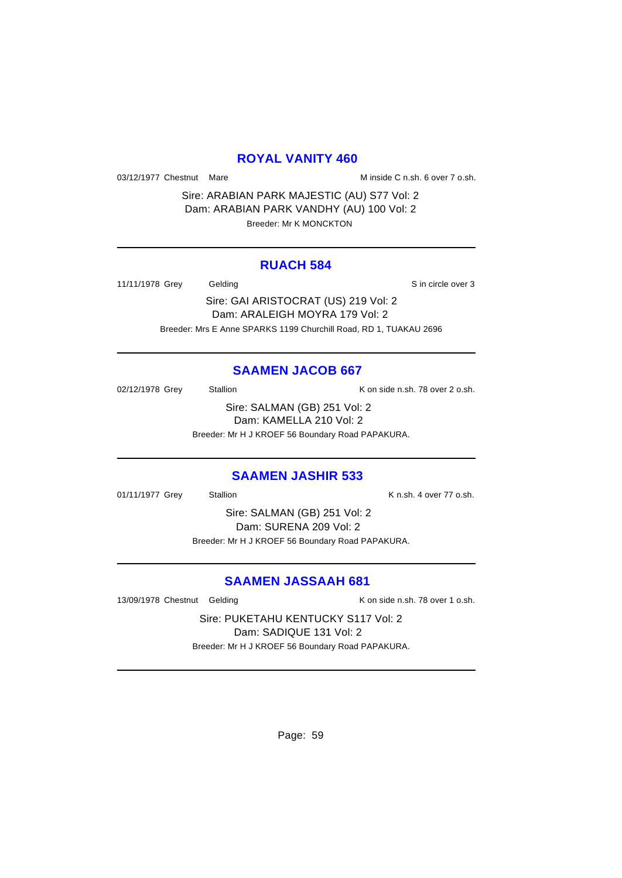## ROYAL VANITY 460

03/12/1977 Chestnut Mare M inside C n.sh. 6 over 7 o.sh.

Sire: ARABIAN PARK MAJESTIC (AU) S77 Vol: 2
Dam: ARABIAN PARK VANDHY (AU) 100 Vol: 2
Breeder: Mr K MONCKTON

---

## RUACH 584

11/11/1978 Grey Gelding S in circle over 3

Sire: GAI ARISTOCRAT (US) 219 Vol: 2
Dam: ARALEIGH MOYRA 179 Vol: 2
Breeder: Mrs E Anne SPARKS 1199 Churchill Road, RD 1, TUAKAU 2696

---

## SAAMEN JACOB 667

02/12/1978 Grey Stallion K on side n.sh. 78 over 2 o.sh.

Sire: SALMAN (GB) 251 Vol: 2
Dam: KAMELLA 210 Vol: 2
Breeder: Mr H J KROEF 56 Boundary Road PAPAKURA.

---

## SAAMEN JASHIR 533

01/11/1977 Grey Stallion K n.sh. 4 over 77 o.sh.

Sire: SALMAN (GB) 251 Vol: 2
Dam: SURENA 209 Vol: 2
Breeder: Mr H J KROEF 56 Boundary Road PAPAKURA.

---

## SAAMEN JASSAAH 681

13/09/1978 Chestnut Gelding K on side n.sh. 78 over 1 o.sh.

Sire: PUKETAHU KENTUCKY S117 Vol: 2
Dam: SADIQUE 131 Vol: 2
Breeder: Mr H J KROEF 56 Boundary Road PAPAKURA.

---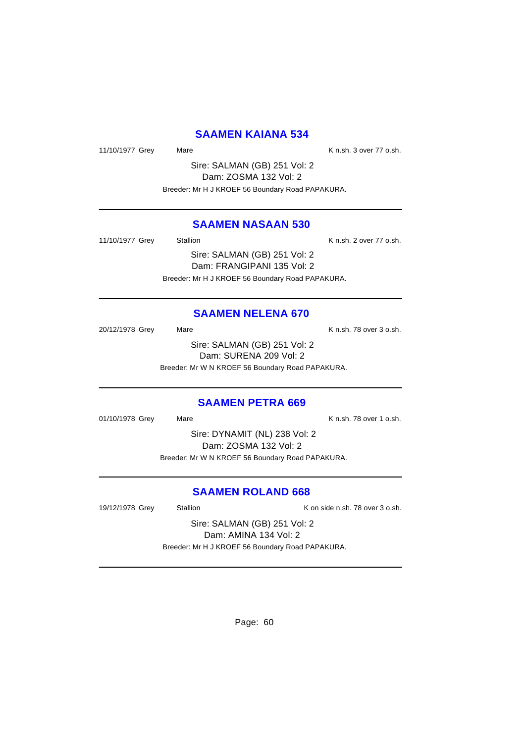## SAAMEN KAIANA 534

11/10/1977 Grey Mare K n.sh. 3 over 77 o.sh.

Sire: SALMAN (GB) 251 Vol: 2
Dam: ZOSMA 132 Vol: 2
Breeder: Mr H J KROEF 56 Boundary Road PAPAKURA.

---

## SAAMEN NASAAN 530

11/10/1977 Grey Stallion K n.sh. 2 over 77 o.sh.

Sire: SALMAN (GB) 251 Vol: 2
Dam: FRANGIPANI 135 Vol: 2
Breeder: Mr H J KROEF 56 Boundary Road PAPAKURA.

---

## SAAMEN NELENA 670

20/12/1978 Grey Mare K n.sh. 78 over 3 o.sh.

Sire: SALMAN (GB) 251 Vol: 2
Dam: SURENA 209 Vol: 2
Breeder: Mr W N KROEF 56 Boundary Road PAPAKURA.

---

## SAAMEN PETRA 669

01/10/1978 Grey Mare K n.sh. 78 over 1 o.sh.

Sire: DYNAMIT (NL) 238 Vol: 2
Dam: ZOSMA 132 Vol: 2
Breeder: Mr W N KROEF 56 Boundary Road PAPAKURA.

---

## SAAMEN ROLAND 668

19/12/1978 Grey Stallion K on side n.sh. 78 over 3 o.sh.

Sire: SALMAN (GB) 251 Vol: 2
Dam: AMINA 134 Vol: 2
Breeder: Mr H J KROEF 56 Boundary Road PAPAKURA.

---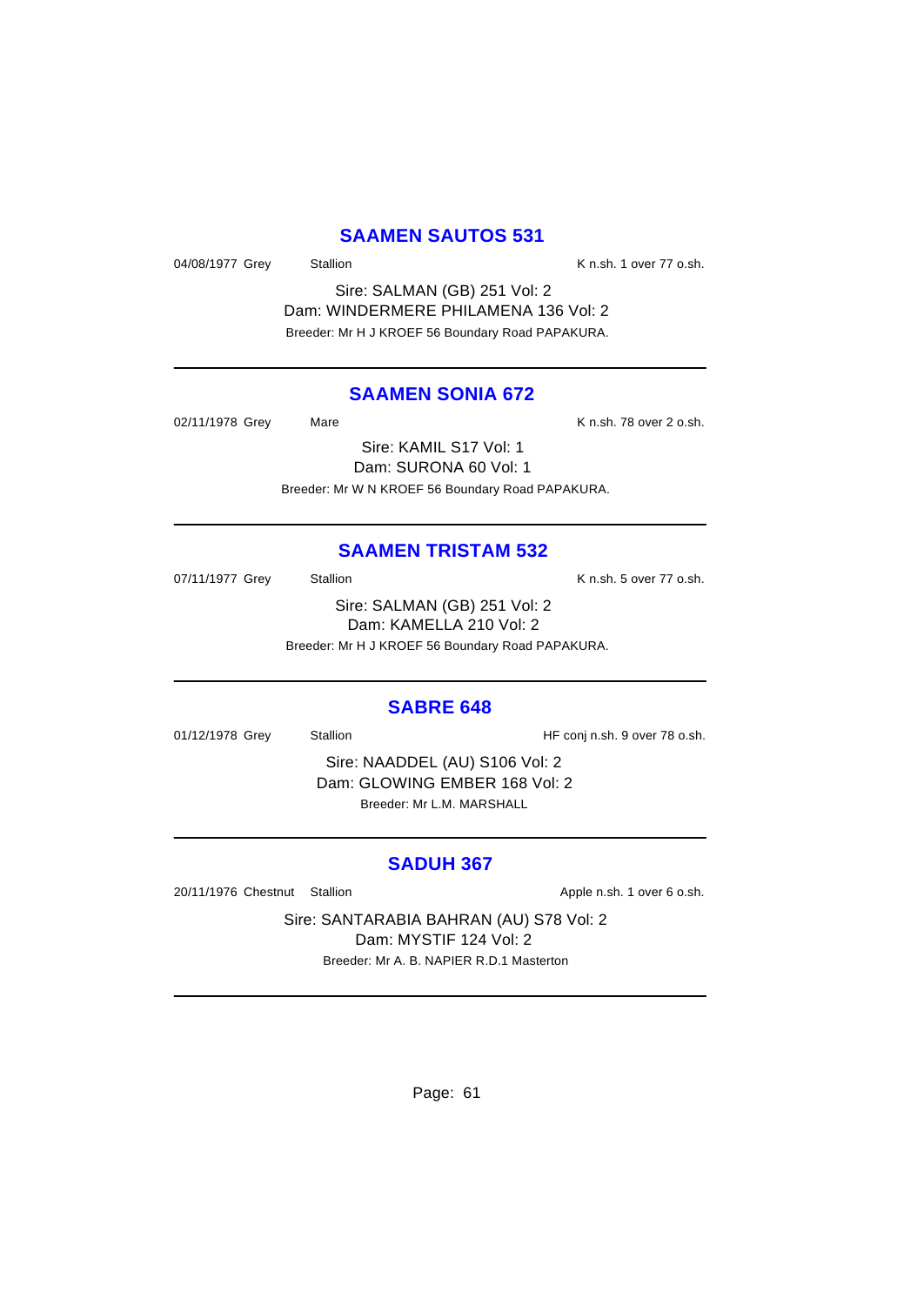## SAAMEN SAUTOS 531

04/08/1977 Grey Stallion K n.sh. 1 over 77 o.sh.

Sire: SALMAN (GB) 251 Vol: 2
Dam: WINDERMERE PHILAMENA 136 Vol: 2
Breeder: Mr H J KROEF 56 Boundary Road PAPAKURA.

---

## SAAMEN SONIA 672

02/11/1978 Grey Mare K n.sh. 78 over 2 o.sh.

Sire: KAMIL S17 Vol: 1
Dam: SURONA 60 Vol: 1
Breeder: Mr W N KROEF 56 Boundary Road PAPAKURA.

---

## SAAMEN TRISTAM 532

07/11/1977 Grey Stallion K n.sh. 5 over 77 o.sh.

Sire: SALMAN (GB) 251 Vol: 2
Dam: KAMELLA 210 Vol: 2
Breeder: Mr H J KROEF 56 Boundary Road PAPAKURA.

---

## SABRE 648

01/12/1978 Grey Stallion HF conj n.sh. 9 over 78 o.sh.

Sire: NAADDEL (AU) S106 Vol: 2
Dam: GLOWING EMBER 168 Vol: 2
Breeder: Mr L.M. MARSHALL

---

## SADUH 367

20/11/1976 Chestnut Stallion Apple n.sh. 1 over 6 o.sh.

Sire: SANTARABIA BAHRAN (AU) S78 Vol: 2
Dam: MYSTIF 124 Vol: 2
Breeder: Mr A. B. NAPIER R.D.1 Masterton

---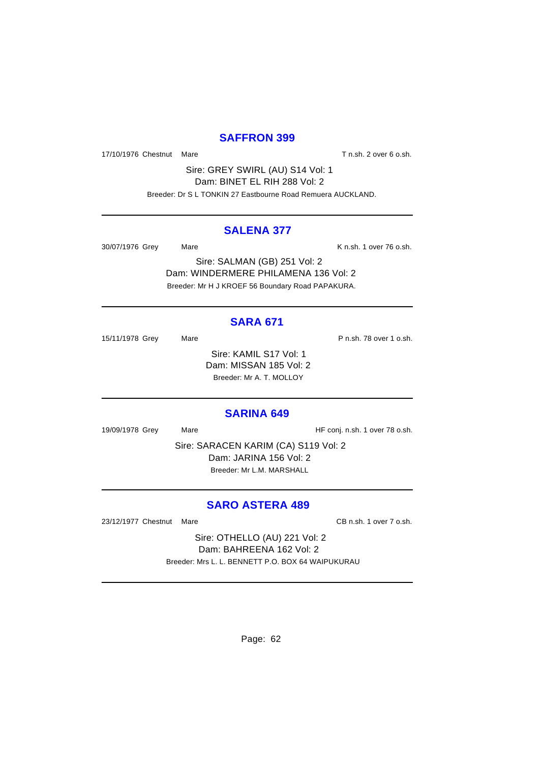## SAFFRON 399

17/10/1976 Chestnut Mare T n.sh. 2 over 6 o.sh.

Sire: GREY SWIRL (AU) S14 Vol: 1
Dam: BINET EL RIH 288 Vol: 2
Breeder: Dr S L TONKIN 27 Eastbourne Road Remuera AUCKLAND.

---

## SALENA 377

30/07/1976 Grey Mare K n.sh. 1 over 76 o.sh.

Sire: SALMAN (GB) 251 Vol: 2
Dam: WINDERMERE PHILAMENA 136 Vol: 2
Breeder: Mr H J KROEF 56 Boundary Road PAPAKURA.

---

## SARA 671

15/11/1978 Grey Mare P n.sh. 78 over 1 o.sh.

Sire: KAMIL S17 Vol: 1
Dam: MISSAN 185 Vol: 2
Breeder: Mr A. T. MOLLOY

---

## SARINA 649

19/09/1978 Grey Mare HF conj. n.sh. 1 over 78 o.sh.

Sire: SARACEN KARIM (CA) S119 Vol: 2
Dam: JARINA 156 Vol: 2
Breeder: Mr L.M. MARSHALL

---

## SARO ASTERA 489

23/12/1977 Chestnut Mare CB n.sh. 1 over 7 o.sh.

Sire: OTHELLO (AU) 221 Vol: 2
Dam: BAHREENA 162 Vol: 2
Breeder: Mrs L. L. BENNETT P.O. BOX 64 WAIPUKURAU

---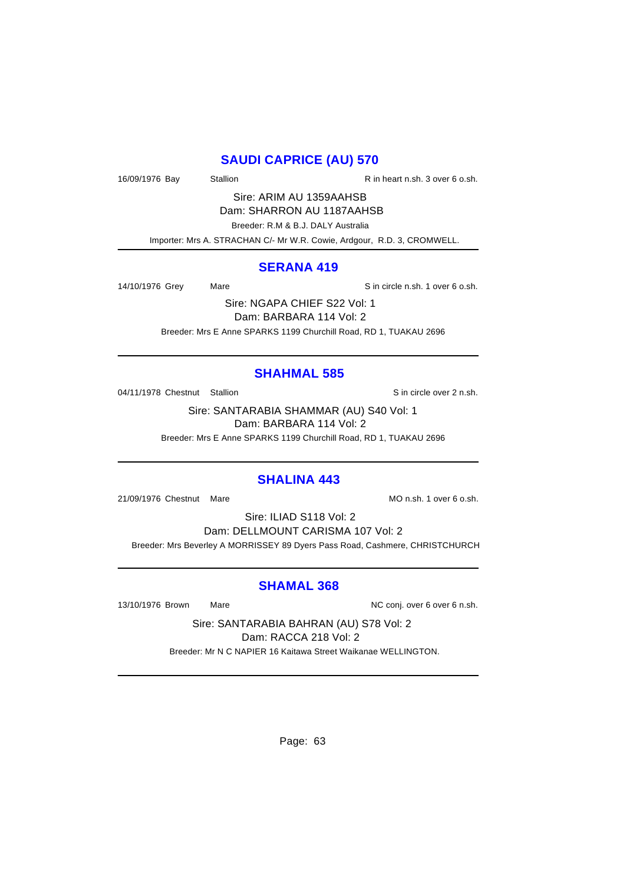## SAUDI CAPRICE (AU) 570

16/09/1976 Bay Stallion R in heart n.sh. 3 over 6 o.sh.

Sire: ARIM AU 1359AAHSB

Dam: SHARRON AU 1187AAHSB

Breeder: R.M & B.J. DALY Australia

Importer: Mrs A. STRACHAN C/- Mr W.R. Cowie, Ardgour, R.D. 3, CROMWELL.

---

## SERANA 419

14/10/1976 Grey Mare S in circle n.sh. 1 over 6 o.sh.

Sire: NGAPA CHIEF S22 Vol: 1

Dam: BARBARA 114 Vol: 2

Breeder: Mrs E Anne SPARKS 1199 Churchill Road, RD 1, TUAKAU 2696

---

## SHAHMAL 585

04/11/1978 Chestnut Stallion S in circle over 2 n.sh.

Sire: SANTARABIA SHAMMAR (AU) S40 Vol: 1

Dam: BARBARA 114 Vol: 2

Breeder: Mrs E Anne SPARKS 1199 Churchill Road, RD 1, TUAKAU 2696

---

## SHALINA 443

21/09/1976 Chestnut Mare MO n.sh. 1 over 6 o.sh.

Sire: ILIAD S118 Vol: 2

Dam: DELLMOUNT CARISMA 107 Vol: 2

Breeder: Mrs Beverley A MORRISSEY 89 Dyers Pass Road, Cashmere, CHRISTCHURCH

---

## SHAMAL 368

13/10/1976 Brown Mare NC conj. over 6 over 6 n.sh.

Sire: SANTARABIA BAHRAN (AU) S78 Vol: 2

Dam: RACCA 218 Vol: 2

Breeder: Mr N C NAPIER 16 Kaitawa Street Waikanae WELLINGTON.

---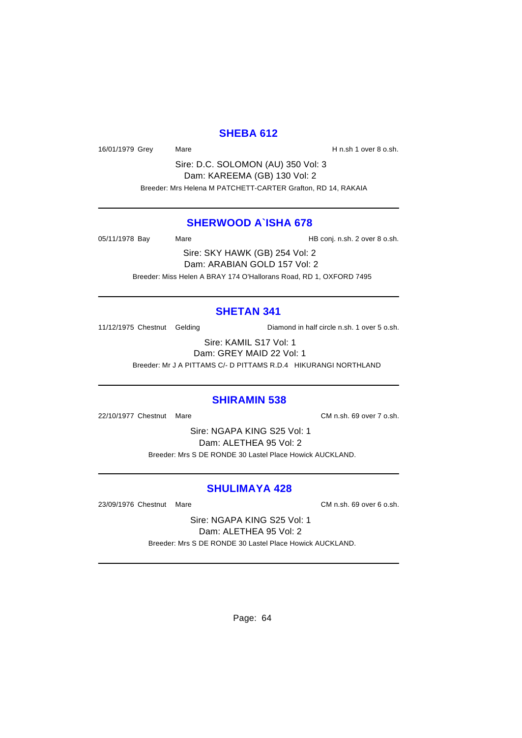## SHEBA 612

16/01/1979 Grey Mare H n.sh 1 over 8 o.sh.

Sire: D.C. SOLOMON (AU) 350 Vol: 3
Dam: KAREEMA (GB) 130 Vol: 2

Breeder: Mrs Helena M PATCHETT-CARTER Grafton, RD 14, RAKAIA

---

## SHERWOOD A`ISHA 678

05/11/1978 Bay Mare HB conj. n.sh. 2 over 8 o.sh.

Sire: SKY HAWK (GB) 254 Vol: 2
Dam: ARABIAN GOLD 157 Vol: 2

Breeder: Miss Helen A BRAY 174 O'Hallorans Road, RD 1, OXFORD 7495

---

## SHETAN 341

11/12/1975 Chestnut Gelding Diamond in half circle n.sh. 1 over 5 o.sh.

Sire: KAMIL S17 Vol: 1
Dam: GREY MAID 22 Vol: 1

Breeder: Mr J A PITTAMS C/- D PITTAMS R.D.4 HIKURANGI NORTHLAND

---

## SHIRAMIN 538

22/10/1977 Chestnut Mare CM n.sh. 69 over 7 o.sh.

Sire: NGAPA KING S25 Vol: 1
Dam: ALETHEA 95 Vol: 2

Breeder: Mrs S DE RONDE 30 Lastel Place Howick AUCKLAND.

---

## SHULIMAYA 428

23/09/1976 Chestnut Mare CM n.sh. 69 over 6 o.sh.

Sire: NGAPA KING S25 Vol: 1
Dam: ALETHEA 95 Vol: 2

Breeder: Mrs S DE RONDE 30 Lastel Place Howick AUCKLAND.

---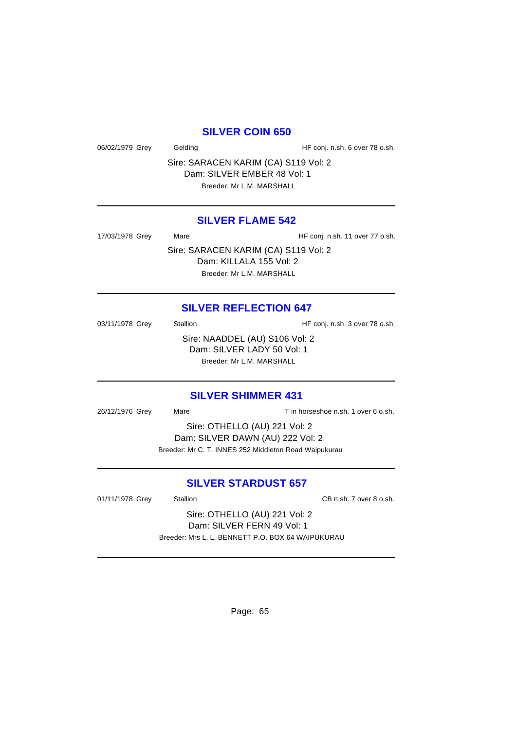## SILVER COIN 650

06/02/1979 Grey Gelding HF conj. n.sh. 6 over 78 o.sh.

Sire: SARACEN KARIM (CA) S119 Vol: 2
Dam: SILVER EMBER 48 Vol: 1
Breeder: Mr L.M. MARSHALL

---

## SILVER FLAME 542

17/03/1978 Grey Mare HF conj. n.sh. 11 over 77 o.sh.

Sire: SARACEN KARIM (CA) S119 Vol: 2
Dam: KILLALA 155 Vol: 2
Breeder: Mr L.M. MARSHALL

---

## SILVER REFLECTION 647

03/11/1978 Grey Stallion HF conj. n.sh. 3 over 78 o.sh.

Sire: NAADDEL (AU) S106 Vol: 2
Dam: SILVER LADY 50 Vol: 1
Breeder: Mr L.M. MARSHALL

---

## SILVER SHIMMER 431

26/12/1976 Grey Mare T in horseshoe n.sh. 1 over 6 o.sh.

Sire: OTHELLO (AU) 221 Vol: 2
Dam: SILVER DAWN (AU) 222 Vol: 2
Breeder: Mr C. T. INNES 252 Middleton Road Waipukurau

---

## SILVER STARDUST 657

01/11/1978 Grey Stallion CB n.sh. 7 over 8 o.sh.

Sire: OTHELLO (AU) 221 Vol: 2
Dam: SILVER FERN 49 Vol: 1
Breeder: Mrs L. L. BENNETT P.O. BOX 64 WAIPUKURAU

---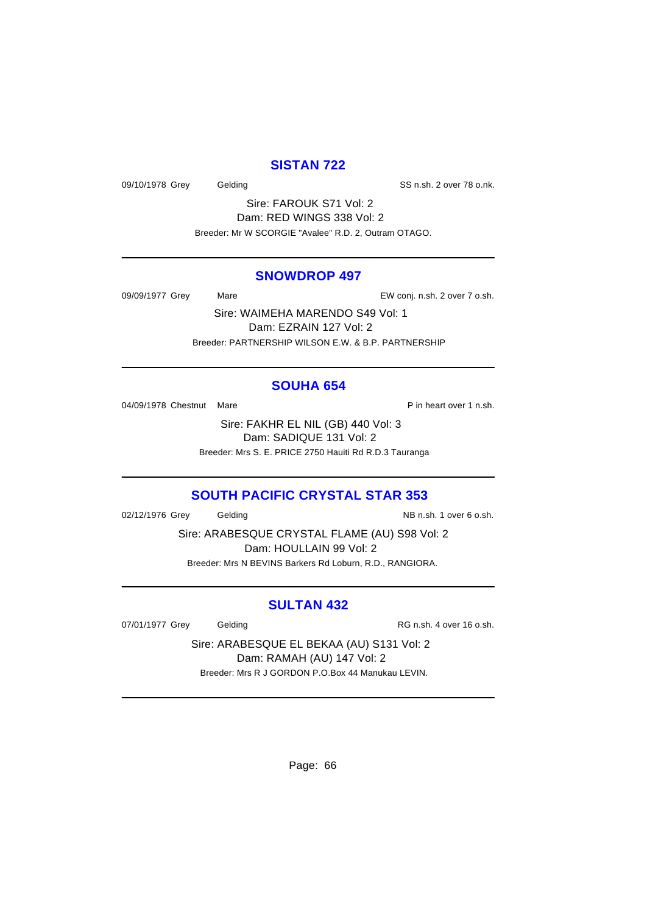## SISTAN 722

09/10/1978 Grey Gelding SS n.sh. 2 over 78 o.nk.

Sire: FAROUK S71 Vol: 2
Dam: RED WINGS 338 Vol: 2
Breeder: Mr W SCORGIE "Avalee" R.D. 2, Outram OTAGO.

---

## SNOWDROP 497

09/09/1977 Grey Mare EW conj. n.sh. 2 over 7 o.sh.

Sire: WAIMEHA MARENDO S49 Vol: 1
Dam: EZRAIN 127 Vol: 2
Breeder: PARTNERSHIP WILSON E.W. & B.P. PARTNERSHIP

---

## SOUHA 654

04/09/1978 Chestnut Mare P in heart over 1 n.sh.

Sire: FAKHR EL NIL (GB) 440 Vol: 3
Dam: SADIQUE 131 Vol: 2
Breeder: Mrs S. E. PRICE 2750 Hauiti Rd R.D.3 Tauranga

---

## SOUTH PACIFIC CRYSTAL STAR 353

02/12/1976 Grey Gelding NB n.sh. 1 over 6 o.sh.

Sire: ARABESQUE CRYSTAL FLAME (AU) S98 Vol: 2
Dam: HOULLAIN 99 Vol: 2
Breeder: Mrs N BEVINS Barkers Rd Loburn, R.D., RANGIORA.

---

## SULTAN 432

07/01/1977 Grey Gelding RG n.sh. 4 over 16 o.sh.

Sire: ARABESQUE EL BEKAA (AU) S131 Vol: 2
Dam: RAMAH (AU) 147 Vol: 2
Breeder: Mrs R J GORDON P.O.Box 44 Manukau LEVIN.

---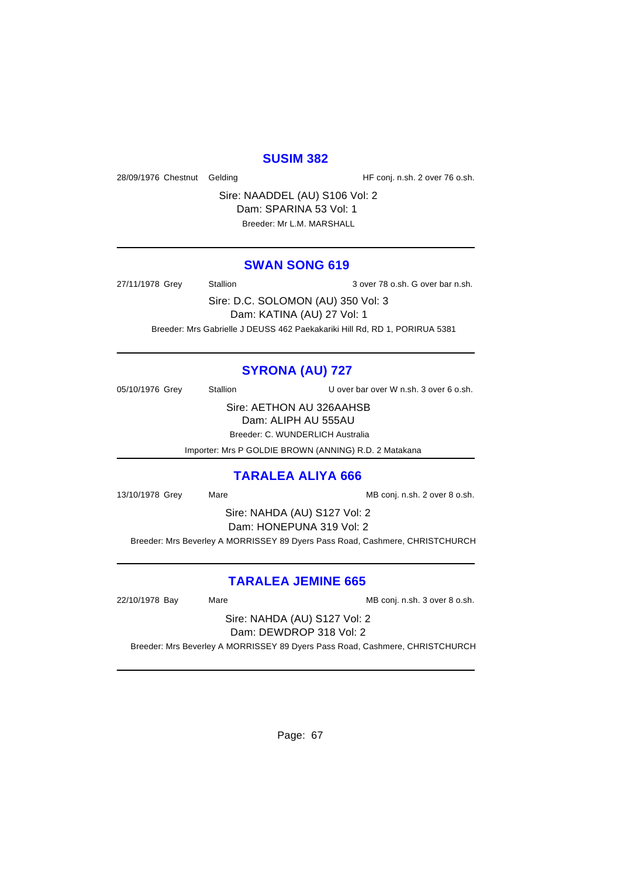## SUSIM 382

28/09/1976 Chestnut Gelding HF conj. n.sh. 2 over 76 o.sh.

Sire: NAADDEL (AU) S106 Vol: 2
Dam: SPARINA 53 Vol: 1
Breeder: Mr L.M. MARSHALL

---

## SWAN SONG 619

27/11/1978 Grey Stallion 3 over 78 o.sh. G over bar n.sh.

Sire: D.C. SOLOMON (AU) 350 Vol: 3
Dam: KATINA (AU) 27 Vol: 1
Breeder: Mrs Gabrielle J DEUSS 462 Paekakariki Hill Rd, RD 1, PORIRUA 5381

---

## SYRONA (AU) 727

05/10/1976 Grey Stallion U over bar over W n.sh. 3 over 6 o.sh.

Sire: AETHON AU 326AAHSB
Dam: ALIPH AU 555AU
Breeder: C. WUNDERLICH Australia
Importer: Mrs P GOLDIE BROWN (ANNING) R.D. 2 Matakana

---

## TARALEA ALIYA 666

13/10/1978 Grey Mare MB conj. n.sh. 2 over 8 o.sh.

Sire: NAHDA (AU) S127 Vol: 2
Dam: HONEPUNA 319 Vol: 2
Breeder: Mrs Beverley A MORRISSEY 89 Dyers Pass Road, Cashmere, CHRISTCHURCH

---

## TARALEA JEMINE 665

22/10/1978 Bay Mare MB conj. n.sh. 3 over 8 o.sh.

Sire: NAHDA (AU) S127 Vol: 2
Dam: DEWDROP 318 Vol: 2
Breeder: Mrs Beverley A MORRISSEY 89 Dyers Pass Road, Cashmere, CHRISTCHURCH

---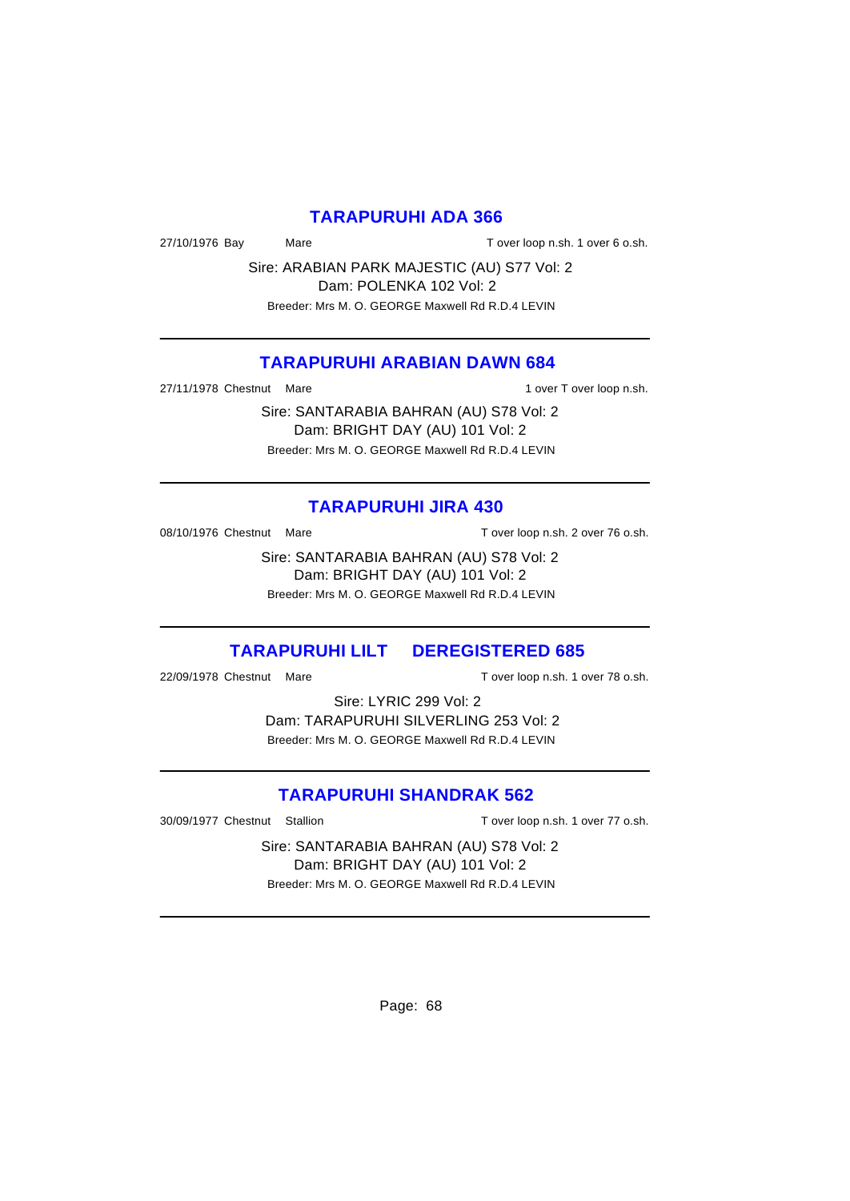## TARAPURUHI ADA 366

27/10/1976 Bay Mare T over loop n.sh. 1 over 6 o.sh.

Sire: ARABIAN PARK MAJESTIC (AU) S77 Vol: 2
Dam: POLENKA 102 Vol: 2
Breeder: Mrs M. O. GEORGE Maxwell Rd R.D.4 LEVIN

---

## TARAPURUHI ARABIAN DAWN 684

27/11/1978 Chestnut Mare 1 over T over loop n.sh.

Sire: SANTARABIA BAHRAN (AU) S78 Vol: 2
Dam: BRIGHT DAY (AU) 101 Vol: 2
Breeder: Mrs M. O. GEORGE Maxwell Rd R.D.4 LEVIN

---

## TARAPURUHI JIRA 430

08/10/1976 Chestnut Mare T over loop n.sh. 2 over 76 o.sh.

Sire: SANTARABIA BAHRAN (AU) S78 Vol: 2
Dam: BRIGHT DAY (AU) 101 Vol: 2
Breeder: Mrs M. O. GEORGE Maxwell Rd R.D.4 LEVIN

---

## TARAPURUHI LILT DEREGISTERED 685

22/09/1978 Chestnut Mare T over loop n.sh. 1 over 78 o.sh.

Sire: LYRIC 299 Vol: 2
Dam: TARAPURUHI SILVERLING 253 Vol: 2
Breeder: Mrs M. O. GEORGE Maxwell Rd R.D.4 LEVIN

---

## TARAPURUHI SHANDRAK 562

30/09/1977 Chestnut Stallion T over loop n.sh. 1 over 77 o.sh.

Sire: SANTARABIA BAHRAN (AU) S78 Vol: 2
Dam: BRIGHT DAY (AU) 101 Vol: 2
Breeder: Mrs M. O. GEORGE Maxwell Rd R.D.4 LEVIN

---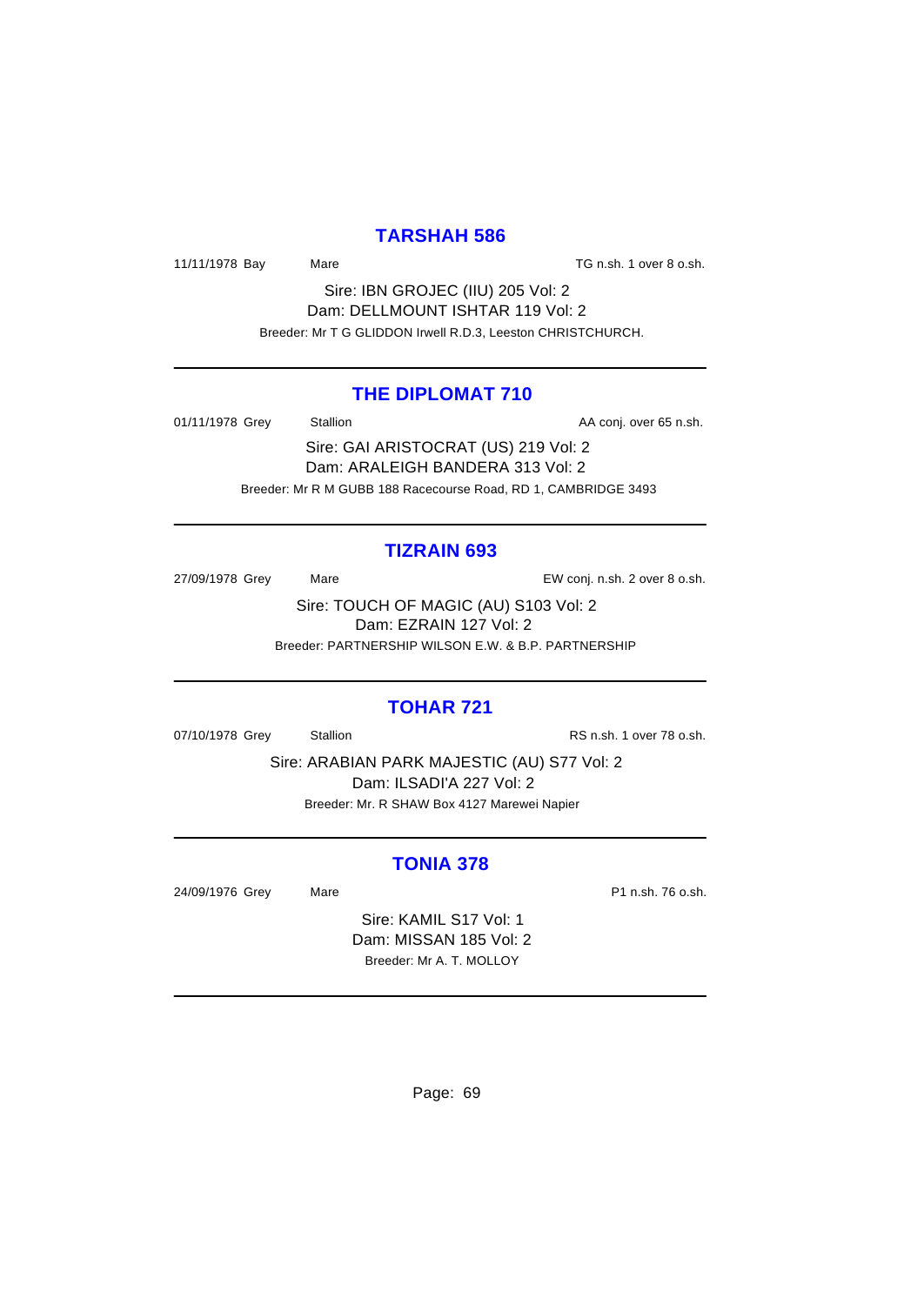## TARSHAH 586

11/11/1978 Bay Mare TG n.sh. 1 over 8 o.sh.

Sire: IBN GROJEC (IIU) 205 Vol: 2
Dam: DELLMOUNT ISHTAR 119 Vol: 2
Breeder: Mr T G GLIDDON Irwell R.D.3, Leeston CHRISTCHURCH.

---

## THE DIPLOMAT 710

01/11/1978 Grey Stallion AA conj. over 65 n.sh.

Sire: GAI ARISTOCRAT (US) 219 Vol: 2
Dam: ARALEIGH BANDERA 313 Vol: 2
Breeder: Mr R M GUBB 188 Racecourse Road, RD 1, CAMBRIDGE 3493

---

## TIZRAIN 693

27/09/1978 Grey Mare EW conj. n.sh. 2 over 8 o.sh.

Sire: TOUCH OF MAGIC (AU) S103 Vol: 2
Dam: EZRAIN 127 Vol: 2
Breeder: PARTNERSHIP WILSON E.W. & B.P. PARTNERSHIP

---

## TOHAR 721

07/10/1978 Grey Stallion RS n.sh. 1 over 78 o.sh.

Sire: ARABIAN PARK MAJESTIC (AU) S77 Vol: 2
Dam: ILSADI'A 227 Vol: 2
Breeder: Mr. R SHAW Box 4127 Marewei Napier

---

## TONIA 378

24/09/1976 Grey Mare P1 n.sh. 76 o.sh.

Sire: KAMIL S17 Vol: 1
Dam: MISSAN 185 Vol: 2
Breeder: Mr A. T. MOLLOY

---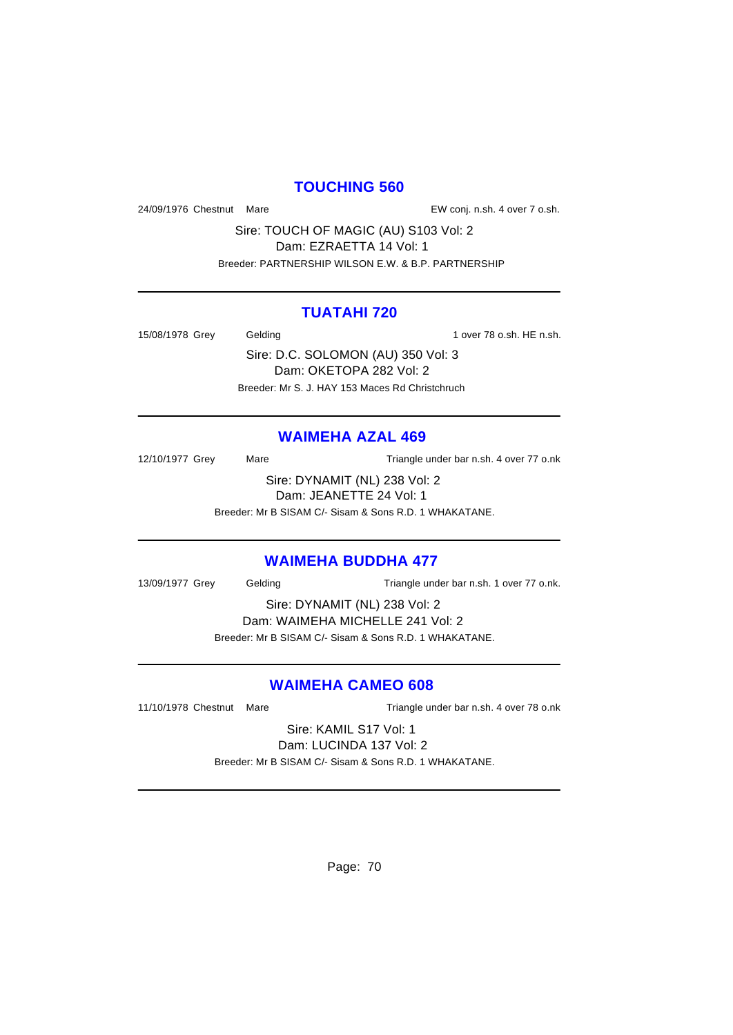## TOUCHING 560

24/09/1976 Chestnut Mare EW conj. n.sh. 4 over 7 o.sh.

Sire: TOUCH OF MAGIC (AU) S103 Vol: 2
Dam: EZRAETTA 14 Vol: 1
Breeder: PARTNERSHIP WILSON E.W. & B.P. PARTNERSHIP

---

## TUATAHI 720

15/08/1978 Grey Gelding 1 over 78 o.sh. HE n.sh.

Sire: D.C. SOLOMON (AU) 350 Vol: 3
Dam: OKETOPA 282 Vol: 2
Breeder: Mr S. J. HAY 153 Maces Rd Christchruch

---

## WAIMEHA AZAL 469

12/10/1977 Grey Mare Triangle under bar n.sh. 4 over 77 o.nk

Sire: DYNAMIT (NL) 238 Vol: 2
Dam: JEANETTE 24 Vol: 1
Breeder: Mr B SISAM C/- Sisam & Sons R.D. 1 WHAKATANE.

---

## WAIMEHA BUDDHA 477

13/09/1977 Grey Gelding Triangle under bar n.sh. 1 over 77 o.nk.

Sire: DYNAMIT (NL) 238 Vol: 2
Dam: WAIMEHA MICHELLE 241 Vol: 2
Breeder: Mr B SISAM C/- Sisam & Sons R.D. 1 WHAKATANE.

---

## WAIMEHA CAMEO 608

11/10/1978 Chestnut Mare Triangle under bar n.sh. 4 over 78 o.nk

Sire: KAMIL S17 Vol: 1
Dam: LUCINDA 137 Vol: 2
Breeder: Mr B SISAM C/- Sisam & Sons R.D. 1 WHAKATANE.

---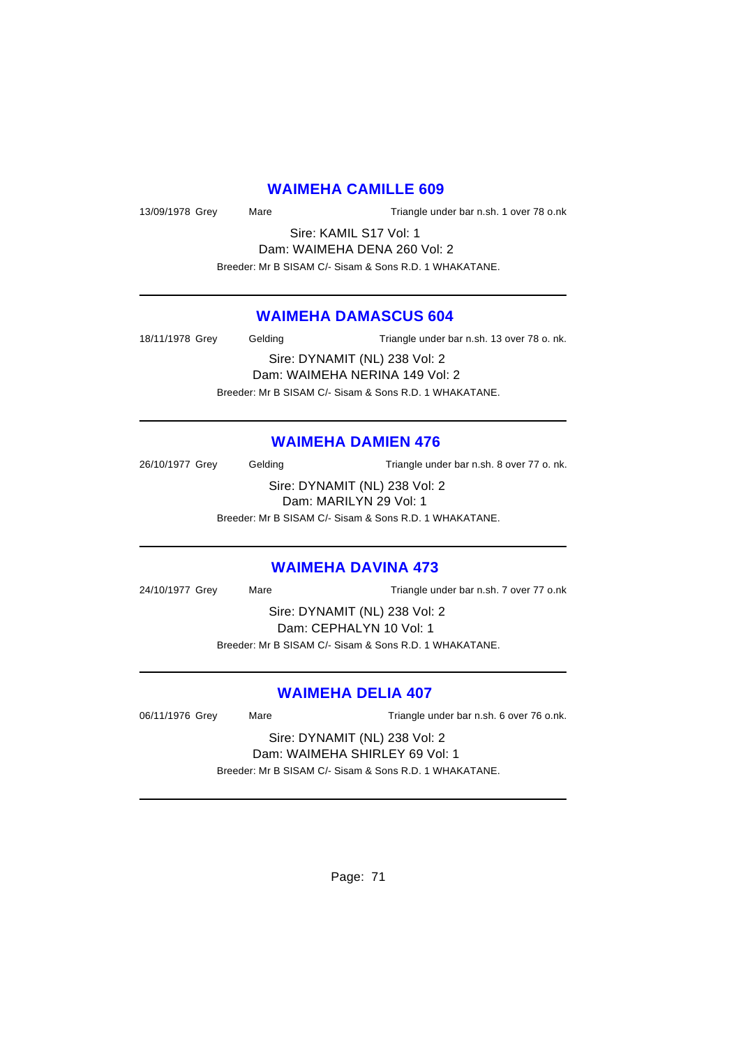## WAIMEHA CAMILLE 609

13/09/1978 Grey Mare Triangle under bar n.sh. 1 over 78 o.nk

Sire: KAMIL S17 Vol: 1

Dam: WAIMEHA DENA 260 Vol: 2

Breeder: Mr B SISAM C/- Sisam & Sons R.D. 1 WHAKATANE.

---

## WAIMEHA DAMASCUS 604

18/11/1978 Grey Gelding Triangle under bar n.sh. 13 over 78 o. nk.

Sire: DYNAMIT (NL) 238 Vol: 2

Dam: WAIMEHA NERINA 149 Vol: 2

Breeder: Mr B SISAM C/- Sisam & Sons R.D. 1 WHAKATANE.

---

## WAIMEHA DAMIEN 476

26/10/1977 Grey Gelding Triangle under bar n.sh. 8 over 77 o. nk.

Sire: DYNAMIT (NL) 238 Vol: 2

Dam: MARILYN 29 Vol: 1

Breeder: Mr B SISAM C/- Sisam & Sons R.D. 1 WHAKATANE.

---

## WAIMEHA DAVINA 473

24/10/1977 Grey Mare Triangle under bar n.sh. 7 over 77 o.nk

Sire: DYNAMIT (NL) 238 Vol: 2

Dam: CEPHALYN 10 Vol: 1

Breeder: Mr B SISAM C/- Sisam & Sons R.D. 1 WHAKATANE.

---

## WAIMEHA DELIA 407

06/11/1976 Grey Mare Triangle under bar n.sh. 6 over 76 o.nk.

Sire: DYNAMIT (NL) 238 Vol: 2

Dam: WAIMEHA SHIRLEY 69 Vol: 1

Breeder: Mr B SISAM C/- Sisam & Sons R.D. 1 WHAKATANE.

---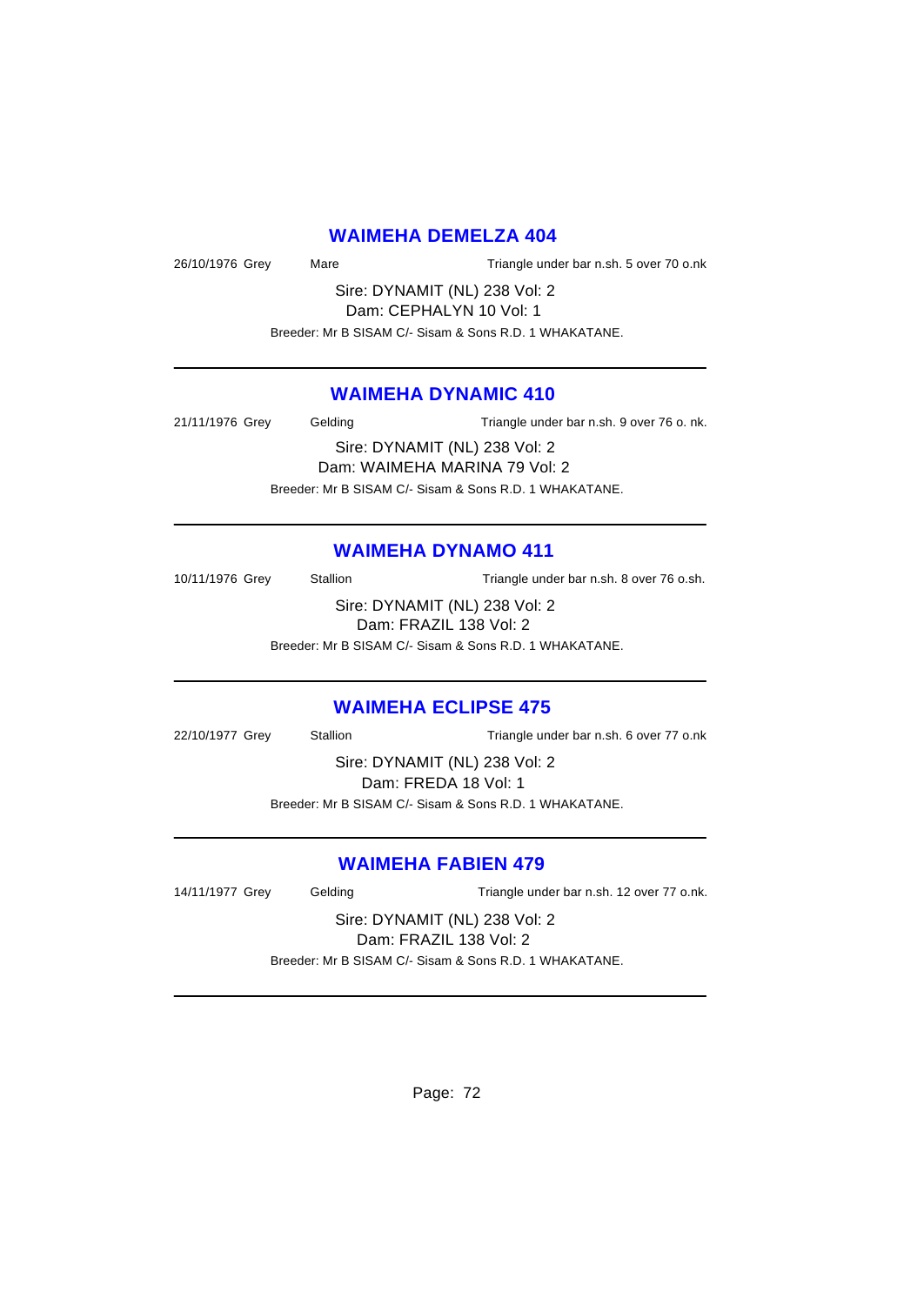## WAIMEHA DEMELZA 404

26/10/1976 Grey Mare Triangle under bar n.sh. 5 over 70 o.nk

Sire: DYNAMIT (NL) 238 Vol: 2
Dam: CEPHALYN 10 Vol: 1

Breeder: Mr B SISAM C/- Sisam & Sons R.D. 1 WHAKATANE.

---

## WAIMEHA DYNAMIC 410

21/11/1976 Grey Gelding Triangle under bar n.sh. 9 over 76 o. nk.

Sire: DYNAMIT (NL) 238 Vol: 2
Dam: WAIMEHA MARINA 79 Vol: 2

Breeder: Mr B SISAM C/- Sisam & Sons R.D. 1 WHAKATANE.

---

## WAIMEHA DYNAMO 411

10/11/1976 Grey Stallion Triangle under bar n.sh. 8 over 76 o.sh.

Sire: DYNAMIT (NL) 238 Vol: 2
Dam: FRAZIL 138 Vol: 2

Breeder: Mr B SISAM C/- Sisam & Sons R.D. 1 WHAKATANE.

---

## WAIMEHA ECLIPSE 475

22/10/1977 Grey Stallion Triangle under bar n.sh. 6 over 77 o.nk

Sire: DYNAMIT (NL) 238 Vol: 2
Dam: FREDA 18 Vol: 1

Breeder: Mr B SISAM C/- Sisam & Sons R.D. 1 WHAKATANE.

---

## WAIMEHA FABIEN 479

14/11/1977 Grey Gelding Triangle under bar n.sh. 12 over 77 o.nk.

Sire: DYNAMIT (NL) 238 Vol: 2
Dam: FRAZIL 138 Vol: 2

Breeder: Mr B SISAM C/- Sisam & Sons R.D. 1 WHAKATANE.

---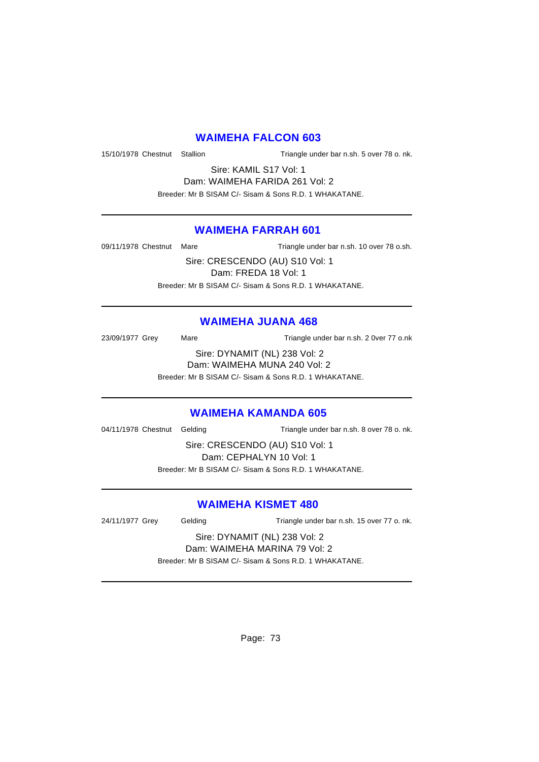## WAIMEHA FALCON 603

15/10/1978 Chestnut Stallion Triangle under bar n.sh. 5 over 78 o. nk.

Sire: KAMIL S17 Vol: 1
Dam: WAIMEHA FARIDA 261 Vol: 2
Breeder: Mr B SISAM C/- Sisam & Sons R.D. 1 WHAKATANE.

---

## WAIMEHA FARRAH 601

09/11/1978 Chestnut Mare Triangle under bar n.sh. 10 over 78 o.sh.

Sire: CRESCENDO (AU) S10 Vol: 1
Dam: FREDA 18 Vol: 1
Breeder: Mr B SISAM C/- Sisam & Sons R.D. 1 WHAKATANE.

---

## WAIMEHA JUANA 468

23/09/1977 Grey Mare Triangle under bar n.sh. 2 0ver 77 o.nk

Sire: DYNAMIT (NL) 238 Vol: 2
Dam: WAIMEHA MUNA 240 Vol: 2
Breeder: Mr B SISAM C/- Sisam & Sons R.D. 1 WHAKATANE.

---

## WAIMEHA KAMANDA 605

04/11/1978 Chestnut Gelding Triangle under bar n.sh. 8 over 78 o. nk.

Sire: CRESCENDO (AU) S10 Vol: 1
Dam: CEPHALYN 10 Vol: 1
Breeder: Mr B SISAM C/- Sisam & Sons R.D. 1 WHAKATANE.

---

## WAIMEHA KISMET 480

24/11/1977 Grey Gelding Triangle under bar n.sh. 15 over 77 o. nk.

Sire: DYNAMIT (NL) 238 Vol: 2
Dam: WAIMEHA MARINA 79 Vol: 2
Breeder: Mr B SISAM C/- Sisam & Sons R.D. 1 WHAKATANE.

---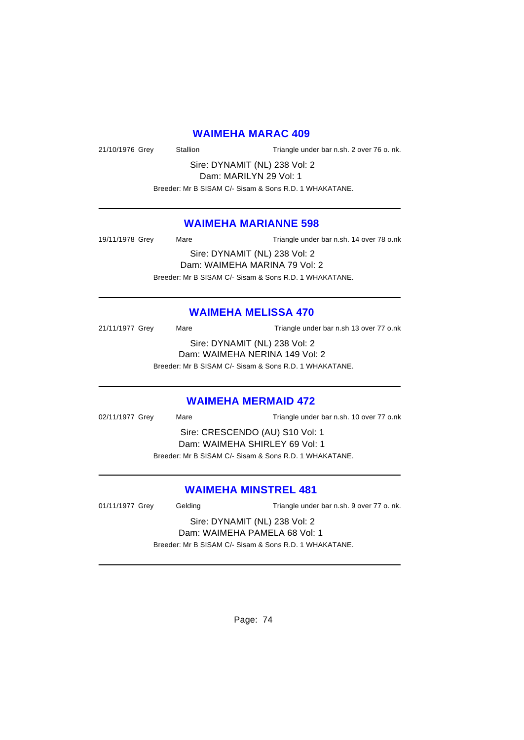## WAIMEHA MARAC 409

21/10/1976 Grey    Stallion    Triangle under bar n.sh. 2 over 76 o. nk.

Sire: DYNAMIT (NL) 238 Vol: 2
Dam: MARILYN 29 Vol: 1
Breeder: Mr B SISAM C/- Sisam & Sons R.D. 1 WHAKATANE.

---

## WAIMEHA MARIANNE 598

19/11/1978 Grey    Mare    Triangle under bar n.sh. 14 over 78 o.nk

Sire: DYNAMIT (NL) 238 Vol: 2
Dam: WAIMEHA MARINA 79 Vol: 2
Breeder: Mr B SISAM C/- Sisam & Sons R.D. 1 WHAKATANE.

---

## WAIMEHA MELISSA 470

21/11/1977 Grey    Mare    Triangle under bar n.sh 13 over 77 o.nk

Sire: DYNAMIT (NL) 238 Vol: 2
Dam: WAIMEHA NERINA 149 Vol: 2
Breeder: Mr B SISAM C/- Sisam & Sons R.D. 1 WHAKATANE.

---

## WAIMEHA MERMAID 472

02/11/1977 Grey    Mare    Triangle under bar n.sh. 10 over 77 o.nk

Sire: CRESCENDO (AU) S10 Vol: 1
Dam: WAIMEHA SHIRLEY 69 Vol: 1
Breeder: Mr B SISAM C/- Sisam & Sons R.D. 1 WHAKATANE.

---

## WAIMEHA MINSTREL 481

01/11/1977 Grey    Gelding    Triangle under bar n.sh. 9 over 77 o. nk.

Sire: DYNAMIT (NL) 238 Vol: 2
Dam: WAIMEHA PAMELA 68 Vol: 1
Breeder: Mr B SISAM C/- Sisam & Sons R.D. 1 WHAKATANE.

---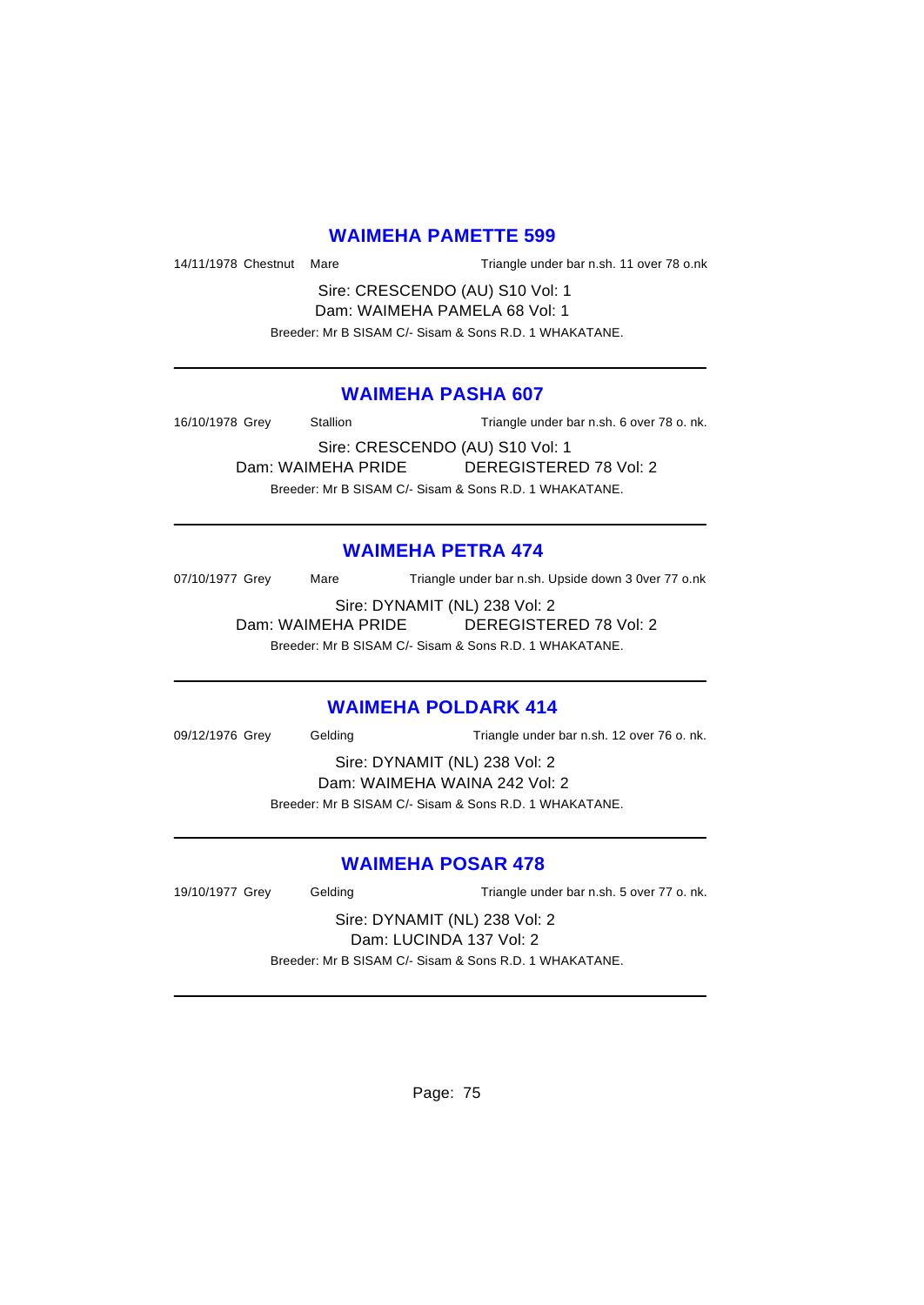## WAIMEHA PAMETTE 599

14/11/1978 Chestnut Mare Triangle under bar n.sh. 11 over 78 o.nk

Sire: CRESCENDO (AU) S10 Vol: 1
Dam: WAIMEHA PAMELA 68 Vol: 1

Breeder: Mr B SISAM C/- Sisam & Sons R.D. 1 WHAKATANE.

---

## WAIMEHA PASHA 607

16/10/1978 Grey Stallion Triangle under bar n.sh. 6 over 78 o. nk.

Sire: CRESCENDO (AU) S10 Vol: 1
Dam: WAIMEHA PRIDE DEREGISTERED 78 Vol: 2

Breeder: Mr B SISAM C/- Sisam & Sons R.D. 1 WHAKATANE.

---

## WAIMEHA PETRA 474

07/10/1977 Grey Mare Triangle under bar n.sh. Upside down 3 0ver 77 o.nk

Sire: DYNAMIT (NL) 238 Vol: 2
Dam: WAIMEHA PRIDE DEREGISTERED 78 Vol: 2

Breeder: Mr B SISAM C/- Sisam & Sons R.D. 1 WHAKATANE.

---

## WAIMEHA POLDARK 414

09/12/1976 Grey Gelding Triangle under bar n.sh. 12 over 76 o. nk.

Sire: DYNAMIT (NL) 238 Vol: 2
Dam: WAIMEHA WAINA 242 Vol: 2

Breeder: Mr B SISAM C/- Sisam & Sons R.D. 1 WHAKATANE.

---

## WAIMEHA POSAR 478

19/10/1977 Grey Gelding Triangle under bar n.sh. 5 over 77 o. nk.

Sire: DYNAMIT (NL) 238 Vol: 2
Dam: LUCINDA 137 Vol: 2

Breeder: Mr B SISAM C/- Sisam & Sons R.D. 1 WHAKATANE.

---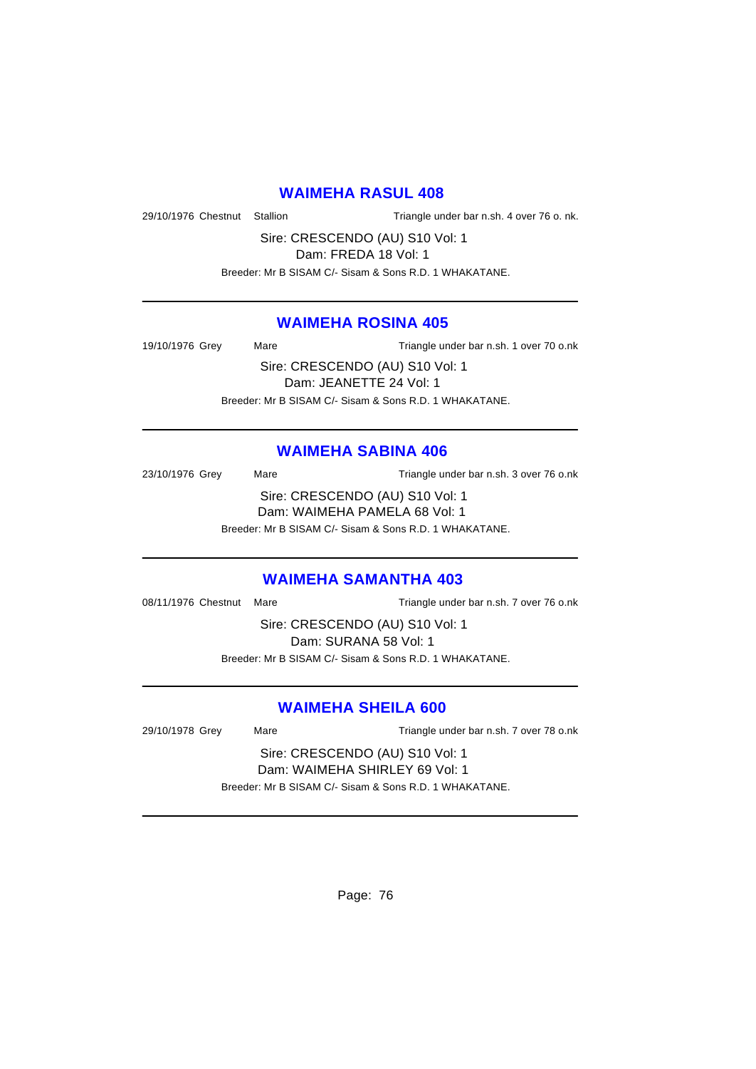## WAIMEHA RASUL 408

29/10/1976 Chestnut Stallion Triangle under bar n.sh. 4 over 76 o. nk.

Sire: CRESCENDO (AU) S10 Vol: 1
Dam: FREDA 18 Vol: 1
Breeder: Mr B SISAM C/- Sisam & Sons R.D. 1 WHAKATANE.

---

## WAIMEHA ROSINA 405

19/10/1976 Grey Mare Triangle under bar n.sh. 1 over 70 o.nk

Sire: CRESCENDO (AU) S10 Vol: 1
Dam: JEANETTE 24 Vol: 1
Breeder: Mr B SISAM C/- Sisam & Sons R.D. 1 WHAKATANE.

---

## WAIMEHA SABINA 406

23/10/1976 Grey Mare Triangle under bar n.sh. 3 over 76 o.nk

Sire: CRESCENDO (AU) S10 Vol: 1
Dam: WAIMEHA PAMELA 68 Vol: 1
Breeder: Mr B SISAM C/- Sisam & Sons R.D. 1 WHAKATANE.

---

## WAIMEHA SAMANTHA 403

08/11/1976 Chestnut Mare Triangle under bar n.sh. 7 over 76 o.nk

Sire: CRESCENDO (AU) S10 Vol: 1
Dam: SURANA 58 Vol: 1
Breeder: Mr B SISAM C/- Sisam & Sons R.D. 1 WHAKATANE.

---

## WAIMEHA SHEILA 600

29/10/1978 Grey Mare Triangle under bar n.sh. 7 over 78 o.nk

Sire: CRESCENDO (AU) S10 Vol: 1
Dam: WAIMEHA SHIRLEY 69 Vol: 1
Breeder: Mr B SISAM C/- Sisam & Sons R.D. 1 WHAKATANE.

---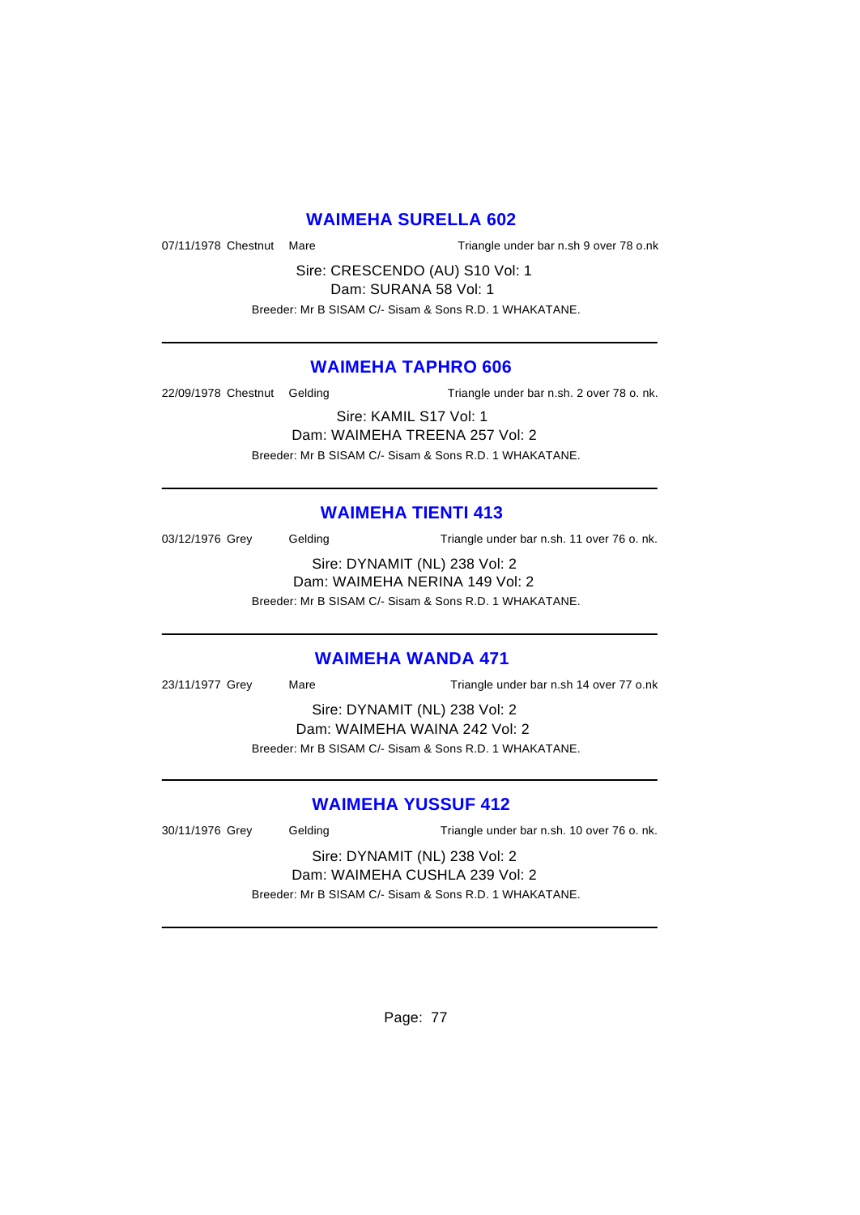## WAIMEHA SURELLA 602

07/11/1978 Chestnut Mare Triangle under bar n.sh 9 over 78 o.nk

Sire: CRESCENDO (AU) S10 Vol: 1

Dam: SURANA 58 Vol: 1

Breeder: Mr B SISAM C/- Sisam & Sons R.D. 1 WHAKATANE.

---

## WAIMEHA TAPHRO 606

22/09/1978 Chestnut Gelding Triangle under bar n.sh. 2 over 78 o. nk.

Sire: KAMIL S17 Vol: 1

Dam: WAIMEHA TREENA 257 Vol: 2

Breeder: Mr B SISAM C/- Sisam & Sons R.D. 1 WHAKATANE.

---

## WAIMEHA TIENTI 413

03/12/1976 Grey Gelding Triangle under bar n.sh. 11 over 76 o. nk.

Sire: DYNAMIT (NL) 238 Vol: 2

Dam: WAIMEHA NERINA 149 Vol: 2

Breeder: Mr B SISAM C/- Sisam & Sons R.D. 1 WHAKATANE.

---

## WAIMEHA WANDA 471

23/11/1977 Grey Mare Triangle under bar n.sh 14 over 77 o.nk

Sire: DYNAMIT (NL) 238 Vol: 2

Dam: WAIMEHA WAINA 242 Vol: 2

Breeder: Mr B SISAM C/- Sisam & Sons R.D. 1 WHAKATANE.

---

## WAIMEHA YUSSUF 412

30/11/1976 Grey Gelding Triangle under bar n.sh. 10 over 76 o. nk.

Sire: DYNAMIT (NL) 238 Vol: 2

Dam: WAIMEHA CUSHLA 239 Vol: 2

Breeder: Mr B SISAM C/- Sisam & Sons R.D. 1 WHAKATANE.

---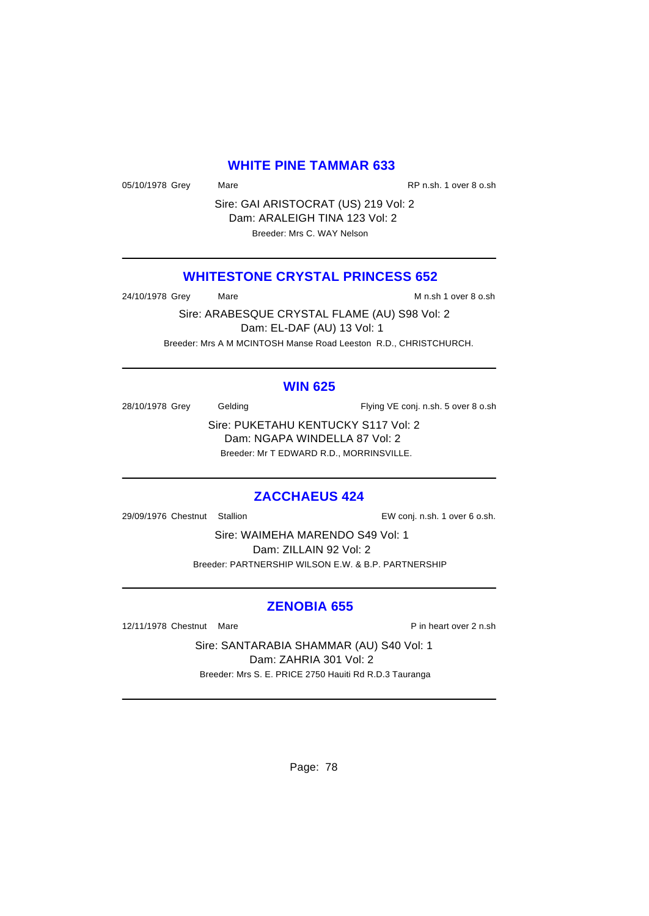## WHITE PINE TAMMAR 633

05/10/1978 Grey Mare RP n.sh. 1 over 8 o.sh

Sire: GAI ARISTOCRAT (US) 219 Vol: 2
Dam: ARALEIGH TINA 123 Vol: 2
Breeder: Mrs C. WAY Nelson

---

## WHITESTONE CRYSTAL PRINCESS 652

24/10/1978 Grey Mare M n.sh 1 over 8 o.sh

Sire: ARABESQUE CRYSTAL FLAME (AU) S98 Vol: 2
Dam: EL-DAF (AU) 13 Vol: 1
Breeder: Mrs A M MCINTOSH Manse Road Leeston R.D., CHRISTCHURCH.

---

## WIN 625

28/10/1978 Grey Gelding Flying VE conj. n.sh. 5 over 8 o.sh

Sire: PUKETAHU KENTUCKY S117 Vol: 2
Dam: NGAPA WINDELLA 87 Vol: 2
Breeder: Mr T EDWARD R.D., MORRINSVILLE.

---

## ZACCHAEUS 424

29/09/1976 Chestnut Stallion EW conj. n.sh. 1 over 6 o.sh.

Sire: WAIMEHA MARENDO S49 Vol: 1
Dam: ZILLAIN 92 Vol: 2
Breeder: PARTNERSHIP WILSON E.W. & B.P. PARTNERSHIP

---

## ZENOBIA 655

12/11/1978 Chestnut Mare P in heart over 2 n.sh

Sire: SANTARABIA SHAMMAR (AU) S40 Vol: 1
Dam: ZAHRIA 301 Vol: 2
Breeder: Mrs S. E. PRICE 2750 Hauiti Rd R.D.3 Tauranga

---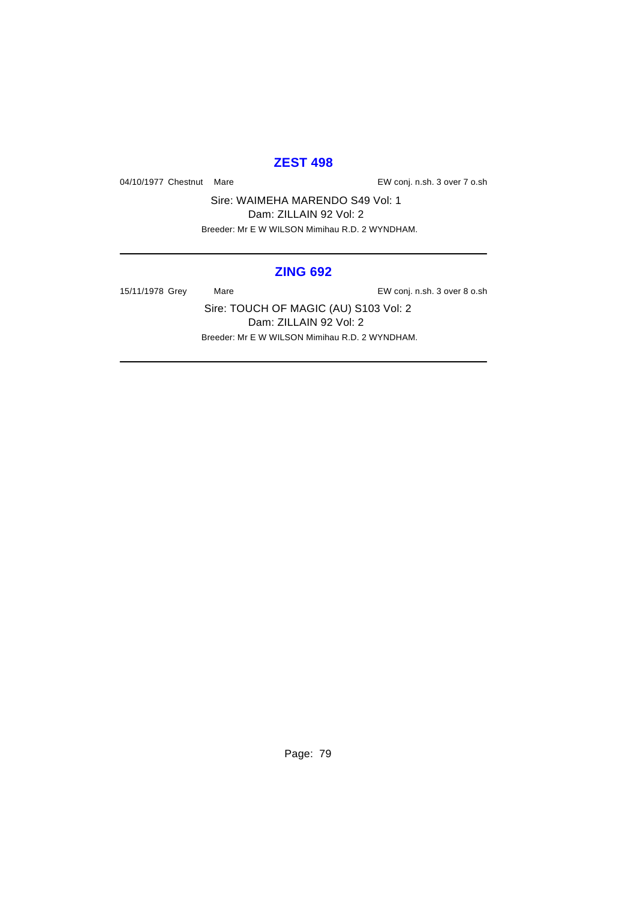## ZEST 498

04/10/1977 Chestnut Mare EW conj. n.sh. 3 over 7 o.sh

Sire: WAIMEHA MARENDO S49 Vol: 1
Dam: ZILLAIN 92 Vol: 2
Breeder: Mr E W WILSON Mimihau R.D. 2 WYNDHAM.

---

## ZING 692

15/11/1978 Grey Mare EW conj. n.sh. 3 over 8 o.sh

Sire: TOUCH OF MAGIC (AU) S103 Vol: 2
Dam: ZILLAIN 92 Vol: 2
Breeder: Mr E W WILSON Mimihau R.D. 2 WYNDHAM.

---